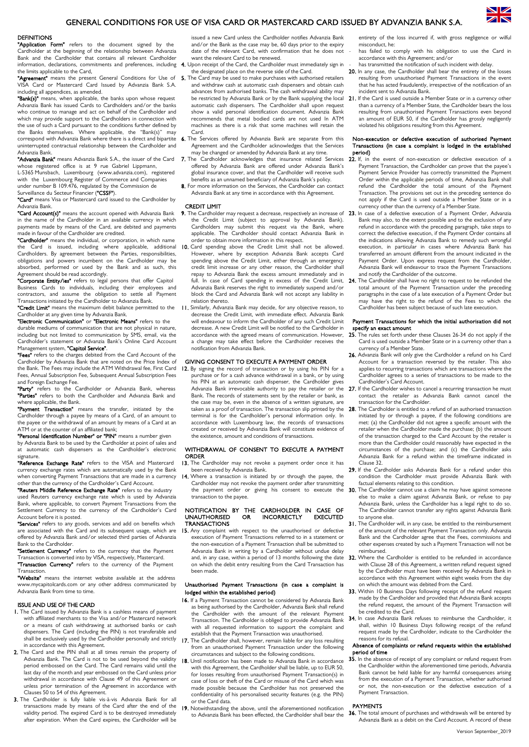# GENERAL CONDITIONS FOR USE OF VISA CARD OR MASTERCARD CARD ISSUED BY ADVANZIA BANK S.A.

## DEFINITIONS

**"Application Form"** refers to the document signed by the Cardholder at the beginning of the relationship between Advanzia Bank and the Cardholder that contains all relevant Cardholder information, declarations, commitments and preferences, including the limits applicable to the Card.

**"Agreement"** means the present General Conditions for Use of VISA Card or Mastercard Card Issued by Advanzia Bank S.A. including all appendices, as amended.

**"Bank(s)"** means, when applicable, the banks upon whose request Advanzia Bank has issued Cards to Cardholders and/or the banks who continue to manage and act on behalf of the Cardholder and which may provide support to the Cardholders in connection with the use of such a Card pursuant to the conditions further defined by the Banks themselves. Where applicable, the "Bank(s)" may correspond with Advanzia Bank where there is a direct and bipartite uninterrupted contractual relationship between the Cardholder and Advanzia Bank.

**"Advanzia Bank"** means Advanzia Bank S.A., the issuer of the Card whose registered office is at 9 rue Gabriel Lippmann, L-5365 Munsbach, Luxembourg (www.advanzia.com), registered with the Luxembourg Register of Commerce and Companies under number B 109.476, regulated by the Commission de Surveillance du Secteur Financier (**"CSSF"**).

**"Card"** means Visa or Mastercard card issued to the Cardholder by Advanzia Bank.

**"Card Account(s)"** means the account opened with Advanzia Bank in the name of the Cardholder in an available currency in which payments made by means of the Card, are debited and payments made in favour of the Cardholder are credited.

**"Cardholder"** means the individual, or corporation, in which name the Card is issued, including where applicable, additional Cardholders. By agreement between the Parties, responsibilities, obligations and powers incumbent on the Cardholder may be absorbed, performed or used by the Bank and as such, this Agreement should be read accordingly.

**"Corporate Entity/ies"** refers to legal persons that offer Capitol Business Cards to individuals, including their employees and contractors, and assume the obligation to settle all Payment Transactions initiated by the Cardholder to Advanzia Bank.

**"Credit Limit"** means the maximum debit balance permitted to the Cardholder at any given time by Advanzia Bank.

**"Electronic Communication"** or **"Electronic Means"** refers to the durable mediums of communication that are not physical in nature, including but not limited to communication by SMS, email, via the Cardholder's statement or Advanzia Bank's Online Card Account Management system, **"Capitol Service"**.

**"Fees"** refers to the charges debited from the Card Account of the Cardholder by Advanzia Bank that are noted on the Price Index of the Bank. The Fees may include the ATM Withdrawal fee, First Card Fees, Annual Subscription Fee, Subsequent Annual Subscription Fees and Foreign Exchange Fee.

**"Party"** refers to the Cardholder or Advanzia Bank, whereas **"Parties"** refers to both the Cardholder and Advanzia Bank and where applicable, the Bank.

**"Payment Transaction"** means the transfer, initiated by the Cardholder through a payee by means of a Card, of an amount to the payee or the withdrawal of an amount by means of a Card at an ATM or at the counter of an affiliated bank;

**"Personal Identification Number"** or **"PIN"** means a number given by Advanzia Bank to be used by the Cardholder at point of sales and at automatic cash dispensers as the Cardholder's electronic signature.

**"Reference Exchange Rate"** refers to the VISA and Mastercard currency exchange rates which are automatically used by the Bank when converting Payment Transactions that are made in a currency other than the currency of the Cardholder's Card Account.

**"Reuters Middle Reference Exchange Rate"** refers to the industry used Reuters currency exchange rate which is used by Advanzia Bank, where applicable, to convert Payment Transactions from the Settlement Currency to the currency of the Cardholder's Card Account before it is posted.

**"Services"** refers to any goods, services and add on benefits which are associated with the Card and its subsequent usage, which are offered by Advanzia Bank and/or selected third parties of Advanzia Bank to the Cardholder.

**"Settlement Currency"** refers to the currency that the Payment Transaction is converted into by VISA, respectively, Mastercard.

**"Transaction Currency"** refers to the currency of the Payment Transaction.

**"Website"** means the internet website available at the address www.mycapitolcards.com or any other address communicated by Advanzia Bank from time to time.

## ISSUE AND USE OF THE CARD

**1.** The Card issued by Advanzia Bank is a cashless means of payment with affiliated merchants to the Visa and/or Mastercard network or a means of cash withdrawing at authorised banks or cash dispensers. The Card (including the PIN) is not transferable and shall be exclusively used by the Cardholder personally and strictly in accordance with this Agreement.

**2.** The Card and the PIN shall at all times remain the property of Advanzia Bank. The Card is not to be used beyond the validity period embossed on the Card. The Card remains valid until the last day of the month and year embossed on the Card unless prior withdrawal in accordance with Clause 49 of this Agreement or unless prior termination of the Agreement in accordance with Clauses 50 to 54 of this Agreement.

**3.** The Cardholder is fully liable vis-à-vis Advanzia Bank for all transactions made by means of the Card after the end of the validity period. The expired Card is to be destroyed immediately after expiration. When the Card expires, the Cardholder will be issued a new Card unless the Cardholder notifies Advanzia Bank and/or the Bank as the case may be, 60 days prior to the expiry date of the relevant Card, with confirmation that he does not want the relevant Card to be renewed.

**4.** Upon receipt of the Card, the Cardholder must immediately sign in the designated place on the reverse side of the Card.

**5.** The Card may be used to make purchases with authorised retailers and withdraw cash at automatic cash dispensers and obtain cash advances from authorised banks. The cash withdrawal ability may be restricted by Advanzia Bank or by the Bank supplying the local automatic cash dispensers. The Cardholder shall upon request show a valid personal identification document. Advanzia Bank recommends that metal bodied cards are not used In ATM machines as there is a risk that some machines will retain the Card.

**6.** The Services offered by Advanzia Bank are separate from this Agreement and the Cardholder acknowledges that the Services may be changed or amended by Advanzia Bank at any time.

**7.** The Cardholder acknowledges that insurance related Services offered by Advanzia Bank are offered under Advanzia Bank's global insurance cover, and that the Cardholder will receive such benefits as an unnamed beneficiary of Advanzia Bank's policy.

**8.** For more information on the Services, the Cardholder can contact Advanzia Bank at any time in accordance with this Agreement.

## CREDIT LIMIT

**9.** The Cardholder may request a decrease, respectively an increase of the Credit Limit (subject to approval by Advanzia Bank). Cardholders may submit this request via the Bank, where applicable. The Cardholder should contact Advanzia Bank in order to obtain more information in this respect.

**10.** Card spending above the Credit Limit shall not be allowed. However, where by exception Advanzia Bank accepts Card spending above the Credit Limit, either through an emergency credit limit increase or any other reason, the Cardholder shall repay to Advanzia Bank the excess amount immediately and in full. In case of Card spending in excess of the Credit Limit, Advanzia Bank reserves the right to immediately suspend and/or block the Card and Advanzia Bank will not accept any liability in relation thereto.

**11.** Similarly, Advanzia Bank may decide, for any objective reason, to decrease the Credit Limit, with immediate effect. Advanzia Bank will endeavour to inform the Cardholder of any such Credit Limit decrease. A new Credit Limit will be notified to the Cardholder in accordance with the agreed means of communication. However, a change may take effect before the Cardholder receives the notification from Advanzia Bank.

## GIVING CONSENT TO EXECUTE A PAYMENT ORDER

**12.** By signing the record of transaction or by using his PIN for a purchase or for a cash advance withdrawal in a bank, or by using his PIN at an automatic cash dispenser, the Cardholder gives Advanzia Bank irrevocable authority to pay the retailer or the Bank. The records of statements sent by the retailer or bank, as the case may be, even in the absence of a written signature, are taken as a proof of transaction. The transaction slip printed by the terminal is for the Cardholder's personal information only. In accordance with Luxembourg law, the records of transactions created or received by Advanzia Bank will constitute evidence of the existence, amount and conditions of transactions.

## WITHDRAWAL OF CONSENT TO EXECUTE A PAYMENT ORDER

**13.** The Cardholder may not revoke a payment order once it has been received by Advanzia Bank.

**14.** Where a transaction is initiated by or through the payee, the Cardholder may not revoke the payment order after transmitting the payment order or giving his consent to execute the transaction to the payee.

## NOTIFICATION BY THE CARDHOLDER IN CASE OF UNAUTHORISED OR INCORRECTLY EXECUTED TRANSACTIONS

**15.** Any complaint with respect to the unauthorised or defective execution of Payment Transactions referred to in a statement or the non-execution of a Payment Transaction shall be submitted to Advanzia Bank in writing by a Cardholder without undue delay and, in any case, within a period of 13 months following the date on which the debit entry resulting from the Card Transaction has been made.

### Unauthorised Payment Transactions (in case a complaint is lodged within the established period)

**16.** If a Payment Transaction cannot be considered by Advanzia Bank as being authorised by the Cardholder, Advanzia Bank shall refund the Cardholder with the amount of the relevant Payment Transaction. The Cardholder is obliged to provide Advanzia Bank with all requested information to support the complaint and establish that the Payment Transaction was unauthorised.

**17.** The Cardholder shall, however, remain liable for any loss resulting from an unauthorised Payment Transaction under the following circumstances and subject to the following conditions.

**18.** Until notification has been made to Advanzia Bank in accordance with this Agreement, the Cardholder shall be liable, up to EUR 50, for losses resulting from unauthorised Payment Transaction(s) in case of loss or theft of the Card or misuse of the Card which was made possible because the Cardholder has not preserved the confidentiality of his personalised security features (e.g. the PIN) or the Card data.

**19.** Notwithstanding the above, until the aforementioned notification to Advanzia Bank has been effected, the Cardholder shall bear the entirety of the loss incurred if, with gross negligence or wilful misconduct, he:

- has failed to comply with his obligation to use the Card in accordance with this Agreement; and/or
- has transmitted the notification of such incident with delay.

**20.** In any case, the Cardholder shall bear the entirety of the losses resulting from unauthorised Payment Transactions in the event that he has acted fraudulently, irrespective of the notification of an incident sent to Advanzia Bank.

**21.** If the Card is used outside a Member State or in a currency other than a currency of a Member State, the Cardholder bears the loss resulting from unauthorised Payment Transactions even beyond an amount of EUR 50, if the Cardholder has grossly negligently violated his obligations resulting from this Agreement.

### Non-execution or defective execution of authorised Payment Transactions (in case a complaint is lodged in the established period)

**22.** If, in the event of non-execution or defective execution of a Payment Transaction, the Cardholder can prove that the payee's Payment Service Provider has correctly transmitted the Payment Order within the applicable periods of time, Advanzia Bank shall refund the Cardholder the total amount of the Payment Transaction. The provisions set out in the preceding sentence do not apply if the Card is used outside a Member State or in a currency other than the currency of a Member State.

**23.** In case of a defective execution of a Payment Order, Advanzia Bank may also, to the extent possible and to the exclusion of any refund in accordance with the preceding paragraph, take steps to correct the defective execution, if the Payment Order contains all the indications allowing Advanzia Bank to remedy such wrongful execution, in particular in cases where Advanzia Bank has transferred an amount different from the amount indicated in the Payment Order. Upon express request from the Cardholder, Advanzia Bank will endeavour to trace the Payment Transactions and notify the Cardholder of the outcome.

**24.** The Cardholder shall have no right to request to be refunded the total amount of the Payment Transaction under the preceding paragraphs in the case of a late execution of a Payment Order but may have the right to the refund of the Fees to which the Cardholder has been subject because of such late execution.

### Payment Transactions for which the initial authorisation did not specify an exact amount

**25.** The rules set forth under these Clauses 26-34 do not apply if the Card is used outside a Member State or in a currency other than a currency of a Member State.

**26.** Advanzia Bank will only give the Cardholder a refund on his Card Account for a transaction reversed by the retailer. This also applies to recurring transactions which are transactions where the Cardholder agrees to a series of transactions to be made to the Cardholder's Card Account.

**27.** If the Cardholder wishes to cancel a recurring transaction he must contact the retailer as Advanzia Bank cannot cancel the transaction for the Cardholder.

**28.** The Cardholder is entitled to a refund of an authorised transaction initiated by or through a payee, if the following conditions are met: (a) the Cardholder did not agree a specific amount with the retailer when the Cardholder made the purchase; (b) the amount of the transaction charged to the Card Account by the retailer is more than the Cardholder could reasonably have expected in the circumstances of the purchase; and (c) the Cardholder asks Advanzia Bank for a refund within the timeframe indicated in Clause 32.

**29.** If the Cardholder asks Advanzia Bank for a refund under this condition the Cardholder must provide Advanzia Bank with factual elements relating to this condition.

**30.** The Cardholder cannot use a claim he may have against someone else to make a claim against Advanzia Bank, or refuse to pay Advanzia Bank, unless the Cardholder has a legal right to do so. The Cardholder cannot transfer any rights against Advanzia Bank to anyone else.

**31.** The Cardholder will, in any case, be entitled to the reimbursement of the amount of the relevant Payment Transaction only. Advanzia Bank and the Cardholder agree that the Fees, commissions and other expenses created by such a Payment Transaction will not be reimbursed.

**32.** Where the Cardholder is entitled to be refunded in accordance with Clause 28 of this Agreement, a written refund request signed by the Cardholder must have been received by Advanzia Bank in accordance with this Agreement within eight weeks from the day on which the amount was debited from the Card.

**33.** Within 10 Business Days following receipt of the refund request made by the Cardholder and provided that Advanzia Bank accepts the refund request, the amount of the Payment Transaction will be credited to the Card.

**34.** In case Advanzia Bank refuses to reimburse the Cardholder, it shall, within 10 Business Days following receipt of the refund request made by the Cardholder, indicate to the Cardholder the reasons for its refusal.

### Absence of complaints or refund requests within the established period of time

**35.** In the absence of receipt of any complaint or refund request from the Cardholder within the aforementioned time periods, Advanzia Bank cannot be held liable for any harmful consequences arising from the execution of a Payment Transaction, whether authorised or not, the non-execution or the defective execution of a Payment Transaction.

## PAYMENTS

**36.** The total amount of purchases and withdrawals will be entered by Advanzia Bank as a debit on the Card Account. A record of these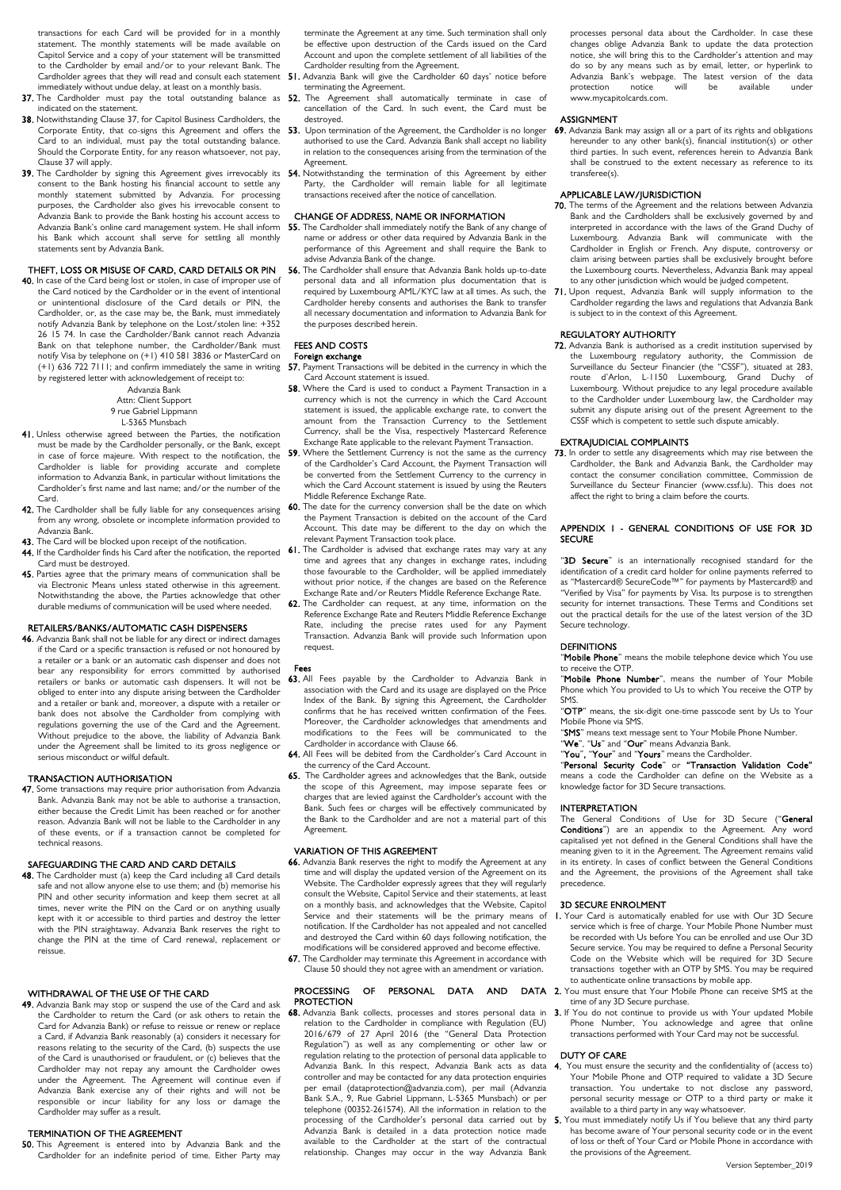transactions for each Card will be provided for in a monthly statement. The monthly statements will be made available on Capitol Service and a copy of your statement will be transmitted to the Cardholder by email and/or to your relevant Bank. The Cardholder agrees that they will read and consult each statement immediately without undue delay, at least on a monthly basis.

**37.** The Cardholder must pay the total outstanding balance as indicated on the statement.

**38.** Notwithstanding Clause 37, for Capitol Business Cardholders, the Corporate Entity, that co-signs this Agreement and offers the Card to an individual, must pay the total outstanding balance. Should the Corporate Entity, for any reason whatsoever, not pay, Clause 37 will apply.

**39.** The Cardholder by signing this Agreement gives irrevocably its consent to the Bank hosting his financial account to settle any monthly statement submitted by Advanzia. For processing purposes, the Cardholder also gives his irrevocable consent to Advanzia Bank to provide the Bank hosting his account access to Advanzia Bank's online card management system. He shall inform his Bank which account shall serve for settling all monthly statements sent by Advanzia Bank.

## THEFT, LOSS OR MISUSE OF CARD, CARD DETAILS OR PIN

**40.** In case of the Card being lost or stolen, in case of improper use of the Card noticed by the Cardholder or in the event of intentional or unintentional disclosure of the Card details or PIN, the Cardholder, or, as the case may be, the Bank, must immediately notify Advanzia Bank by telephone on the Lost/stolen line: +352 26 15 74. In case the Cardholder/Bank cannot reach Advanzia Bank on that telephone number, the Cardholder/Bank must notify Visa by telephone on (+1) 410 581 3836 or MasterCard on (+1) 636 722 7111; and confirm immediately the same in writing by registered letter with acknowledgement of receipt to:

Advanzia Bank
Attn: Client Support
9 rue Gabriel Lippmann
L-5365 Munsbach

**41.** Unless otherwise agreed between the Parties, the notification must be made by the Cardholder personally, or the Bank, except in case of force majeure. With respect to the notification, the Cardholder is liable for providing accurate and complete information to Advanzia Bank, in particular without limitations the Cardholder's first name and last name; and/or the number of the Card.

**42.** The Cardholder shall be fully liable for any consequences arising from any wrong, obsolete or incomplete information provided to Advanzia Bank.

**43.** The Card will be blocked upon receipt of the notification.

**44.** If the Cardholder finds his Card after the notification, the reported Card must be destroyed.

**45.** Parties agree that the primary means of communication shall be via Electronic Means unless stated otherwise in this agreement. Notwithstanding the above, the Parties acknowledge that other durable mediums of communication will be used where needed.

## RETAILERS/BANKS/AUTOMATIC CASH DISPENSERS

**46.** Advanzia Bank shall not be liable for any direct or indirect damages if the Card or a specific transaction is refused or not honoured by a retailer or a bank or an automatic cash dispenser and does not bear any responsibility for errors committed by authorised retailers or banks or automatic cash dispensers. It will not be obliged to enter into any dispute arising between the Cardholder and a retailer or bank and, moreover, a dispute with a retailer or bank does not absolve the Cardholder from complying with regulations governing the use of the Card and the Agreement. Without prejudice to the above, the liability of Advanzia Bank under the Agreement shall be limited to its gross negligence or serious misconduct or wilful default.

## TRANSACTION AUTHORISATION

**47.** Some transactions may require prior authorisation from Advanzia Bank. Advanzia Bank may not be able to authorise a transaction, either because the Credit Limit has been reached or for another reason. Advanzia Bank will not be liable to the Cardholder in any of these events, or if a transaction cannot be completed for technical reasons.

## SAFEGUARDING THE CARD AND CARD DETAILS

**48.** The Cardholder must (a) keep the Card including all Card details safe and not allow anyone else to use them; and (b) memorise his PIN and other security information and keep them secret at all times, never write the PIN on the Card or on anything usually kept with it or accessible to third parties and destroy the letter with the PIN straightaway. Advanzia Bank reserves the right to change the PIN at the time of Card renewal, replacement or reissue.

## WITHDRAWAL OF THE USE OF THE CARD

**49.** Advanzia Bank may stop or suspend the use of the Card and ask the Cardholder to return the Card (or ask others to retain the Card for Advanzia Bank) or refuse to reissue or renew or replace a Card, if Advanzia Bank reasonably (a) considers it necessary for reasons relating to the security of the Card, (b) suspects the use of the Card is unauthorised or fraudulent, or (c) believes that the Cardholder may not repay any amount the Cardholder owes under the Agreement. The Agreement will continue even if Advanzia Bank exercise any of their rights and will not be responsible or incur liability for any loss or damage the Cardholder may suffer as a result.

## TERMINATION OF THE AGREEMENT

**50.** This Agreement is entered into by Advanzia Bank and the Cardholder for an indefinite period of time. Either Party may terminate the Agreement at any time. Such termination shall only be effective upon destruction of the Cards issued on the Card Account and upon the complete settlement of all liabilities of the Cardholder resulting from the Agreement.

**51.** Advanzia Bank will give the Cardholder 60 days' notice before terminating the Agreement.

**52.** The Agreement shall automatically terminate in case of cancellation of the Card. In such event, the Card must be destroyed.

**53.** Upon termination of the Agreement, the Cardholder is no longer authorised to use the Card. Advanzia Bank shall accept no liability in relation to the consequences arising from the termination of the Agreement.

**54.** Notwithstanding the termination of this Agreement by either Party, the Cardholder will remain liable for all legitimate transactions received after the notice of cancellation.

## CHANGE OF ADDRESS, NAME OR INFORMATION

**55.** The Cardholder shall immediately notify the Bank of any change of name or address or other data required by Advanzia Bank in the performance of this Agreement and shall require the Bank to advise Advanzia Bank of the change.

**56.** The Cardholder shall ensure that Advanzia Bank holds up-to-date personal data and all information plus documentation that is required by Luxembourg AML/KYC law at all times. As such, the Cardholder hereby consents and authorises the Bank to transfer all necessary documentation and information to Advanzia Bank for the purposes described herein.

## FEES AND COSTS

### Foreign exchange

**57.** Payment Transactions will be debited in the currency in which the Card Account statement is issued.

**58.** Where the Card is used to conduct a Payment Transaction in a currency which is not the currency in which the Card Account statement is issued, the applicable exchange rate, to convert the amount from the Transaction Currency to the Settlement Currency, shall be the Visa, respectively Mastercard Reference Exchange Rate applicable to the relevant Payment Transaction.

**59.** Where the Settlement Currency is not the same as the currency of the Cardholder's Card Account, the Payment Transaction will be converted from the Settlement Currency to the currency in which the Card Account statement is issued by using the Reuters Middle Reference Exchange Rate.

**60.** The date for the currency conversion shall be the date on which the Payment Transaction is debited on the account of the Card Account. This date may be different to the day on which the relevant Payment Transaction took place.

**61.** The Cardholder is advised that exchange rates may vary at any time and agrees that any changes in exchange rates, including those favourable to the Cardholder, will be applied immediately without prior notice, if the changes are based on the Reference Exchange Rate and/or Reuters Middle Reference Exchange Rate.

**62.** The Cardholder can request, at any time, information on the Reference Exchange Rate and Reuters Middle Reference Exchange Rate, including the precise rates used for any Payment Transaction. Advanzia Bank will provide such Information upon request.

### Fees

**63.** All Fees payable by the Cardholder to Advanzia Bank in association with the Card and its usage are displayed on the Price Index of the Bank. By signing this Agreement, the Cardholder confirms that he has received written confirmation of the Fees. Moreover, the Cardholder acknowledges that amendments and modifications to the Fees will be communicated to the Cardholder in accordance with Clause 66.

**64.** All Fees will be debited from the Cardholder's Card Account in the currency of the Card Account.

**65.** The Cardholder agrees and acknowledges that the Bank, outside the scope of this Agreement, may impose separate fees or charges that are levied against the Cardholder's account with the Bank. Such fees or charges will be effectively communicated by the Bank to the Cardholder and are not a material part of this Agreement.

## VARIATION OF THIS AGREEMENT

**66.** Advanzia Bank reserves the right to modify the Agreement at any time and will display the updated version of the Agreement on its Website. The Cardholder expressly agrees that they will regularly consult the Website, Capitol Service and their statements, at least on a monthly basis, and acknowledges that the Website, Capitol Service and their statements will be the primary means of notification. If the Cardholder has not appealed and not cancelled and destroyed the Card within 60 days following notification, the modifications will be considered approved and become effective.

**67.** The Cardholder may terminate this Agreement in accordance with Clause 50 should they not agree with an amendment or variation.

## PROCESSING OF PERSONAL DATA AND DATA PROTECTION

**68.** Advanzia Bank collects, processes and stores personal data in relation to the Cardholder in compliance with Regulation (EU) 2016/679 of 27 April 2016 (the "General Data Protection Regulation") as well as any complementing or other law or regulation relating to the protection of personal data applicable to Advanzia Bank. In this respect, Advanzia Bank acts as data controller and may be contacted for any data protection enquiries per email (dataprotection@advanzia.com), per mail (Advanzia Bank S.A., 9, Rue Gabriel Lippmann, L-5365 Munsbach) or per telephone (00352-261574). All the information in relation to the processing of the Cardholder's personal data carried out by Advanzia Bank is detailed in a data protection notice made available to the Cardholder at the start of the contractual relationship. Changes may occur in the way Advanzia Bank processes personal data about the Cardholder. In case these changes oblige Advanzia Bank to update the data protection notice, she will bring this to the Cardholder's attention and may do so by any means such as by email, letter, or hyperlink to Advanzia Bank's webpage. The latest version of the data protection notice will be available under www.mycapitolcards.com.

## ASSIGNMENT

**69.** Advanzia Bank may assign all or a part of its rights and obligations hereunder to any other bank(s), financial institution(s) or other third parties. In such event, references herein to Advanzia Bank shall be construed to the extent necessary as reference to its transferee(s).

## APPLICABLE LAW/JURISDICTION

**70.** The terms of the Agreement and the relations between Advanzia Bank and the Cardholders shall be exclusively governed by and interpreted in accordance with the laws of the Grand Duchy of Luxembourg. Advanzia Bank will communicate with the Cardholder in English or French. Any dispute, controversy or claim arising between parties shall be exclusively brought before the Luxembourg courts. Nevertheless, Advanzia Bank may appeal to any other jurisdiction which would be judged competent.

**71.** Upon request, Advanzia Bank will supply information to the Cardholder regarding the laws and regulations that Advanzia Bank is subject to in the context of this Agreement.

## REGULATORY AUTHORITY

**72.** Advanzia Bank is authorised as a credit institution supervised by the Luxembourg regulatory authority, the Commission de Surveillance du Secteur Financier (the "CSSF"), situated at 283, route d'Arlon, L-1150 Luxembourg, Grand Duchy of Luxembourg. Without prejudice to any legal procedure available to the Cardholder under Luxembourg law, the Cardholder may submit any dispute arising out of the present Agreement to the CSSF which is competent to settle such dispute amicably.

## EXTRAJUDICIAL COMPLAINTS

**73.** In order to settle any disagreements which may rise between the Cardholder, the Bank and Advanzia Bank, the Cardholder may contact the consumer conciliation committee, Commission de Surveillance du Secteur Financier (www.cssf.lu). This does not affect the right to bring a claim before the courts.

# APPENDIX 1 - GENERAL CONDITIONS OF USE FOR 3D SECURE

"**3D Secure**" is an internationally recognised standard for the identification of a credit card holder for online payments referred to as "Mastercard® SecureCode™" for payments by Mastercard® and "Verified by Visa" for payments by Visa. Its purpose is to strengthen security for internet transactions. These Terms and Conditions set out the practical details for the use of the latest version of the 3D Secure technology.

## DEFINITIONS

"**Mobile Phone**" means the mobile telephone device which You use to receive the OTP.

"**Mobile Phone Number**", means the number of Your Mobile Phone which You provided to Us to which You receive the OTP by SMS.

"**OTP**" means, the six-digit one-time passcode sent by Us to Your Mobile Phone via SMS.

"**SMS**" means text message sent to Your Mobile Phone Number.

"**We**", "**Us**" and "**Our**" means Advanzia Bank.

"**You**", "**Your**" and "**Yours**" means the Cardholder.

"**Personal Security Code**" or "**Transaction Validation Code**" means a code the Cardholder can define on the Website as a knowledge factor for 3D Secure transactions.

## INTERPRETATION

The General Conditions of Use for 3D Secure ("**General Conditions**") are an appendix to the Agreement. Any word capitalised yet not defined in the General Conditions shall have the meaning given to it in the Agreement. The Agreement remains valid in its entirety. In cases of conflict between the General Conditions and the Agreement, the provisions of the Agreement shall take precedence.

## 3D SECURE ENROLMENT

**1.** Your Card is automatically enabled for use with Our 3D Secure service which is free of charge. Your Mobile Phone Number must be recorded with Us before You can be enrolled and use Our 3D Secure service. You may be required to define a Personal Security Code on the Website which will be required for 3D Secure transactions together with an OTP by SMS. You may be required to authenticate online transactions by mobile app.

**2.** You must ensure that Your Mobile Phone can receive SMS at the time of any 3D Secure purchase.

**3.** If You do not continue to provide us with Your updated Mobile Phone Number, You acknowledge and agree that online transactions performed with Your Card may not be successful.

## DUTY OF CARE

**4.** You must ensure the security and the confidentiality of (access to) Your Mobile Phone and OTP required to validate a 3D Secure transaction. You undertake to not disclose any password, personal security message or OTP to a third party or make it available to a third party in any way whatsoever.

**5.** You must immediately notify Us if You believe that any third party has become aware of Your personal security code or in the event of loss or theft of Your Card or Mobile Phone in accordance with the provisions of the Agreement.

Version September_2019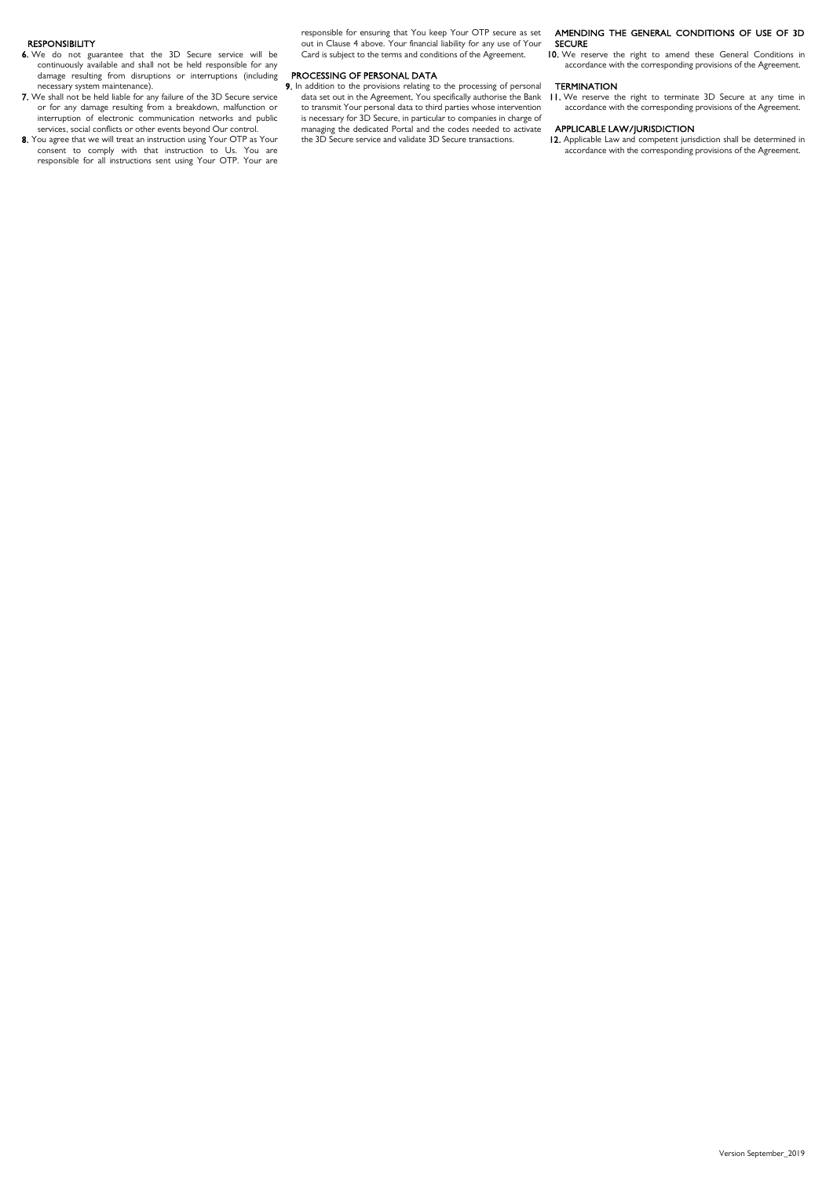### RESPONSIBILITY

**6.** We do not guarantee that the 3D Secure service will be continuously available and shall not be held responsible for any damage resulting from disruptions or interruptions (including necessary system maintenance).

**7.** We shall not be held liable for any failure of the 3D Secure service or for any damage resulting from a breakdown, malfunction or interruption of electronic communication networks and public services, social conflicts or other events beyond Our control.

**8.** You agree that we will treat an instruction using Your OTP as Your consent to comply with that instruction to Us. You are responsible for all instructions sent using Your OTP. Your are responsible for ensuring that You keep Your OTP secure as set out in Clause 4 above. Your financial liability for any use of Your Card is subject to the terms and conditions of the Agreement.

### PROCESSING OF PERSONAL DATA

**9.** In addition to the provisions relating to the processing of personal data set out in the Agreement, You specifically authorise the Bank to transmit Your personal data to third parties whose intervention is necessary for 3D Secure, in particular to companies in charge of managing the dedicated Portal and the codes needed to activate the 3D Secure service and validate 3D Secure transactions.

### AMENDING THE GENERAL CONDITIONS OF USE OF 3D SECURE

**10.** We reserve the right to amend these General Conditions in accordance with the corresponding provisions of the Agreement.

### TERMINATION

**11.** We reserve the right to terminate 3D Secure at any time in accordance with the corresponding provisions of the Agreement.

### APPLICABLE LAW/JURISDICTION

**12.** Applicable Law and competent jurisdiction shall be determined in accordance with the corresponding provisions of the Agreement.

Version September_2019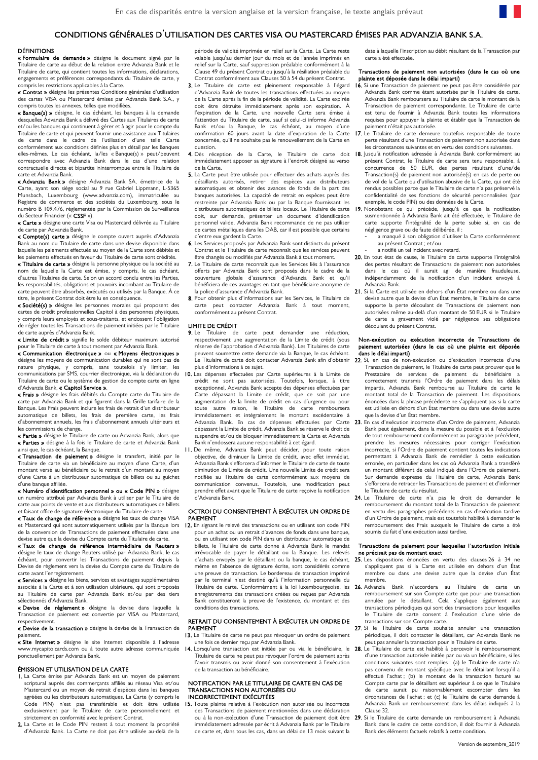En cas de disparités entre la version anglaise et la version française, le texte anglais prévaut

# CONDITIONS GÉNÉRALES D'UTILISATION DES CARTES VISA OU MASTERCARD ÉMISES PAR ADVANZIA BANK S.A.

## DÉFINITIONS

**« Formulaire de demande »** désigne le document signé par le Titulaire de carte au début de la relation entre Advanzia Bank et le Titulaire de carte, qui contient toutes les informations, déclarations, engagements et préférences correspondants du Titulaire de carte, y compris les restrictions applicables à la Carte.

**« Contrat »** désigne les présentes Conditions générales d'utilisation des cartes VISA ou Mastercard émises par Advanzia Bank S.A., y compris toutes les annexes, telles que modifiées.

**« Banque(s) »** désigne, le cas échéant, les banques à la demande desquelles Advanzia Bank a délivré des Cartes aux Titulaires de carte et/ou les banques qui continuent à gérer et à agir pour le compte du Titulaire de carte et qui peuvent fournir une assistance aux Titulaires de carte dans le cadre de l'utilisation d'une telle Carte conformément aux conditions définies plus en détail par les Banques elles-mêmes. Le cas échéant, la/les « Banque(s) » peut/peuvent correspondre avec Advanzia Bank dans le cas d'une relation contractuelle directe et bipartite ininterrompue entre le Titulaire de carte et Advanzia Bank.

**« Advanzia Bank »** désigne Advanzia Bank SA, émettrice de la Carte, ayant son siège social au 9 rue Gabriel Lippmann, L-5365 Munsbach, Luxembourg (www.advanzia.com), immatriculée au Registre de commerce et des sociétés du Luxembourg, sous le numéro B 109.476, réglementée par la Commission de Surveillance du Secteur Financier (« **CSSF** »).

**« Carte »** désigne une carte Visa ou Mastercard délivrée au Titulaire de carte par Advanzia Bank.

**« Compte(s) carte »** désigne le compte ouvert auprès d'Advanzia Bank au nom du Titulaire de carte dans une devise disponible dans laquelle les paiements effectués au moyen de la Carte sont débités et les paiements effectués en faveur du Titulaire de carte sont crédités.

**« Titulaire de carte »** désigne la personne physique ou la société au nom de laquelle la Carte est émise, y compris, le cas échéant, d'autres Titulaires de carte. Selon un accord conclu entre les Parties, les responsabilités, obligations et pouvoirs incombant au Titulaire de carte peuvent être absorbés, exécutés ou utilisés par la Banque. À ce titre, le présent Contrat doit être lu en conséquence.

**« Société(s) »** désigne les personnes morales qui proposent des cartes de crédit professionnelles Capitol à des personnes physiques, y compris leurs employés et sous-traitants, et endossent l'obligation de régler toutes les Transactions de paiement initiées par le Titulaire de carte auprès d'Advanzia Bank.

**« Limite de crédit »** signifie le solde débiteur maximum autorisé pour le Titulaire de carte à tout moment par Advanzia Bank.

**« Communication électronique »** ou **« Moyens électroniques »** désigne les moyens de communication durables qui ne sont pas de nature physique, y compris, sans toutefois s'y limiter, les communications par SMS, courrier électronique, via la déclaration du Titulaire de carte ou le système de gestion de compte carte en ligne d'Advanzia Bank, **« Capitol Service »**.

**« Frais »** désigne les frais débités du Compte carte du Titulaire de carte par Advanzia Bank et qui figurent dans la Grille tarifaire de la Banque. Les Frais peuvent inclure les frais de retrait d'un distributeur automatique de billets, les frais de première carte, les frais d'abonnement annuels, les frais d'abonnement annuels ultérieurs et les commissions de change.

**« Partie »** désigne le Titulaire de carte ou Advanzia Bank, alors que **« Parties »** désigne à la fois le Titulaire de carte et Advanzia Bank ainsi que, le cas échéant, la Banque.

**« Transaction de paiement »** désigne le transfert, initié par le Titulaire de carte via un bénéficiaire au moyen d'une Carte, d'un montant versé au bénéficiaire ou le retrait d'un montant au moyen d'une Carte à un distributeur automatique de billets ou au guichet d'une banque affiliée.

**« Numéro d'identification personnel » ou « Code PIN »** désigne un numéro attribué par Advanzia Bank à utiliser par le Titulaire de carte aux points de vente et aux distributeurs automatiques de billets et faisant office de signature électronique du Titulaire de carte.

**« Taux de change de référence »** désigne les taux de change VISA et Mastercard qui sont automatiquement utilisés par la Banque lors de la conversion de Transactions de paiement effectuées dans une devise autre que la devise du Compte carte du Titulaire de carte.

**« Taux de change de référence intermédiaire de Reuters »** désigne le taux de change Reuters utilisé par Advanzia Bank, le cas échéant, pour convertir les Transactions de paiement depuis la Devise de règlement vers la devise du Compte carte du Titulaire de carte avant l'enregistrement.

**« Services »** désigne les biens, services et avantages supplémentaires associés à la Carte et à son utilisation ultérieure, qui sont proposés au Titulaire de carte par Advanzia Bank et/ou par des tiers sélectionnés d'Advanzia Bank.

**« Devise de règlement »** désigne la devise dans laquelle la Transaction de paiement est convertie par VISA ou Mastercard, respectivement.

**« Devise de la transaction »** désigne la devise de la Transaction de paiement.

**« Site Internet »** désigne le site Internet disponible à l'adresse www.mycapitolcards.com ou à toute autre adresse communiquée ponctuellement par Advanzia Bank.

## ÉMISSION ET UTILISATION DE LA CARTE

**1.** La Carte émise par Advanzia Bank est un moyen de paiement scriptural auprès des commerçants affiliés au réseau Visa et/ou Mastercard ou un moyen de retrait d'espèces dans les banques agréées ou les distributeurs automatiques. La Carte (y compris le Code PIN) n'est pas transférable et doit être utilisée exclusivement par le Titulaire de carte personnellement et strictement en conformité avec le présent Contrat.

**2.** La Carte et le Code PIN restent à tout moment la propriété d'Advanzia Bank. La Carte ne doit pas être utilisée au-delà de la période de validité imprimée en relief sur la Carte. La Carte reste valable jusqu'au dernier jour du mois et de l'année imprimés en relief sur la Carte, sauf suppression préalable conformément à la Clause 49 du présent Contrat ou jusqu'à la résiliation préalable du Contrat conformément aux Clauses 50 à 54 du présent Contrat.

**3.** Le Titulaire de carte est pleinement responsable à l'égard d'Advanzia Bank de toutes les transactions effectuées au moyen de la Carte après la fin de la période de validité. La Carte expirée doit être détruite immédiatement après son expiration. À l'expiration de la Carte, une nouvelle Carte sera émise à l'attention du Titulaire de carte, sauf si celui-ci informe Advanzia Bank et/ou la Banque, le cas échéant, au moyen d'une confirmation 60 jours avant la date d'expiration de la Carte concernée, qu'il ne souhaite pas le renouvellement de la Carte en question.

**4.** Dès réception de la Carte, le Titulaire de carte doit immédiatement apposer sa signature à l'endroit désigné au verso de la Carte.

**5.** La Carte peut être utilisée pour effectuer des achats auprès des détaillants autorisés, retirer des espèces aux distributeurs automatiques et obtenir des avances de fonds de la part des banques autorisées. La capacité de retrait en espèces peut être restreinte par Advanzia Bank ou par la Banque fournissant les distributeurs automatiques de billets locaux. Le Titulaire de carte doit, sur demande, présenter un document d'identification personnel valide. Advanzia Bank recommande de ne pas utiliser de cartes métalliques dans les DAB, car il est possible que certains d'entre eux gardent la Carte.

**6.** Les Services proposés par Advanzia Bank sont distincts du présent Contrat et le Titulaire de carte reconnaît que les services peuvent être changés ou modifiés par Advanzia Bank à tout moment.

**7.** Le Titulaire de carte reconnaît que les Services liés à l'assurance offerts par Advanzia Bank sont proposés dans le cadre de la couverture globale d'assurance d'Advanzia Bank et qu'il bénéficiera de ces avantages en tant que bénéficiaire anonyme de la police d'assurance d'Advanzia Bank.

**8.** Pour obtenir plus d'informations sur les Services, le Titulaire de carte peut contacter Advanzia Bank à tout moment, conformément au présent Contrat.

## LIMITE DE CRÉDIT

**9.** Le Titulaire de carte peut demander une réduction, respectivement une augmentation de la Limite de crédit (sous réserve de l'approbation d'Advanzia Bank). Les Titulaires de carte peuvent soumettre cette demande via la Banque, le cas échéant. Le Titulaire de carte doit contacter Advanzia Bank afin d'obtenir plus d'informations à ce sujet.

**10.** Les dépenses effectuées par Carte supérieures à la Limite de crédit ne sont pas autorisées. Toutefois, lorsque, à titre exceptionnel, Advanzia Bank accepte des dépenses effectuées par Carte dépassant la Limite de crédit, que ce soit par une augmentation de la limite de crédit en cas d'urgence ou pour toute autre raison, le Titulaire de carte remboursera immédiatement et intégralement le montant excédentaire à Advanzia Bank. En cas de dépenses effectuées par Carte dépassant la Limite de crédit, Advanzia Bank se réserve le droit de suspendre et/ou de bloquer immédiatement la Carte et Advanzia Bank n'endossera aucune responsabilité à cet égard.

**11.** De même, Advanzia Bank peut décider, pour toute raison objective, de diminuer la Limite de crédit, avec effet immédiat. Advanzia Bank s'efforcera d'informer le Titulaire de carte de toute diminution de Limite de crédit. Une nouvelle Limite de crédit sera notifiée au Titulaire de carte conformément aux moyens de communication convenus. Toutefois, une modification peut prendre effet avant que le Titulaire de carte reçoive la notification d'Advanzia Bank.

## OCTROI DU CONSENTEMENT À EXÉCUTER UN ORDRE DE PAIEMENT

**12.** En signant le relevé des transactions ou en utilisant son code PIN pour un achat ou un retrait d'avances de fonds dans une banque, ou en utilisant son code PIN dans un distributeur automatique de billets, le Titulaire de carte donne à Advanzia Bank le mandat irrévocable de payer le détaillant ou la Banque. Les relevés d'achats envoyés par le détaillant ou la banque, le cas échéant, même en l'absence de signature écrite, sont considérés comme une preuve de transaction. Le bordereau de transaction imprimé par le terminal n'est destiné qu'à l'information personnelle du Titulaire de carte. Conformément à la loi luxembourgeoise, les enregistrements des transactions créées ou reçues par Advanzia Bank constitueront la preuve de l'existence, du montant et des conditions des transactions.

## RETRAIT DU CONSENTEMENT À EXÉCUTER UN ORDRE DE PAIEMENT

**13.** Le Titulaire de carte ne peut pas révoquer un ordre de paiement une fois ce dernier reçu par Advanzia Bank.

**14.** Lorsqu'une transaction est initiée par ou via le bénéficiaire, le Titulaire de carte ne peut pas révoquer l'ordre de paiement après l'avoir transmis ou avoir donné son consentement à l'exécution de la transaction au bénéficiaire.

## NOTIFICATION PAR LE TITULAIRE DE CARTE EN CAS DE TRANSACTIONS NON AUTORISÉES OU INCORRECTEMENT EXÉCUTÉES

**15.** Toute plainte relative à l'exécution non autorisée ou incorrecte des Transactions de paiement mentionnées dans une déclaration ou à la non-exécution d'une Transaction de paiement doit être immédiatement adressée par écrit à Advanzia Bank par le Titulaire de carte et, dans tous les cas, dans un délai de 13 mois suivant la date à laquelle l'inscription au débit résultant de la Transaction par carte a été effectuée.

### Transactions de paiement non autorisées (dans le cas où une plainte est déposée dans le délai imparti)

**16.** Si une Transaction de paiement ne peut pas être considérée par Advanzia Bank comme étant autorisée par le Titulaire de carte, Advanzia Bank remboursera au Titulaire de carte le montant de la Transaction de paiement correspondante. Le Titulaire de carte est tenu de fournir à Advanzia Bank toutes les informations requises pour appuyer la plainte et établir que la Transaction de paiement n'était pas autorisée.

**17.** Le Titulaire de carte demeure toutefois responsable de toute perte résultant d'une Transaction de paiement non autorisée dans les circonstances suivantes et en vertu des conditions suivantes.

**18.** Jusqu'à notification adressée à Advanzia Bank conformément au présent Contrat, le Titulaire de carte sera tenu responsable, à concurrence de 50 EUR, des pertes résultant d'une/de Transaction(s) de paiement non autorisée(s) en cas de perte ou de vol de la Carte ou d'utilisation abusive de la Carte, qui ont été rendus possibles parce que le Titulaire de carte n'a pas préservé la confidentialité de ses fonctions de sécurité personnalisées (par exemple, le code PIN) ou des données de la Carte.

**19.** Nonobstant ce qui précède, jusqu'à ce que la notification susmentionnée à Advanzia Bank ait été effectuée, le Titulaire de carte supporte l'intégralité de la perte subie si, en cas de négligence grave ou de faute délibérée, il :

- a manqué à son obligation d'utiliser la Carte conformément au présent Contrat ; et/ou
- a notifié un tel incident avec retard.

**20.** En tout état de cause, le Titulaire de carte supporte l'intégralité des pertes résultant de Transactions de paiement non autorisées dans le cas où il aurait agi de manière frauduleuse, indépendamment de la notification d'un incident envoyé à Advanzia Bank.

**21.** Si la Carte est utilisée en dehors d'un État membre ou dans une devise autre que la devise d'un État membre, le Titulaire de carte supporte la perte découlant de Transactions de paiement non autorisées même au-delà d'un montant de 50 EUR si le Titulaire de carte a gravement violé par négligence ses obligations découlant du présent Contrat.

### Non-exécution ou exécution incorrecte de Transactions de paiement autorisées (dans le cas où une plainte est déposée dans le délai imparti)

**22.** Si, en cas de non-exécution ou d'exécution incorrecte d'une Transaction de paiement, le Titulaire de carte peut prouver que le Prestataire de services de paiement du bénéficiaire a correctement transmis l'Ordre de paiement dans les délais impartis, Advanzia Bank rembourse au Titulaire de carte le montant total de la Transaction de paiement. Les dispositions énoncées dans la phrase précédente ne s'appliquent pas si la carte est utilisée en dehors d'un État membre ou dans une devise autre que la devise d'un État membre.

**23.** En cas d'exécution incorrecte d'un Ordre de paiement, Advanzia Bank peut également, dans la mesure du possible et à l'exclusion de tout remboursement conformément au paragraphe précédent, prendre les mesures nécessaires pour corriger l'exécution incorrecte, si l'Ordre de paiement contient toutes les indications permettant à Advanzia Bank de remédier à cette exécution erronée, en particulier dans les cas où Advanzia Bank a transféré un montant différent de celui indiqué dans l'Ordre de paiement. Sur demande expresse du Titulaire de carte, Advanzia Bank s'efforcera de retracer les Transactions de paiement et d'informer le Titulaire de carte du résultat.

**24.** Le Titulaire de carte n'a pas le droit de demander le remboursement du montant total de la Transaction de paiement en vertu des paragraphes précédents en cas d'exécution tardive d'un Ordre de paiement, mais est toutefois habilité à demander le remboursement des Frais auxquels le Titulaire de carte a été soumis du fait d'une exécution aussi tardive.

### Transactions de paiement pour lesquelles l'autorisation initiale ne précisait pas de montant exact

**25.** Les dispositions énoncées en vertu des clauses 26 à 34 ne s'appliquent pas si la Carte est utilisée en dehors d'un État membre ou dans une devise autre que la devise d'un État membre.

**26.** Advanzia Bank n'accordera au Titulaire de carte un remboursement sur son Compte carte que pour une transaction annulée par le détaillant. Cela s'applique également aux transactions périodiques qui sont des transactions pour lesquelles le Titulaire de carte consent à l'exécution d'une série de transactions sur son Compte carte.

**27.** Si le Titulaire de carte souhaite annuler une transaction périodique, il doit contacter le détaillant, car Advanzia Bank ne peut pas annuler la transaction pour le Titulaire de carte.

**28.** Le Titulaire de carte est habilité à percevoir le remboursement d'une transaction autorisée initiée par ou via un bénéficiaire, si les conditions suivantes sont remplies : (a) le Titulaire de carte n'a pas convenu de montant spécifique avec le détaillant lorsqu'il a effectué l'achat ; (b) le montant de la transaction facturé au Compte carte par le détaillant est supérieur à ce que le Titulaire de carte aurait pu raisonnablement escompter dans les circonstances de l'achat ; et (c) le Titulaire de carte demande à Advanzia Bank un remboursement dans les délais indiqués à la Clause 32.

**29.** Si le Titulaire de carte demande un remboursement à Advanzia Bank dans le cadre de cette condition, il doit fournir à Advanzia Bank des éléments factuels relatifs à cette condition.

Version de septembre_2019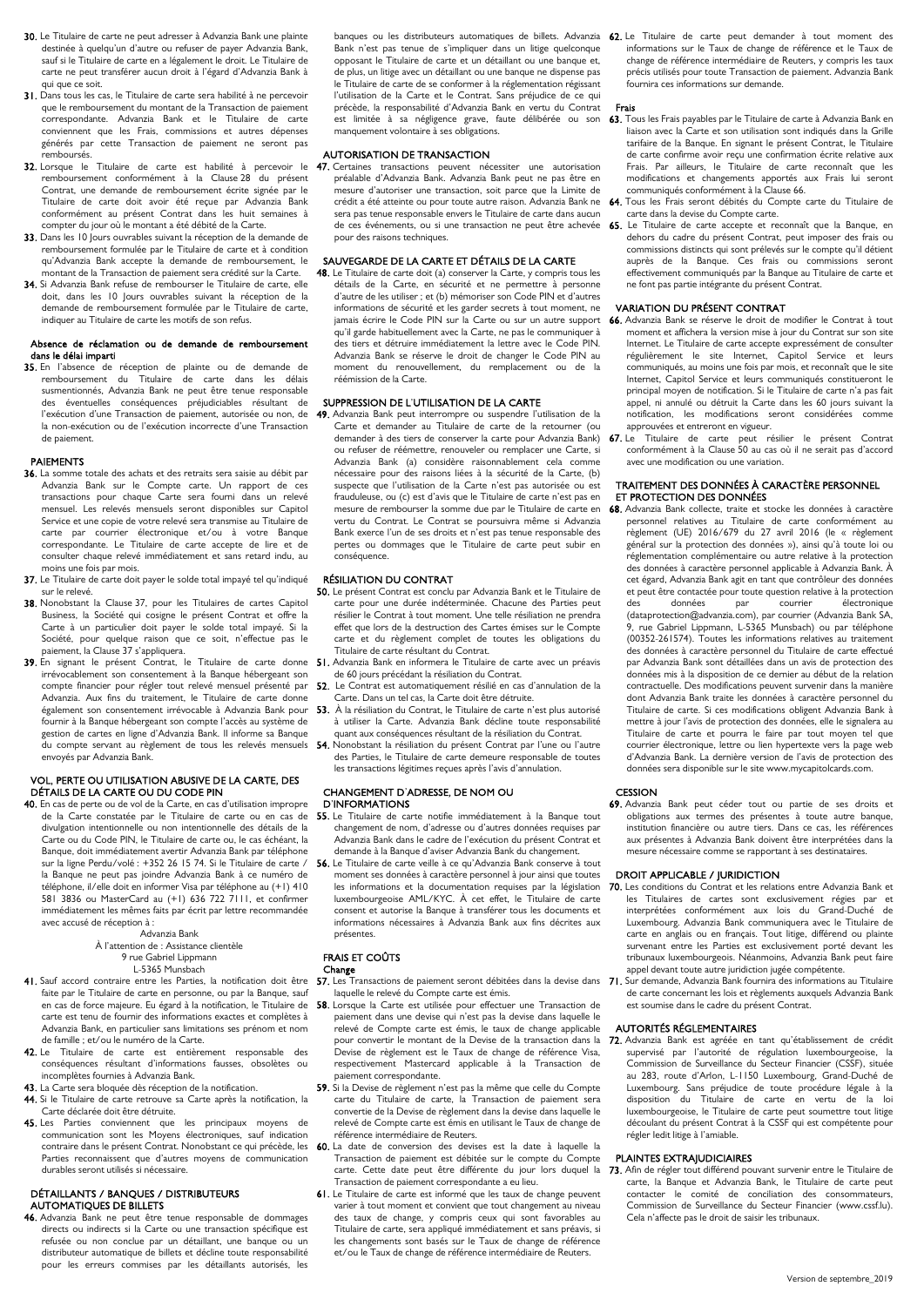**30.** Le Titulaire de carte ne peut adresser à Advanzia Bank une plainte destinée à quelqu'un d'autre ou refuser de payer Advanzia Bank, sauf si le Titulaire de carte en a légalement le droit. Le Titulaire de carte ne peut transférer aucun droit à l'égard d'Advanzia Bank à qui que ce soit.

**31.** Dans tous les cas, le Titulaire de carte sera habilité à ne percevoir que le remboursement du montant de la Transaction de paiement correspondante. Advanzia Bank et le Titulaire de carte conviennent que les Frais, commissions et autres dépenses générés par cette Transaction de paiement ne seront pas remboursés.

**32.** Lorsque le Titulaire de carte est habilité à percevoir le remboursement conformément à la Clause 28 du présent Contrat, une demande de remboursement écrite signée par le Titulaire de carte doit avoir été reçue par Advanzia Bank conformément au présent Contrat dans les huit semaines à compter du jour où le montant a été débité de la Carte.

**33.** Dans les 10 Jours ouvrables suivant la réception de la demande de remboursement formulée par le Titulaire de carte et à condition qu'Advanzia Bank accepte la demande de remboursement, le montant de la Transaction de paiement sera crédité sur la Carte.

**34.** Si Advanzia Bank refuse de rembourser le Titulaire de carte, elle doit, dans les 10 Jours ouvrables suivant la réception de la demande de remboursement formulée par le Titulaire de carte, indiquer au Titulaire de carte les motifs de son refus.

### Absence de réclamation ou de demande de remboursement dans le délai imparti

**35.** En l'absence de réception de plainte ou de demande de remboursement du Titulaire de carte dans les délais susmentionnés, Advanzia Bank ne peut être tenue responsable des éventuelles conséquences préjudiciables résultant de l'exécution d'une Transaction de paiement, autorisée ou non, de la non-exécution ou de l'exécution incorrecte d'une Transaction de paiement.

### PAIEMENTS

**36.** La somme totale des achats et des retraits sera saisie au débit par Advanzia Bank sur le Compte carte. Un rapport de ces transactions pour chaque Carte sera fourni dans un relevé mensuel. Les relevés mensuels seront disponibles sur Capitol Service et une copie de votre relevé sera transmise au Titulaire de carte par courrier électronique et/ou à votre Banque correspondante. Le Titulaire de carte accepte de lire et de consulter chaque relevé immédiatement et sans retard indu, au moins une fois par mois.

**37.** Le Titulaire de carte doit payer le solde total impayé tel qu'indiqué sur le relevé.

**38.** Nonobstant la Clause 37, pour les Titulaires de cartes Capitol Business, la Société qui cosigne le présent Contrat et offre la Carte à un particulier doit payer le solde total impayé. Si la Société, pour quelque raison que ce soit, n'effectue pas le paiement, la Clause 37 s'appliquera.

**39.** En signant le présent Contrat, le Titulaire de carte donne irrévocablement son consentement à la Banque hébergeant son compte financier pour régler tout relevé mensuel présenté par Advanzia. Aux fins du traitement, le Titulaire de carte donne également son consentement irrévocable à Advanzia Bank pour fournir à la Banque hébergeant son compte l'accès au système de gestion de cartes en ligne d'Advanzia Bank. Il informe sa Banque du compte servant au règlement de tous les relevés mensuels envoyés par Advanzia Bank.

### VOL, PERTE OU UTILISATION ABUSIVE DE LA CARTE, DES DÉTAILS DE LA CARTE OU DU CODE PIN

**40.** En cas de perte ou de vol de la Carte, en cas d'utilisation impropre de la Carte constatée par le Titulaire de carte ou en cas de divulgation intentionnelle ou non intentionnelle des détails de la Carte ou du Code PIN, le Titulaire de carte ou, le cas échéant, la Banque, doit immédiatement avertir Advanzia Bank par téléphone sur la ligne Perdu/volé : +352 26 15 74. Si le Titulaire de carte / la Banque ne peut pas joindre Advanzia Bank à ce numéro de téléphone, il/elle doit en informer Visa par téléphone au (+1) 410 581 3836 ou MasterCard au (+1) 636 722 7111, et confirmer immédiatement les mêmes faits par écrit par lettre recommandée avec accusé de réception à :

Advanzia Bank
À l'attention de : Assistance clientèle
9 rue Gabriel Lippmann
L-5365 Munsbach

**41.** Sauf accord contraire entre les Parties, la notification doit être faite par le Titulaire de carte en personne, ou par la Banque, sauf en cas de force majeure. Eu égard à la notification, le Titulaire de carte est tenu de fournir des informations exactes et complètes à Advanzia Bank, en particulier sans limitations ses prénom et nom de famille ; et/ou le numéro de la Carte.

**42.** Le Titulaire de carte est entièrement responsable des conséquences résultant d'informations fausses, obsolètes ou incomplètes fournies à Advanzia Bank.

**43.** La Carte sera bloquée dès réception de la notification.

**44.** Si le Titulaire de carte retrouve sa Carte après la notification, la Carte déclarée doit être détruite.

**45.** Les Parties conviennent que les principaux moyens de communication sont les Moyens électroniques, sauf indication contraire dans le présent Contrat. Nonobstant ce qui précède, les Parties reconnaissent que d'autres moyens de communication durables seront utilisés si nécessaire.

### DÉTAILLANTS / BANQUES / DISTRIBUTEURS AUTOMATIQUES DE BILLETS

**46.** Advanzia Bank ne peut être tenue responsable de dommages directs ou indirects si la Carte ou une transaction spécifique est refusée ou non conclue par un détaillant, une banque ou un distributeur automatique de billets et décline toute responsabilité pour les erreurs commises par les détaillants autorisés, les banques ou les distributeurs automatiques de billets. Advanzia Bank n'est pas tenue de s'impliquer dans un litige quelconque opposant le Titulaire de carte et un détaillant ou une banque et, de plus, un litige avec un détaillant ou une banque ne dispense pas le Titulaire de carte de se conformer à la réglementation régissant l'utilisation de la Carte et le Contrat. Sans préjudice de ce qui précède, la responsabilité d'Advanzia Bank en vertu du Contrat est limitée à sa négligence grave, faute délibérée ou son manquement volontaire à ses obligations.

### AUTORISATION DE TRANSACTION

**47.** Certaines transactions peuvent nécessiter une autorisation préalable d'Advanzia Bank. Advanzia Bank peut ne pas être en mesure d'autoriser une transaction, soit parce que la Limite de crédit a été atteinte ou pour toute autre raison. Advanzia Bank ne sera pas tenue responsable envers le Titulaire de carte dans aucun de ces événements, ou si une transaction ne peut être achevée pour des raisons techniques.

### SAUVEGARDE DE LA CARTE ET DÉTAILS DE LA CARTE

**48.** Le Titulaire de carte doit (a) conserver la Carte, y compris tous les détails de la Carte, en sécurité et ne permettre à personne d'autre de les utiliser ; et (b) mémoriser son Code PIN et d'autres informations de sécurité et les garder secrets à tout moment, ne jamais écrire le Code PIN sur la Carte ou sur un autre support qu'il garde habituellement avec la Carte, ne pas le communiquer à des tiers et détruire immédiatement la lettre avec le Code PIN. Advanzia Bank se réserve le droit de changer le Code PIN au moment du renouvellement, du remplacement ou de la réémission de la Carte.

### SUPPRESSION DE L'UTILISATION DE LA CARTE

**49.** Advanzia Bank peut interrompre ou suspendre l'utilisation de la Carte et demander au Titulaire de carte de la retourner (ou demander à des tiers de conserver la carte pour Advanzia Bank) ou refuser de réémettre, renouveler ou remplacer une Carte, si Advanzia Bank (a) considère raisonnablement cela comme nécessaire pour des raisons liées à la sécurité de la Carte, (b) suspecte que l'utilisation de la Carte n'est pas autorisée ou est frauduleuse, ou (c) est d'avis que le Titulaire de carte n'est pas en mesure de rembourser la somme due par le Titulaire de carte en vertu du Contrat. Le Contrat se poursuivra même si Advanzia Bank exerce l'un de ses droits et n'est pas tenue responsable des pertes ou dommages que le Titulaire de carte peut subir en conséquence.

### RÉSILIATION DU CONTRAT

**50.** Le présent Contrat est conclu par Advanzia Bank et le Titulaire de carte pour une durée indéterminée. Chacune des Parties peut résilier le Contrat à tout moment. Une telle résiliation ne prendra effet que lors de la destruction des Cartes émises sur le Compte carte et du règlement complet de toutes les obligations du Titulaire de carte résultant du Contrat.

**51.** Advanzia Bank en informera le Titulaire de carte avec un préavis de 60 jours précédant la résiliation du Contrat.

**52.** Le Contrat est automatiquement résilié en cas d'annulation de la Carte. Dans un tel cas, la Carte doit être détruite.

**53.** À la résiliation du Contrat, le Titulaire de carte n'est plus autorisé à utiliser la Carte. Advanzia Bank décline toute responsabilité quant aux conséquences résultant de la résiliation du Contrat.

**54.** Nonobstant la résiliation du présent Contrat par l'une ou l'autre des Parties, le Titulaire de carte demeure responsable de toutes les transactions légitimes reçues après l'avis d'annulation.

### CHANGEMENT D'ADRESSE, DE NOM OU D'INFORMATIONS

**55.** Le Titulaire de carte notifie immédiatement à la Banque tout changement de nom, d'adresse ou d'autres données requises par Advanzia Bank dans le cadre de l'exécution du présent Contrat et demande à la Banque d'aviser Advanzia Bank du changement.

**56.** Le Titulaire de carte veille à ce qu'Advanzia Bank conserve à tout moment ses données à caractère personnel à jour ainsi que toutes les informations et la documentation requises par la législation luxembourgeoise AML/KYC. À cet effet, le Titulaire de carte consent et autorise la Banque à transférer tous les documents et informations nécessaires à Advanzia Bank aux fins décrites aux présentes.

### FRAIS ET COÛTS

#### Change

**57.** Les Transactions de paiement seront débitées dans la devise dans laquelle le relevé du Compte carte est émis.

**58.** Lorsque la Carte est utilisée pour effectuer une Transaction de paiement dans une devise qui n'est pas la devise dans laquelle le relevé de Compte carte est émis, le taux de change applicable pour convertir le montant de la Devise de la transaction dans la Devise de règlement est le Taux de change de référence Visa, respectivement Mastercard applicable à la Transaction de paiement correspondante.

**59.** Si la Devise de règlement n'est pas la même que celle du Compte carte du Titulaire de carte, la Transaction de paiement sera convertie de la Devise de règlement dans la devise dans laquelle le relevé de Compte carte est émis en utilisant le Taux de change de référence intermédiaire de Reuters.

**60.** La date de conversion des devises est la date à laquelle la Transaction de paiement est débitée sur le compte du Compte carte. Cette date peut être différente du jour lors duquel la Transaction de paiement correspondante a eu lieu.

**61.** Le Titulaire de carte est informé que les taux de change peuvent varier à tout moment et convient que tout changement au niveau des taux de change, y compris ceux qui sont favorables au Titulaire de carte, sera appliqué immédiatement et sans préavis, si les changements sont basés sur le Taux de change de référence et/ou le Taux de change de référence intermédiaire de Reuters.

**62.** Le Titulaire de carte peut demander à tout moment des informations sur le Taux de change de référence et le Taux de change de référence intermédiaire de Reuters, y compris les taux précis utilisés pour toute Transaction de paiement. Advanzia Bank fournira ces informations sur demande.

#### Frais

**63.** Tous les Frais payables par le Titulaire de carte à Advanzia Bank en liaison avec la Carte et son utilisation sont indiqués dans la Grille tarifaire de la Banque. En signant le présent Contrat, le Titulaire de carte confirme avoir reçu une confirmation écrite relative aux Frais. Par ailleurs, le Titulaire de carte reconnaît que les modifications et changements apportés aux Frais lui seront communiqués conformément à la Clause 66.

**64.** Tous les Frais seront débités du Compte carte du Titulaire de carte dans la devise du Compte carte.

**65.** Le Titulaire de carte accepte et reconnaît que la Banque, en dehors du cadre du présent Contrat, peut imposer des frais ou commissions distincts qui sont prélevés sur le compte qu'il détient auprès de la Banque. Ces frais ou commissions seront effectivement communiqués par la Banque au Titulaire de carte et ne font pas partie intégrante du présent Contrat.

### VARIATION DU PRÉSENT CONTRAT

**66.** Advanzia Bank se réserve le droit de modifier le Contrat à tout moment et affichera la version mise à jour du Contrat sur son site Internet. Le Titulaire de carte accepte expressément de consulter régulièrement le site Internet, Capitol Service et leurs communiqués, au moins une fois par mois, et reconnaît que le site Internet, Capitol Service et leurs communiqués constitueront le principal moyen de notification. Si le Titulaire de carte n'a pas fait appel, ni annulé ou détruit la Carte dans les 60 jours suivant la notification, les modifications seront considérées comme approuvées et entreront en vigueur.

**67.** Le Titulaire de carte peut résilier le présent Contrat conformément à la Clause 50 au cas où il ne serait pas d'accord avec une modification ou une variation.

### TRAITEMENT DES DONNÉES À CARACTÈRE PERSONNEL ET PROTECTION DES DONNÉES

**68.** Advanzia Bank collecte, traite et stocke les données à caractère personnel relatives au Titulaire de carte conformément au règlement (UE) 2016/679 du 27 avril 2016 (le « règlement général sur la protection des données »), ainsi qu'à toute loi ou réglementation complémentaire ou autre relative à la protection des données à caractère personnel applicable à Advanzia Bank. À cet égard, Advanzia Bank agit en tant que contrôleur des données et peut être contactée pour toute question relative à la protection des données par courrier électronique (dataprotection@advanzia.com), par courrier (Advanzia Bank SA, 9, rue Gabriel Lippmann, L-5365 Munsbach) ou par téléphone (00352-261574). Toutes les informations relatives au traitement des données à caractère personnel du Titulaire de carte effectué par Advanzia Bank sont détaillées dans un avis de protection des données mis à la disposition de ce dernier au début de la relation contractuelle. Des modifications peuvent survenir dans la manière dont Advanzia Bank traite les données à caractère personnel du Titulaire de carte. Si ces modifications obligent Advanzia Bank à mettre à jour l'avis de protection des données, elle le signalera au Titulaire de carte et pourra le faire par tout moyen tel que courrier électronique, lettre ou lien hypertexte vers la page web d'Advanzia Bank. La dernière version de l'avis de protection des données sera disponible sur le site www.mycapitolcards.com.

### CESSION

**69.** Advanzia Bank peut céder tout ou partie de ses droits et obligations aux termes des présentes à toute autre banque, institution financière ou autres tiers. Dans ce cas, les références aux présentes à Advanzia Bank doivent être interprétées dans la mesure nécessaire comme se rapportant à ses destinataires.

### DROIT APPLICABLE / JURIDICTION

**70.** Les conditions du Contrat et les relations entre Advanzia Bank et les Titulaires de cartes sont exclusivement régies par et interprétées conformément aux lois du Grand-Duché de Luxembourg. Advanzia Bank communiquera avec le Titulaire de carte en anglais ou en français. Tout litige, différend ou plainte survenant entre les Parties est exclusivement porté devant les tribunaux luxembourgeois. Néanmoins, Advanzia Bank peut faire appel devant toute autre juridiction jugée compétente.

**71.** Sur demande, Advanzia Bank fournira des informations au Titulaire de carte concernant les lois et règlements auxquels Advanzia Bank est soumise dans le cadre du présent Contrat.

### AUTORITÉS RÉGLEMENTAIRES

**72.** Advanzia Bank est agréée en tant qu'établissement de crédit supervisé par l'autorité de régulation luxembourgeoise, la Commission de Surveillance du Secteur Financier (CSSF), située au 283, route d'Arlon, L-1150 Luxembourg, Grand-Duché de Luxembourg. Sans préjudice de toute procédure légale à la disposition du Titulaire de carte en vertu de la loi luxembourgeoise, le Titulaire de carte peut soumettre tout litige découlant du présent Contrat à la CSSF qui est compétente pour régler ledit litige à l'amiable.

### PLAINTES EXTRAJUDICIAIRES

**73.** Afin de régler tout différend pouvant survenir entre le Titulaire de carte, la Banque et Advanzia Bank, le Titulaire de carte peut contacter le comité de conciliation des consommateurs, Commission de Surveillance du Secteur Financier (www.cssf.lu). Cela n'affecte pas le droit de saisir les tribunaux.

Version de septembre_2019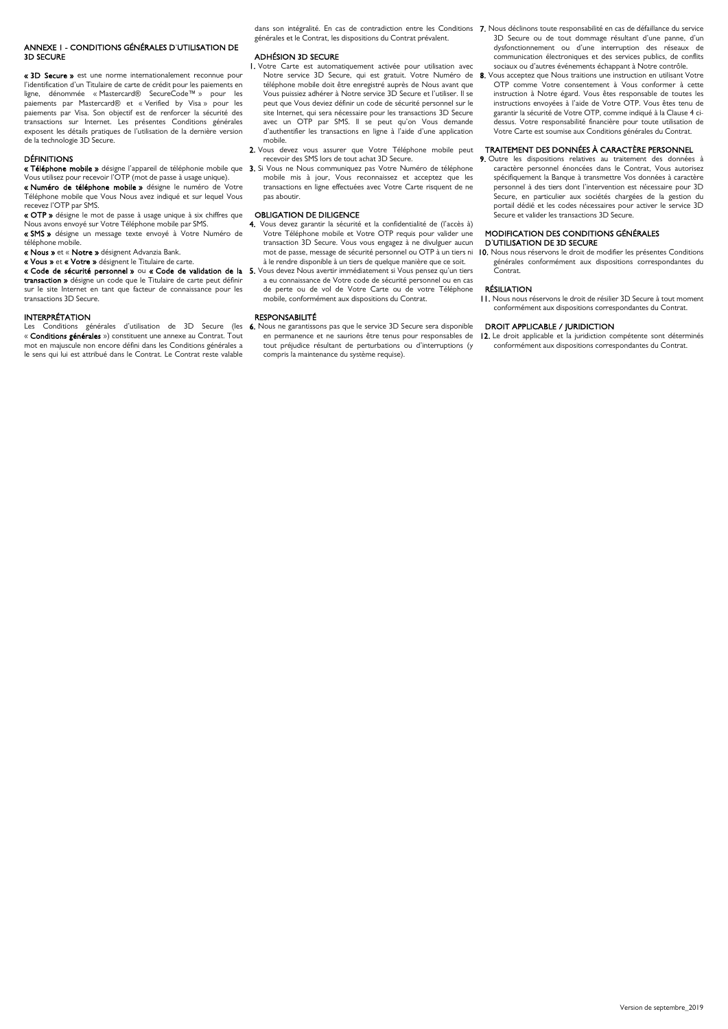## ANNEXE I - CONDITIONS GÉNÉRALES D'UTILISATION DE 3D SECURE

**« 3D Secure »** est une norme internationalement reconnue pour l'identification d'un Titulaire de carte de crédit pour les paiements en ligne, dénommée « Mastercard® SecureCode™ » pour les paiements par Mastercard® et « Verified by Visa » pour les paiements par Visa. Son objectif est de renforcer la sécurité des transactions sur Internet. Les présentes Conditions générales exposent les détails pratiques de l'utilisation de la dernière version de la technologie 3D Secure.

### DÉFINITIONS

**« Téléphone mobile »** désigne l'appareil de téléphonie mobile que Vous utilisez pour recevoir l'OTP (mot de passe à usage unique).

**« Numéro de téléphone mobile »** désigne le numéro de Votre Téléphone mobile que Vous Nous avez indiqué et sur lequel Vous recevez l'OTP par SMS.

**« OTP »** désigne le mot de passe à usage unique à six chiffres que Nous avons envoyé sur Votre Téléphone mobile par SMS.

**« SMS »** désigne un message texte envoyé à Votre Numéro de téléphone mobile.

**« Nous »** et « **Notre »** désignent Advanzia Bank.

**« Vous »** et **« Votre »** désignent le Titulaire de carte.

**« Code de sécurité personnel »** ou **« Code de validation de la transaction »** désigne un code que le Titulaire de carte peut définir sur le site Internet en tant que facteur de connaissance pour les transactions 3D Secure.

### INTERPRÉTATION

Les Conditions générales d'utilisation de 3D Secure (les « **Conditions générales** ») constituent une annexe au Contrat. Tout mot en majuscule non encore défini dans les Conditions générales a le sens qui lui est attribué dans le Contrat. Le Contrat reste valable dans son intégralité. En cas de contradiction entre les Conditions générales et le Contrat, les dispositions du Contrat prévalent.

### ADHÉSION 3D SECURE

**1.** Votre Carte est automatiquement activée pour utilisation avec Notre service 3D Secure, qui est gratuit. Votre Numéro de téléphone mobile doit être enregistré auprès de Nous avant que Vous puissiez adhérer à Notre service 3D Secure et l'utiliser. Il se peut que Vous deviez définir un code de sécurité personnel sur le site Internet, qui sera nécessaire pour les transactions 3D Secure avec un OTP par SMS. Il se peut qu'on Vous demande d'authentifier les transactions en ligne à l'aide d'une application mobile.

**2.** Vous devez vous assurer que Votre Téléphone mobile peut recevoir des SMS lors de tout achat 3D Secure.

**3.** Si Vous ne Nous communiquez pas Votre Numéro de téléphone mobile mis à jour, Vous reconnaissez et acceptez que les transactions en ligne effectuées avec Votre Carte risquent de ne pas aboutir.

### OBLIGATION DE DILIGENCE

**4.** Vous devez garantir la sécurité et la confidentialité de (l'accès à) Votre Téléphone mobile et Votre OTP requis pour valider une transaction 3D Secure. Vous vous engagez à ne divulguer aucun mot de passe, message de sécurité personnel ou OTP à un tiers ni à le rendre disponible à un tiers de quelque manière que ce soit.

**5.** Vous devez Nous avertir immédiatement si Vous pensez qu'un tiers a eu connaissance de Votre code de sécurité personnel ou en cas de perte ou de vol de Votre Carte ou de votre Téléphone mobile, conformément aux dispositions du Contrat.

### RESPONSABILITÉ

**6.** Nous ne garantissons pas que le service 3D Secure sera disponible en permanence et ne saurions être tenus pour responsables de tout préjudice résultant de perturbations ou d'interruptions (y compris la maintenance du système requise).

**7.** Nous déclinons toute responsabilité en cas de défaillance du service 3D Secure ou de tout dommage résultant d'une panne, d'un dysfonctionnement ou d'une interruption des réseaux de communication électroniques et des services publics, de conflits sociaux ou d'autres événements échappant à Notre contrôle.

**8.** Vous acceptez que Nous traitions une instruction en utilisant Votre OTP comme Votre consentement à Vous conformer à cette instruction à Notre égard. Vous êtes responsable de toutes les instructions envoyées à l'aide de Votre OTP. Vous êtes tenu de garantir la sécurité de Votre OTP, comme indiqué à la Clause 4 ci-dessus. Votre responsabilité financière pour toute utilisation de Votre Carte est soumise aux Conditions générales du Contrat.

### TRAITEMENT DES DONNÉES À CARACTÈRE PERSONNEL

**9.** Outre les dispositions relatives au traitement des données à caractère personnel énoncées dans le Contrat, Vous autorisez spécifiquement la Banque à transmettre Vos données à caractère personnel à des tiers dont l'intervention est nécessaire pour 3D Secure, en particulier aux sociétés chargées de la gestion du portail dédié et les codes nécessaires pour activer le service 3D Secure et valider les transactions 3D Secure.

### MODIFICATION DES CONDITIONS GÉNÉRALES D'UTILISATION DE 3D SECURE

**10.** Nous nous réservons le droit de modifier les présentes Conditions générales conformément aux dispositions correspondantes du Contrat.

### RÉSILIATION

**11.** Nous nous réservons le droit de résilier 3D Secure à tout moment conformément aux dispositions correspondantes du Contrat.

### DROIT APPLICABLE / JURIDICTION

**12.** Le droit applicable et la juridiction compétente sont déterminés conformément aux dispositions correspondantes du Contrat.

Version de septembre_2019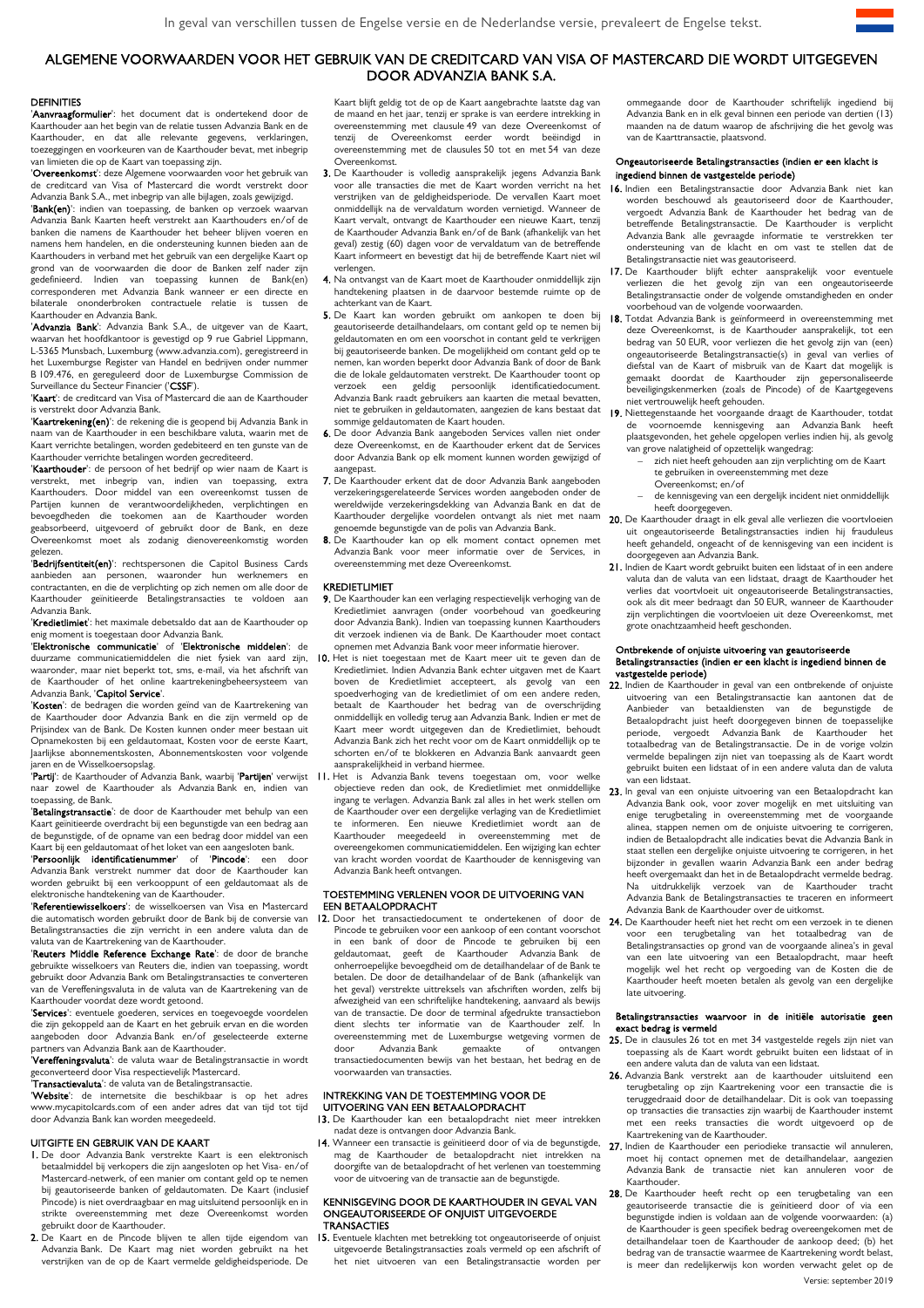In geval van verschillen tussen de Engelse versie en de Nederlandse versie, prevaleert de Engelse tekst.

# ALGEMENE VOORWAARDEN VOOR HET GEBRUIK VAN DE CREDITCARD VAN VISA OF MASTERCARD DIE WORDT UITGEGEVEN DOOR ADVANZIA BANK S.A.

## DEFINITIES

'**Aanvraagformulier**': het document dat is ondertekend door de Kaarthouder aan het begin van de relatie tussen Advanzia Bank en de Kaarthouder, en dat alle relevante gegevens, verklaringen, toezeggingen en voorkeuren van de Kaarthouder bevat, met inbegrip van limieten die op de Kaart van toepassing zijn.

'**Overeenkomst**': deze Algemene voorwaarden voor het gebruik van de creditcard van Visa of Mastercard die wordt verstrekt door Advanzia Bank S.A., met inbegrip van alle bijlagen, zoals gewijzigd.

'**Bank(en)**': indien van toepassing, de banken op verzoek waarvan Advanzia Bank Kaarten heeft verstrekt aan Kaarthouders en/of de banken die namens de Kaarthouder het beheer blijven voeren en namens hem handelen, en die ondersteuning kunnen bieden aan de Kaarthouders in verband met het gebruik van een dergelijke Kaart op grond van de voorwaarden die door de Banken zelf nader zijn gedefinieerd. Indien van toepassing kunnen de Bank(en) corresponderen met Advanzia Bank wanneer er een directe en bilaterale ononderbroken contractuele relatie is tussen de Kaarthouder en Advanzia Bank.

'**Advanzia Bank**': Advanzia Bank S.A., de uitgever van de Kaart, waarvan het hoofdkantoor is gevestigd op 9 rue Gabriel Lippmann, L-5365 Munsbach, Luxemburg (www.advanzia.com), geregistreerd in het Luxemburgse Register van Handel en bedrijven onder nummer B 109.476, en gereguleerd door de Luxemburgse Commission de Surveillance du Secteur Financier ('**CSSF**').

'**Kaart**': de creditcard van Visa of Mastercard die aan de Kaarthouder is verstrekt door Advanzia Bank.

'**Kaartrekening(en)**': de rekening die is geopend bij Advanzia Bank in naam van de Kaarthouder in een beschikbare valuta, waarin met de Kaart verrichte betalingen, worden gedebiteerd en ten gunste van de Kaarthouder verrichte betalingen worden gecrediteerd.

'**Kaarthouder**': de persoon of het bedrijf op wier naam de Kaart is verstrekt, met inbegrip van, indien van toepassing, extra Kaarthouders. Door middel van een overeenkomst tussen de Partijen kunnen de verantwoordelijkheden, verplichtingen en bevoegdheden die toekomen aan de Kaarthouder worden geabsorbeerd, uitgevoerd of gebruikt door de Bank, en deze Overeenkomst moet als zodanig dienovereenkomstig worden gelezen.

'**Bedrijfsentiteit(en)**': rechtspersonen die Capitol Business Cards aanbieden aan personen, waaronder hun werknemers en contractanten, en die de verplichting op zich nemen om alle door de Kaarthouder geïnitieerde Betalingstransacties te voldoen aan Advanzia Bank.

'**Kredietlimiet**': het maximale debetsaldo dat aan de Kaarthouder op enig moment is toegestaan door Advanzia Bank.

'**Elektronische communicatie**' of '**Elektronische middelen**': de duurzame communicatiemiddelen die niet fysiek van aard zijn, waaronder, maar niet beperkt tot, sms, e-mail, via het afschrift van de Kaarthouder of het online kaartrekeningbeheersysteem van Advanzia Bank, '**Capitol Service**'.

'**Kosten**': de bedragen die worden geïnd van de Kaartrekening van de Kaarthouder door Advanzia Bank en die zijn vermeld op de Prijsindex van de Bank. De Kosten kunnen onder meer bestaan uit Opnamekosten bij een geldautomaat, Kosten voor de eerste Kaart, Jaarlijkse abonnementskosten, Abonnementskosten voor volgende jaren en de Wisselkoersopslag.

'**Partij**': de Kaarthouder of Advanzia Bank, waarbij '**Partijen**' verwijst naar zowel de Kaarthouder als Advanzia Bank en, indien van toepassing, de Bank.

'**Betalingstransactie**': de door de Kaarthouder met behulp van een Kaart geïnitieerde overdracht bij een begunstigde van een bedrag aan de begunstigde, of de opname van een bedrag door middel van een Kaart bij een geldautomaat of het loket van een aangesloten bank.

'**Persoonlijk identificatienummer**' of '**Pincode**': een door Advanzia Bank verstrekt nummer dat door de Kaarthouder kan worden gebruikt bij een verkooppunt of een geldautomaat als de elektronische handtekening van de Kaarthouder.

'**Referentiewisselkoers**': de wisselkoersen van Visa en Mastercard die automatisch worden gebruikt door de Bank bij de conversie van Betalingstransacties die zijn verricht in een andere valuta dan de valuta van de Kaartrekening van de Kaarthouder.

'**Reuters Middle Reference Exchange Rate**': de door de branche gebruikte wisselkoers van Reuters die, indien van toepassing, wordt gebruikt door Advanzia Bank om Betalingstransacties te converteren van de Vereffeningsvaluta in de valuta van de Kaartrekening van de Kaarthouder voordat deze wordt getoond.

'**Services**': eventuele goederen, services en toegevoegde voordelen die zijn gekoppeld aan de Kaart en het gebruik ervan en die worden aangeboden door Advanzia Bank en/of geselecteerde externe partners van Advanzia Bank aan de Kaarthouder.

'**Vereffeningsvaluta**': de valuta waar de Betalingstransactie in wordt geconverteerd door Visa respectievelijk Mastercard.

'**Transactievaluta**': de valuta van de Betalingstransactie.

'**Website**': de internetsite die beschikbaar is op het adres www.mycapitolcards.com of een ander adres dat van tijd tot tijd door Advanzia Bank kan worden meegedeeld.

## UITGIFTE EN GEBRUIK VAN DE KAART

1. De door Advanzia Bank verstrekte Kaart is een elektronisch betaalmiddel bij verkopers die zijn aangesloten op het Visa- en/of Mastercard-netwerk, of een manier om contant geld op te nemen bij geautoriseerde banken of geldautomaten. De Kaart (inclusief Pincode) is niet overdraagbaar en mag uitsluitend persoonlijk en in strikte overeenstemming met deze Overeenkomst worden gebruikt door de Kaarthouder.
2. De Kaart en de Pincode blijven te allen tijde eigendom van Advanzia Bank. De Kaart mag niet worden gebruikt na het verstrijken van de op de Kaart vermelde geldigheidsperiode. De Kaart blijft geldig tot de op de Kaart aangebrachte laatste dag van de maand en het jaar, tenzij er sprake is van eerdere intrekking in overeenstemming met clausule 49 van deze Overeenkomst of tenzij de Overeenkomst eerder wordt beëindigd in overeenstemming met de clausules 50 tot en met 54 van deze Overeenkomst.
3. De Kaarthouder is volledig aansprakelijk jegens Advanzia Bank voor alle transacties die met de Kaart worden verricht na het verstrijken van de geldigheidsperiode. De vervallen Kaart moet onmiddellijk na de vervaldatum worden vernietigd. Wanneer de Kaart vervalt, ontvangt de Kaarthouder een nieuwe Kaart, tenzij de Kaarthouder Advanzia Bank en/of de Bank (afhankelijk van het geval) zestig (60) dagen voor de vervaldatum van de betreffende Kaart informeert en bevestigt dat hij de betreffende Kaart niet wil verlengen.
4. Na ontvangst van de Kaart moet de Kaarthouder onmiddellijk zijn handtekening plaatsen in de daarvoor bestemde ruimte op de achterkant van de Kaart.
5. De Kaart kan worden gebruikt om aankopen te doen bij geautoriseerde detailhandelaars, om contant geld op te nemen bij geldautomaten en om een voorschot in contant geld te verkrijgen bij geautoriseerde banken. De mogelijkheid om contant geld op te nemen, kan worden beperkt door Advanzia Bank of door de Bank die de lokale geldautomaten verstrekt. De Kaarthouder toont op verzoek een geldig persoonlijk identificatiedocument. Advanzia Bank raadt gebruikers aan kaarten die metaal bevatten, niet te gebruiken in geldautomaten, aangezien de kans bestaat dat sommige geldautomaten de Kaart houden.
6. De door Advanzia Bank aangeboden Services vallen niet onder deze Overeenkomst, en de Kaarthouder erkent dat de Services door Advanzia Bank op elk moment kunnen worden gewijzigd of aangepast.
7. De Kaarthouder erkent dat de door Advanzia Bank aangeboden verzekeringsgerelateerde Services worden aangeboden onder de wereldwijde verzekeringsdekking van Advanzia Bank en dat de Kaarthouder dergelijke voordelen ontvangt als niet met naam genoemde begunstigde van de polis van Advanzia Bank.
8. De Kaarthouder kan op elk moment contact opnemen met Advanzia Bank voor meer informatie over de Services, in overeenstemming met deze Overeenkomst.

## KREDIETLIMIET

9. De Kaarthouder kan een verlaging respectievelijk verhoging van de Kredietlimiet aanvragen (onder voorbehoud van goedkeuring door Advanzia Bank). Indien van toepassing kunnen Kaarthouders dit verzoek indienen via de Bank. De Kaarthouder moet contact opnemen met Advanzia Bank voor meer informatie hierover.
10. Het is niet toegestaan met de Kaart meer uit te geven dan de Kredietlimiet. Indien Advanzia Bank echter uitgaven met de Kaart boven de Kredietlimiet accepteert, als gevolg van een spoedverhoging van de kredietlimiet of om een andere reden, betaalt de Kaarthouder het bedrag van de overschrijding onmiddellijk en volledig terug aan Advanzia Bank. Indien er met de Kaart meer wordt uitgegeven dan de Kredietlimiet, behoudt Advanzia Bank zich het recht voor om de Kaart onmiddellijk op te schorten en/of te blokkeren en Advanzia Bank aanvaardt geen aansprakelijkheid in verband hiermee.
11. Het is Advanzia Bank tevens toegestaan om, voor welke objectieve reden dan ook, de Kredietlimiet met onmiddellijke ingang te verlagen. Advanzia Bank zal alles in het werk stellen om de Kaarthouder over een dergelijke verlaging van de Kredietlimiet te informeren. Een nieuwe Kredietlimiet wordt aan de Kaarthouder meegedeeld in overeenstemming met de overeengekomen communicatiemiddelen. Een wijziging kan echter van kracht worden voordat de Kaarthouder de kennisgeving van Advanzia Bank heeft ontvangen.

## TOESTEMMING VERLENEN VOOR DE UITVOERING VAN EEN BETAALOPDRACHT

12. Door het transactiedocument te ondertekenen of door de Pincode te gebruiken voor een aankoop of een contant voorschot in een bank of door de Pincode te gebruiken bij een geldautomaat, geeft de Kaarthouder Advanzia Bank de onherroepelijke bevoegdheid om de detailhandelaar of de Bank te betalen. De door de detailhandelaar of de Bank (afhankelijk van het geval) verstrekte uittreksels van afschriften worden, zelfs bij afwezigheid van een schriftelijke handtekening, aanvaard als bewijs van de transactie. De door de terminal afgedrukte transactiebon dient slechts ter informatie van de Kaarthouder zelf. In overeenstemming met de Luxemburgse wetgeving vormen de door Advanzia Bank gemaakte of ontvangen transactiedocumenten bewijs van het bestaan, het bedrag en de voorwaarden van transacties.

## INTREKKING VAN DE TOESTEMMING VOOR DE UITVOERING VAN EEN BETAALOPDRACHT

13. De Kaarthouder kan een betaalopdracht niet meer intrekken nadat deze is ontvangen door Advanzia Bank.
14. Wanneer een transactie is geïnitieerd door of via de begunstigde, mag de Kaarthouder de betaalopdracht niet intrekken na doorgifte van de betaalopdracht of het verlenen van toestemming voor de uitvoering van de transactie aan de begunstigde.

## KENNISGEVING DOOR DE KAARTHOUDER IN GEVAL VAN ONGEAUTORISEERDE OF ONJUIST UITGEVOERDE TRANSACTIES

15. Eventuele klachten met betrekking tot ongeautoriseerde of onjuist uitgevoerde Betalingstransacties zoals vermeld op een afschrift of het niet uitvoeren van een Betalingstransactie worden per ommegaande door de Kaarthouder schriftelijk ingediend bij Advanzia Bank en in elk geval binnen een periode van dertien (13) maanden na de datum waarop de afschrijving die het gevolg was van de Kaarttransactie, plaatsvond.

### Ongeautoriseerde Betalingstransacties (indien er een klacht is ingediend binnen de vastgestelde periode)

16. Indien een Betalingstransactie door Advanzia Bank niet kan worden beschouwd als geautoriseerd door de Kaarthouder, vergoedt Advanzia Bank de Kaarthouder het bedrag van de betreffende Betalingstransactie. De Kaarthouder is verplicht Advanzia Bank alle gevraagde informatie te verstrekken ter ondersteuning van de klacht en om vast te stellen dat de Betalingstransactie niet was geautoriseerd.
17. De Kaarthouder blijft echter aansprakelijk voor eventuele verliezen die het gevolg zijn van een ongeautoriseerde Betalingstransactie onder de volgende omstandigheden en onder voorbehoud van de volgende voorwaarden.
18. Totdat Advanzia Bank is geïnformeerd in overeenstemming met deze Overeenkomst, is de Kaarthouder aansprakelijk, tot een bedrag van 50 EUR, voor verliezen die het gevolg zijn van (een) ongeautoriseerde Betalingstransactie(s) in geval van verlies of diefstal van de Kaart of misbruik van de Kaart dat mogelijk is gemaakt doordat de Kaarthouder zijn gepersonaliseerde beveiligingskenmerken (zoals de Pincode) of de Kaartgegevens niet vertrouwelijk heeft gehouden.
19. Niettegenstaande het voorgaande draagt de Kaarthouder, totdat de voornoemde kennisgeving aan Advanzia Bank heeft plaatsgevonden, het gehele opgelopen verlies indien hij, als gevolg van grove nalatigheid of opzettelijk wangedrag:
    - zich niet heeft gehouden aan zijn verplichting om de Kaart te gebruiken in overeenstemming met deze Overeenkomst; en/of
    - de kennisgeving van een dergelijk incident niet onmiddellijk heeft doorgegeven.
20. De Kaarthouder draagt in elk geval alle verliezen die voortvloeien uit ongeautoriseerde Betalingstransacties indien hij frauduleus heeft gehandeld, ongeacht of de kennisgeving van een incident is doorgegeven aan Advanzia Bank.
21. Indien de Kaart wordt gebruikt buiten een lidstaat of in een andere valuta dan de valuta van een lidstaat, draagt de Kaarthouder het verlies dat voortvloeit uit ongeautoriseerde Betalingstransacties, ook als dit meer bedraagt dan 50 EUR, wanneer de Kaarthouder zijn verplichtingen die voortvloeien uit deze Overeenkomst, met grote onachtzaamheid heeft geschonden.

### Ontbrekende of onjuiste uitvoering van geautoriseerde Betalingstransacties (indien er een klacht is ingediend binnen de vastgestelde periode)

22. Indien de Kaarthouder in geval van een ontbrekende of onjuiste uitvoering van een Betalingstransactie kan aantonen dat de Aanbieder van betaaldiensten van de begunstigde de Betaalopdracht juist heeft doorgegeven binnen de toepasselijke periode, vergoedt Advanzia Bank de Kaarthouder het totaalbedrag van de Betalingstransactie. De in de vorige volzin vermelde bepalingen zijn niet van toepassing als de Kaart wordt gebruikt buiten een lidstaat of in een andere valuta dan de valuta van een lidstaat.
23. In geval van een onjuiste uitvoering van een Betaalopdracht kan Advanzia Bank ook, voor zover mogelijk en met uitsluiting van enige terugbetaling in overeenstemming met de voorgaande alinea, stappen nemen om de onjuiste uitvoering te corrigeren, indien de Betaalopdracht alle indicaties bevat die Advanzia Bank in staat stellen een dergelijke onjuiste uitvoering te corrigeren, in het bijzonder in gevallen waarin Advanzia Bank een ander bedrag heeft overgemaakt dan het in de Betaalopdracht vermelde bedrag. Na uitdrukkelijk verzoek van de Kaarthouder tracht Advanzia Bank de Betalingstransacties te traceren en informeert Advanzia Bank de Kaarthouder over de uitkomst.
24. De Kaarthouder heeft niet het recht om een verzoek in te dienen voor een terugbetaling van het totaalbedrag van de Betalingstransacties op grond van de voorgaande alinea's in geval van een late uitvoering van een Betaalopdracht, maar heeft mogelijk wel het recht op vergoeding van de Kosten die de Kaarthouder heeft moeten betalen als gevolg van een dergelijke late uitvoering.

### Betalingstransacties waarvoor in de initiële autorisatie geen exact bedrag is vermeld

25. De in clausules 26 tot en met 34 vastgestelde regels zijn niet van toepassing als de Kaart wordt gebruikt buiten een lidstaat of in een andere valuta dan de valuta van een lidstaat.
26. Advanzia Bank verstrekt aan de kaarthouder uitsluitend een terugbetaling op zijn Kaartrekening voor een transactie die is teruggedraaid door de detailhandelaar. Dit is ook van toepassing op transacties die transacties zijn waarbij de Kaarthouder instemt met een reeks transacties die wordt uitgevoerd op de Kaartrekening van de Kaarthouder.
27. Indien de Kaarthouder een periodieke transactie wil annuleren, moet hij contact opnemen met de detailhandelaar, aangezien Advanzia Bank de transactie niet kan annuleren voor de Kaarthouder.
28. De Kaarthouder heeft recht op een terugbetaling van een geautoriseerde transactie die is geïnitieerd door of via een begunstigde indien is voldaan aan de volgende voorwaarden: (a) de Kaarthouder is geen specifiek bedrag overeengekomen met de detailhandelaar toen de Kaarthouder de aankoop deed; (b) het bedrag van de transactie waarmee de Kaartrekening wordt belast, is meer dan redelijkerwijs kon worden verwacht gelet op de

Versie: september 2019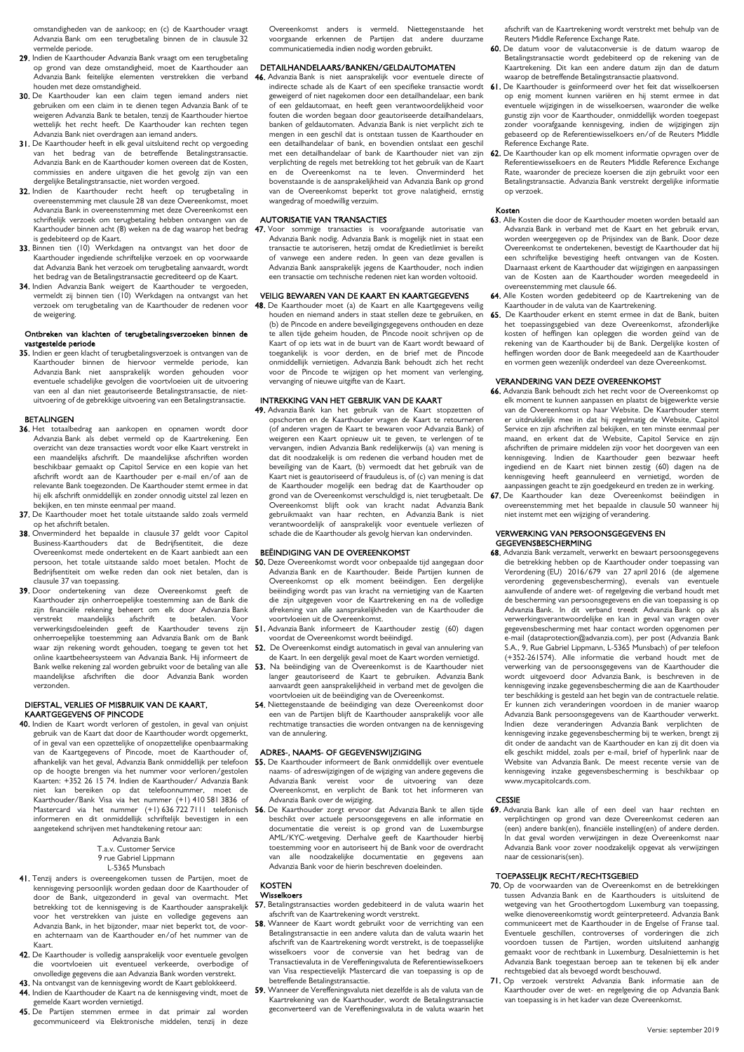omstandigheden van de aankoop; en (c) de Kaarthouder vraagt Advanzia Bank om een terugbetaling binnen de in clausule 32 vermelde periode.

**29.** Indien de Kaarthouder Advanzia Bank vraagt om een terugbetaling op grond van deze omstandigheid, moet de Kaarthouder aan Advanzia Bank feitelijke elementen verstrekken die verband houden met deze omstandigheid.

**30.** De Kaarthouder kan een claim tegen iemand anders niet gebruiken om een claim in te dienen tegen Advanzia Bank of te weigeren Advanzia Bank te betalen, tenzij de Kaarthouder hiertoe wettelijk het recht heeft. De Kaarthouder kan rechten tegen Advanzia Bank niet overdragen aan iemand anders.

**31.** De Kaarthouder heeft in elk geval uitsluitend recht op vergoeding van het bedrag van de betreffende Betalingstransactie. Advanzia Bank en de Kaarthouder komen overeen dat de Kosten, commissies en andere uitgaven die het gevolg zijn van een dergelijke Betalingstransactie, niet worden vergoed.

**32.** Indien de Kaarthouder recht heeft op terugbetaling in overeenstemming met clausule 28 van deze Overeenkomst, moet Advanzia Bank in overeenstemming met deze Overeenkomst een schriftelijk verzoek om terugbetaling hebben ontvangen van de Kaarthouder binnen acht (8) weken na de dag waarop het bedrag is gedebiteerd op de Kaart.

**33.** Binnen tien (10) Werkdagen na ontvangst van het door de Kaarthouder ingediende schriftelijke verzoek en op voorwaarde dat Advanzia Bank het verzoek om terugbetaling aanvaardt, wordt het bedrag van de Betalingstransactie gecrediteerd op de Kaart.

**34.** Indien Advanzia Bank weigert de Kaarthouder te vergoeden, vermeldt zij binnen tien (10) Werkdagen na ontvangst van het verzoek om terugbetaling van de Kaarthouder de redenen voor de weigering.

### Ontbreken van klachten of terugbetalingsverzoeken binnen de vastgestelde periode

**35.** Indien er geen klacht of terugbetalingsverzoek is ontvangen van de Kaarthouder binnen de hiervoor vermelde periode, kan Advanzia Bank niet aansprakelijk worden gehouden voor eventuele schadelijke gevolgen die voortvloeien uit de uitvoering van een al dan niet geautoriseerde Betalingstransactie, de niet-uitvoering of de gebrekkige uitvoering van een Betalingstransactie.

## BETALINGEN

**36.** Het totaalbedrag aan aankopen en opnamen wordt door Advanzia Bank als debet vermeld op de Kaartrekening. Een overzicht van deze transacties wordt voor elke Kaart verstrekt in een maandelijks afschrift. De maandelijkse afschriften worden beschikbaar gemaakt op Capitol Service en een kopie van het afschrift wordt aan de Kaarthouder per e-mail en/of aan de relevante Bank toegezonden. De Kaarthouder stemt ermee in dat hij elk afschrift onmiddellijk en zonder onnodig uitstel zal lezen en bekijken, en ten minste eenmaal per maand.

**37.** De Kaarthouder moet het totale uitstaande saldo zoals vermeld op het afschrift betalen.

**38.** Onverminderd het bepaalde in clausule 37 geldt voor Capitol Business-Kaarthouders dat de Bedrijfsentiteit, die deze Overeenkomst mede ondertekent en de Kaart aanbiedt aan een persoon, het totale uitstaande saldo moet betalen. Mocht de Bedrijfsentiteit om welke reden dan ook niet betalen, dan is clausule 37 van toepassing.

**39.** Door ondertekening van deze Overeenkomst geeft de Kaarthouder zijn onherroepelijke toestemming aan de Bank die zijn financiële rekening beheert om elk door Advanzia Bank verstrekt maandelijks afschrift te betalen. Voor verwerkingsdoeleinden geeft de Kaarthouder tevens zijn onherroepelijke toestemming aan Advanzia Bank om de Bank waar zijn rekening wordt gehouden, toegang te geven tot het online kaartbeheersysteem van Advanzia Bank. Hij informeert de Bank welke rekening zal worden gebruikt voor de betaling van alle maandelijkse afschriften die door Advanzia Bank worden verzonden.

## DIEFSTAL, VERLIES OF MISBRUIK VAN DE KAART, KAARTGEGEVENS OF PINCODE

**40.** Indien de Kaart wordt verloren of gestolen, in geval van onjuist gebruik van de Kaart dat door de Kaarthouder wordt opgemerkt, of in geval van een opzettelijke of onopzettelijke openbaarmaking van de Kaartgegevens of Pincode, moet de Kaarthouder of, afhankelijk van het geval, Advanzia Bank onmiddellijk per telefoon op de hoogte brengen via het nummer voor verloren/gestolen Kaarten: +352 26 15 74. Indien de Kaarthouder/ Advanzia Bank niet kan bereiken op dat telefoonnummer, moet de Kaarthouder/Bank Visa via het nummer (+1) 410 581 3836 of Mastercard via het nummer (+1) 636 722 7111 telefonisch informeren en dit onmiddellijk schriftelijk bevestigen in een aangetekend schrijven met handtekening retour aan:

Advanzia Bank
T.a.v. Customer Service
9 rue Gabriel Lippmann
L-5365 Munsbach

**41.** Tenzij anders is overeengekomen tussen de Partijen, moet de kennisgeving persoonlijk worden gedaan door de Kaarthouder of door de Bank, uitgezonderd in geval van overmacht. Met betrekking tot de kennisgeving is de Kaarthouder aansprakelijk voor het verstrekken van juiste en volledige gegevens aan Advanzia Bank, in het bijzonder, maar niet beperkt tot, de voor- en achternaam van de Kaarthouder en/of het nummer van de Kaart.

**42.** De Kaarthouder is volledig aansprakelijk voor eventuele gevolgen die voortvloeien uit eventueel verkeerde, overbodige of onvolledige gegevens die aan Advanzia Bank worden verstrekt.

**43.** Na ontvangst van de kennisgeving wordt de Kaart geblokkeerd.

**44.** Indien de Kaarthouder de Kaart na de kennisgeving vindt, moet de gemelde Kaart worden vernietigd.

**45.** De Partijen stemmen ermee in dat primair zal worden gecommuniceerd via Elektronische middelen, tenzij in deze Overeenkomst anders is vermeld. Niettegenstaande het voorgaande erkennen de Partijen dat andere duurzame communicatiemedia indien nodig worden gebruikt.

## DETAILHANDELAARS/BANKEN/GELDAUTOMATEN

**46.** Advanzia Bank is niet aansprakelijk voor eventuele directe of indirecte schade als de Kaart of een specifieke transactie wordt geweigerd of niet nagekomen door een detailhandelaar, een bank of een geldautomaat, en heeft geen verantwoordelijkheid voor fouten die worden begaan door geautoriseerde detailhandelaars, banken of geldautomaten. Advanzia Bank is niet verplicht zich te mengen in een geschil dat is ontstaan tussen de Kaarthouder en een detailhandelaar of bank, en bovendien ontslaat een geschil met een detailhandelaar of bank de Kaarthouder niet van zijn verplichting de regels met betrekking tot het gebruik van de Kaart en de Overeenkomst na te leven. Onverminderd het bovenstaande is de aansprakelijkheid van Advanzia Bank op grond van de Overeenkomst beperkt tot grove nalatigheid, ernstig wangedrag of moedwillig verzuim.

## AUTORISATIE VAN TRANSACTIES

**47.** Voor sommige transacties is voorafgaande autorisatie van Advanzia Bank nodig. Advanzia Bank is mogelijk niet in staat een transactie te autoriseren, hetzij omdat de Kredietlimiet is bereikt of vanwege een andere reden. In geen van deze gevallen is Advanzia Bank aansprakelijk jegens de Kaarthouder, noch indien een transactie om technische redenen niet kan worden voltooid.

## VEILIG BEWAREN VAN DE KAART EN KAARTGEGEVENS

**48.** De Kaarthouder moet (a) de Kaart en alle Kaartgegevens veilig houden en niemand anders in staat stellen deze te gebruiken, en (b) de Pincode en andere beveiligingsgegevens onthouden en deze te allen tijde geheim houden, de Pincode nooit schrijven op de Kaart of op iets wat in de buurt van de Kaart wordt bewaard of toegankelijk is voor derden, en de brief met de Pincode onmiddellijk vernietigen. Advanzia Bank behoudt zich het recht voor de Pincode te wijzigen op het moment van verlenging, vervanging of nieuwe uitgifte van de Kaart.

## INTREKKING VAN HET GEBRUIK VAN DE KAART

**49.** Advanzia Bank kan het gebruik van de Kaart stopzetten of opschorten en de Kaarthouder vragen de Kaart te retourneren (of anderen vragen de Kaart te bewaren voor Advanzia Bank) of weigeren een Kaart opnieuw uit te geven, te verlengen of te vervangen, indien Advanzia Bank redelijkerwijs (a) van mening is dat dit noodzakelijk is om redenen die verband houden met de beveiliging van de Kaart, (b) vermoedt dat het gebruik van de Kaart niet is geautoriseerd of fraudeleus is, of (c) van mening is dat de Kaarthouder mogelijk een bedrag dat de Kaarthouder op grond van de Overeenkomst verschuldigd is, niet terugbetaalt. De Overeenkomst blijft ook van kracht nadat Advanzia Bank gebruikmaakt van haar rechten, en Advanzia Bank is niet verantwoordelijk of aansprakelijk voor eventuele verliezen of schade die de Kaarthouder als gevolg hiervan kan ondervinden.

## BEËINDIGING VAN DE OVEREENKOMST

**50.** Deze Overeenkomst wordt voor onbepaalde tijd aangegaan door Advanzia Bank en de Kaarthouder. Beide Partijen kunnen de Overeenkomst op elk moment beëindigen. Een dergelijke beëindiging wordt pas van kracht na vernietiging van de Kaarten die zijn uitgegeven voor de Kaartrekening en na de volledige afrekening van alle aansprakelijkheden van de Kaarthouder die voortvloeien uit de Overeenkomst.

**51.** Advanzia Bank informeert de Kaarthouder zestig (60) dagen voordat de Overeenkomst wordt beëindigd.

**52.** De Overeenkomst eindigt automatisch in geval van annulering van de Kaart. In een dergelijk geval moet de Kaart worden vernietigd.

**53.** Na beëindiging van de Overeenkomst is de Kaarthouder niet langer geautoriseerd de Kaart te gebruiken. Advanzia Bank aanvaardt geen aansprakelijkheid in verband met de gevolgen die voortvloeien uit de beëindiging van de Overeenkomst.

**54.** Niettegenstaande de beëindiging van deze Overeenkomst door een van de Partijen blijft de Kaarthouder aansprakelijk voor alle rechtmatige transacties die worden ontvangen na de kennisgeving van de annulering.

## ADRES-, NAAMS- OF GEGEVENSWIJZIGING

**55.** De Kaarthouder informeert de Bank onmiddellijk over eventuele naams- of adreswijzigingen of de wijziging van andere gegevens die Advanzia Bank vereist voor de uitvoering van deze Overeenkomst, en verplicht de Bank tot het informeren van Advanzia Bank over de wijziging.

**56.** De Kaarthouder zorgt ervoor dat Advanzia Bank te allen tijde beschikt over actuele persoonsgegevens en alle informatie en documentatie die vereist is op grond van de Luxemburgse AML/KYC-wetgeving. Derhalve geeft de Kaarthouder hierbij toestemming voor en autoriseert hij de Bank voor de overdracht van alle noodzakelijke documentatie en gegevens aan Advanzia Bank voor de hierin beschreven doeleinden.

## KOSTEN

### Wisselkoers

**57.** Betalingstransacties worden gedebiteerd in de valuta waarin het afschrift van de Kaartrekening wordt verstrekt.

**58.** Wanneer de Kaart wordt gebruikt voor de verrichting van een Betalingstransactie in een andere valuta dan de valuta waarin het afschrift van de Kaartrekening wordt verstrekt, is de toepasselijke wisselkoers voor de conversie van het bedrag van de Transactievaluta in de Vereffeningsvaluta de Referentiewisselkoers van Visa respectievelijk Mastercard die van toepassing is op de betreffende Betalingstransactie.

**59.** Wanneer de Vereffeningsvaluta niet dezelfde is als de valuta van de Kaartrekening van de Kaarthouder, wordt de Betalingstransactie geconverteerd van de Vereffeningsvaluta in de valuta waarin het afschrift van de Kaartrekening wordt verstrekt met behulp van de Reuters Middle Reference Exchange Rate.

**60.** De datum voor de valutaconversie is de datum waarop de Betalingstransactie wordt gedebiteerd op de rekening van de Kaartrekening. Dit kan een andere datum zijn dan de datum waarop de betreffende Betalingstransactie plaatsvond.

**61.** De Kaarthouder is geïnformeerd over het feit dat wisselkoersen op enig moment kunnen variëren en hij stemt ermee in dat eventuele wijzigingen in de wisselkoersen, waaronder die welke gunstig zijn voor de Kaarthouder, onmiddellijk worden toegepast zonder voorafgaande kennisgeving, indien de wijzigingen zijn gebaseerd op de Referentiewisselkoers en/of de Reuters Middle Reference Exchange Rate.

**62.** De Kaarthouder kan op elk moment informatie opvragen over de Referentiewisselkoers en de Reuters Middle Reference Exchange Rate, waaronder de precieze koersen die zijn gebruikt voor een Betalingstransactie. Advanzia Bank verstrekt dergelijke informatie op verzoek.

### Kosten

**63.** Alle Kosten die door de Kaarthouder moeten worden betaald aan Advanzia Bank in verband met de Kaart en het gebruik ervan, worden weergegeven op de Prijsindex van de Bank. Door deze Overeenkomst te ondertekenen, bevestigt de Kaarthouder dat hij een schriftelijke bevestiging heeft ontvangen van de Kosten. Daarnaast erkent de Kaarthouder dat wijzigingen en aanpassingen van de Kosten aan de Kaarthouder worden meegedeeld in overeenstemming met clausule 66.

**64.** Alle Kosten worden gedebiteerd op de Kaartrekening van de Kaarthouder in de valuta van de Kaartrekening.

**65.** De Kaarthouder erkent en stemt ermee in dat de Bank, buiten het toepassingsgebied van deze Overeenkomst, afzonderlijke kosten of heffingen kan opleggen die worden geïnd van de rekening van de Kaarthouder bij de Bank. Dergelijke kosten of heffingen worden door de Bank meegedeeld aan de Kaarthouder en vormen geen wezenlijk onderdeel van deze Overeenkomst.

## VERANDERING VAN DEZE OVEREENKOMST

**66.** Advanzia Bank behoudt zich het recht voor de Overeenkomst op elk moment te kunnen aanpassen en plaatst de bijgewerkte versie van de Overeenkomst op haar Website. De Kaarthouder stemt er uitdrukkelijk mee in dat hij regelmatig de Website, Capitol Service en zijn afschriften zal bekijken, en ten minste eenmaal per maand, en erkent dat de Website, Capitol Service en zijn afschriften de primaire middelen zijn voor het doorgeven van een kennisgeving. Indien de Kaarthouder geen bezwaar heeft ingediend en de Kaart niet binnen zestig (60) dagen na de kennisgeving heeft geannuleerd en vernietigd, worden de aanpassingen geacht te zijn goedgekeurd en treden ze in werking.

**67.** De Kaarthouder kan deze Overeenkomst beëindigen in overeenstemming met het bepaalde in clausule 50 wanneer hij niet instemt met een wijziging of verandering.

## VERWERKING VAN PERSOONSGEGEVENS EN GEGEVENSBESCHERMING

**68.** Advanzia Bank verzamelt, verwerkt en bewaart persoonsgegevens die betrekking hebben op de Kaarthouder onder toepassing van Verordening (EU) 2016/679 van 27 april 2016 (de algemene verordening gegevensbescherming), evenals van eventuele aanvullende of andere wet- of regelgeving die verband houdt met de bescherming van persoonsgegevens en die van toepassing is op Advanzia Bank. In dit verband treedt Advanzia Bank op als verwerkingsverantwoordelijke en kan in geval van vragen over gegevensbescherming met haar contact worden opgenomen per e-mail (dataprotection@advanzia.com), per post (Advanzia Bank S.A., 9, Rue Gabriel Lippmann, L-5365 Munsbach) of per telefoon (+352-261574). Alle informatie die verband houdt met de verwerking van de persoonsgegevens van de Kaarthouder die wordt uitgevoerd door Advanzia Bank, is beschreven in de kennisgeving inzake gegevensbescherming die aan de Kaarthouder ter beschikking is gesteld aan het begin van de contractuele relatie. Er kunnen zich veranderingen voordoen in de manier waarop Advanzia Bank persoonsgegevens van de Kaarthouder verwerkt. Indien deze veranderingen Advanzia Bank verplichten de kennisgeving inzake gegevensbescherming bij te werken, brengt zij dit onder de aandacht van de Kaarthouder en kan zij dit doen via elk geschikt middel, zoals per e-mail, brief of hyperlink naar de Website van Advanzia Bank. De meest recente versie van de kennisgeving inzake gegevensbescherming is beschikbaar op www.mycapitolcards.com.

## CESSIE

**69.** Advanzia Bank kan alle of een deel van haar rechten en verplichtingen op grond van deze Overeenkomst cederen aan (een) andere bank(en), financiële instelling(en) of andere derden. In dat geval worden verwijzingen in deze Overeenkomst naar Advanzia Bank voor zover noodzakelijk opgevat als verwijzingen naar de cessionaris(sen).

## TOEPASSELIJK RECHT/RECHTSGEBIED

**70.** Op de voorwaarden van de Overeenkomst en de betrekkingen tussen Advanzia Bank en de Kaarthouders is uitsluitend de wetgeving van het Groothertogdom Luxemburg van toepassing, welke dienovereenkomstig wordt geïnterpreteerd. Advanzia Bank communiceert met de Kaarthouder in de Engelse of Franse taal. Eventuele geschillen, controverses of vorderingen die zich voordoen tussen de Partijen, worden uitsluitend aanhangig gemaakt voor de rechtbank in Luxemburg. Desalniettemin is het Advanzia Bank toegestaan beroep aan te tekenen bij elk ander rechtsgebied dat als bevoegd wordt beschouwd.

**71.** Op verzoek verstrekt Advanzia Bank informatie aan de Kaarthouder over de wet- en regelgeving die op Advanzia Bank van toepassing is in het kader van deze Overeenkomst.

Versie: september 2019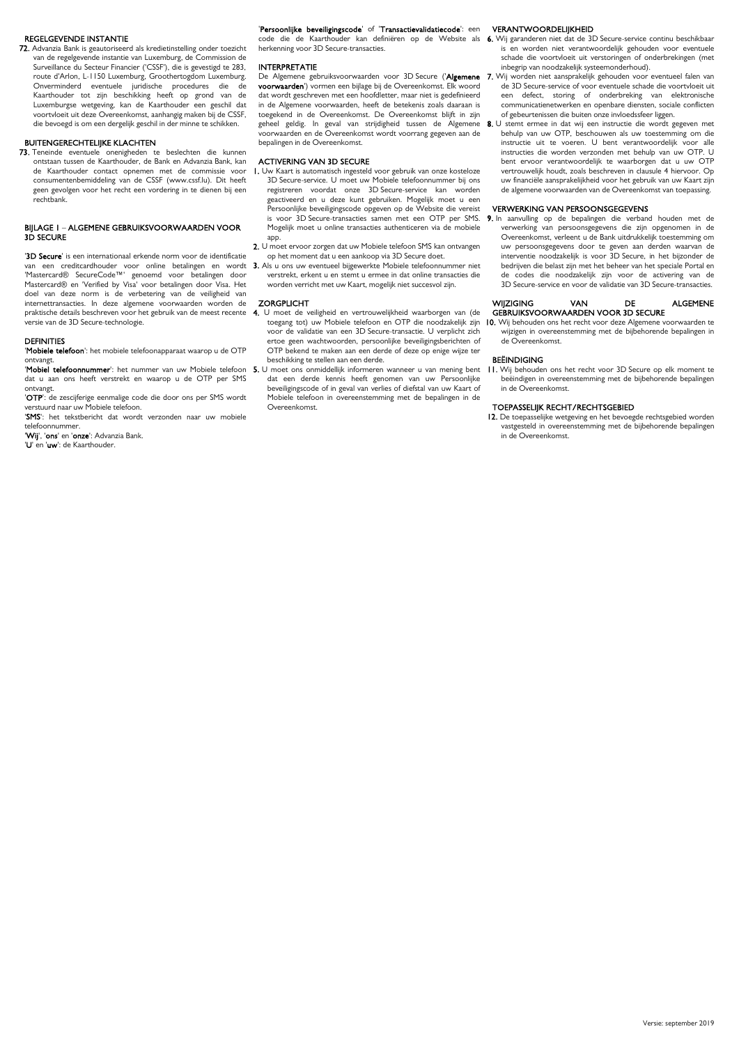## REGELGEVENDE INSTANTIE

**72.** Advanzia Bank is geautoriseerd als kredietinstelling onder toezicht van de regelgevende instantie van Luxemburg, de Commission de Surveillance du Secteur Financier ('CSSF'), die is gevestigd te 283, route d'Arlon, L-1150 Luxemburg, Groothertogdom Luxemburg. Onverminderd eventuele juridische procedures die de Kaarthouder tot zijn beschikking heeft op grond van de Luxemburgse wetgeving, kan de Kaarthouder een geschil dat voortvloeit uit deze Overeenkomst, aanhangig maken bij de CSSF, die bevoegd is om een dergelijk geschil in der minne te schikken.

## BUITENGERECHTELIJKE KLACHTEN

**73.** Teneinde eventuele onenigheden te beslechten die kunnen ontstaan tussen de Kaarthouder, de Bank en Advanzia Bank, kan de Kaarthouder contact opnemen met de commissie voor consumentenbemiddeling van de CSSF (www.cssf.lu). Dit heeft geen gevolgen voor het recht een vordering in te dienen bij een rechtbank.

## BIJLAGE I – ALGEMENE GEBRUIKSVOORWAARDEN VOOR 3D SECURE

'**3D Secure**' is een internationaal erkende norm voor de identificatie van een creditcardhouder voor online betalingen en wordt 'Mastercard® SecureCode™' genoemd voor betalingen door Mastercard® en 'Verified by Visa' voor betalingen door Visa. Het doel van deze norm is de verbetering van de veiligheid van internettransacties. In deze algemene voorwaarden worden de praktische details beschreven voor het gebruik van de meest recente versie van de 3D Secure-technologie.

### DEFINITIES

'**Mobiele telefoon**': het mobiele telefoonapparaat waarop u de OTP ontvangt.

'**Mobiel telefoonnummer**': het nummer van uw Mobiele telefoon dat u aan ons heeft verstrekt en waarop u de OTP per SMS ontvangt.

'**OTP**': de zescijferige eenmalige code die door ons per SMS wordt verstuurd naar uw Mobiele telefoon.

'**SMS**': het tekstbericht dat wordt verzonden naar uw mobiele telefoonnummer.

'**Wij**', '**ons**' en '**onze**': Advanzia Bank.

'**U**' en '**uw**': de Kaarthouder.

'**Persoonlijke beveiligingscode**' of '**Transactievalidatiecode**': een code die de Kaarthouder kan definiëren op de Website als herkenning voor 3D Secure-transacties.

### INTERPRETATIE

De Algemene gebruiksvoorwaarden voor 3D Secure ('**Algemene voorwaarden**') vormen een bijlage bij de Overeenkomst. Elk woord dat wordt geschreven met een hoofdletter, maar niet is gedefinieerd in de Algemene voorwaarden, heeft de betekenis zoals daaraan is toegekend in de Overeenkomst. De Overeenkomst blijft in zijn geheel geldig. In geval van strijdigheid tussen de Algemene voorwaarden en de Overeenkomst wordt voorrang gegeven aan de bepalingen in de Overeenkomst.

### ACTIVERING VAN 3D SECURE

**1.** Uw Kaart is automatisch ingesteld voor gebruik van onze kosteloze 3D Secure-service. U moet uw Mobiele telefoonnummer bij ons registreren voordat onze 3D Secure-service kan worden geactiveerd en u deze kunt gebruiken. Mogelijk moet u een Persoonlijke beveiligingscode opgeven op de Website die vereist is voor 3D Secure-transacties samen met een OTP per SMS. Mogelijk moet u online transacties authenticeren via de mobiele app.

**2.** U moet ervoor zorgen dat uw Mobiele telefoon SMS kan ontvangen op het moment dat u een aankoop via 3D Secure doet.

**3.** Als u ons uw eventueel bijgewerkte Mobiele telefoonnummer niet verstrekt, erkent u en stemt u ermee in dat online transacties die worden verricht met uw Kaart, mogelijk niet succesvol zijn.

### ZORGPLICHT

**4.** U moet de veiligheid en vertrouwelijkheid waarborgen van (de toegang tot) uw Mobiele telefoon en OTP die noodzakelijk zijn voor de validatie van een 3D Secure-transactie. U verplicht zich ertoe geen wachtwoorden, persoonlijke beveiligingsberichten of OTP bekend te maken aan een derde of deze op enige wijze ter beschikking te stellen aan een derde.

**5.** U moet ons onmiddellijk informeren wanneer u van mening bent dat een derde kennis heeft genomen van uw Persoonlijke beveiligingscode of in geval van verlies of diefstal van uw Kaart of Mobiele telefoon in overeenstemming met de bepalingen in de Overeenkomst.

### VERANTWOORDELIJKHEID

**6.** Wij garanderen niet dat de 3D Secure-service continu beschikbaar is en worden niet verantwoordelijk gehouden voor eventuele schade die voortvloeit uit verstoringen of onderbrekingen (met inbegrip van noodzakelijk systeemonderhoud).

**7.** Wij worden niet aansprakelijk gehouden voor eventueel falen van de 3D Secure-service of voor eventuele schade die voortvloeit uit een defect, storing of onderbreking van elektronische communicatienetwerken en openbare diensten, sociale conflicten of gebeurtenissen die buiten onze invloedssfeer liggen.

**8.** U stemt ermee in dat wij een instructie die wordt gegeven met behulp van uw OTP, beschouwen als uw toestemming om die instructie uit te voeren. U bent verantwoordelijk voor alle instructies die worden verzonden met behulp van uw OTP. U bent ervoor verantwoordelijk te waarborgen dat u uw OTP vertrouwelijk houdt, zoals beschreven in clausule 4 hiervoor. Op uw financiële aansprakelijkheid voor het gebruik van uw Kaart zijn de algemene voorwaarden van de Overeenkomst van toepassing.

### VERWERKING VAN PERSOONSGEGEVENS

**9.** In aanvulling op de bepalingen die verband houden met de verwerking van persoonsgegevens die zijn opgenomen in de Overeenkomst, verleent u de Bank uitdrukkelijk toestemming om uw persoonsgegevens door te geven aan derden waarvan de interventie noodzakelijk is voor 3D Secure, in het bijzonder de bedrijven die belast zijn met het beheer van het speciale Portal en de codes die noodzakelijk zijn voor de activering van de 3D Secure-service en voor de validatie van 3D Secure-transacties.

### WIJZIGING VAN DE ALGEMENE GEBRUIKSVOORWAARDEN VOOR 3D SECURE

**10.** Wij behouden ons het recht voor deze Algemene voorwaarden te wijzigen in overeenstemming met de bijbehorende bepalingen in de Overeenkomst.

### BEËINDIGING

**11.** Wij behouden ons het recht voor 3D Secure op elk moment te beëindigen in overeenstemming met de bijbehorende bepalingen in de Overeenkomst.

### TOEPASSELIJK RECHT/RECHTSGEBIED

**12.** De toepasselijke wetgeving en het bevoegde rechtsgebied worden vastgesteld in overeenstemming met de bijbehorende bepalingen in de Overeenkomst.

Versie: september 2019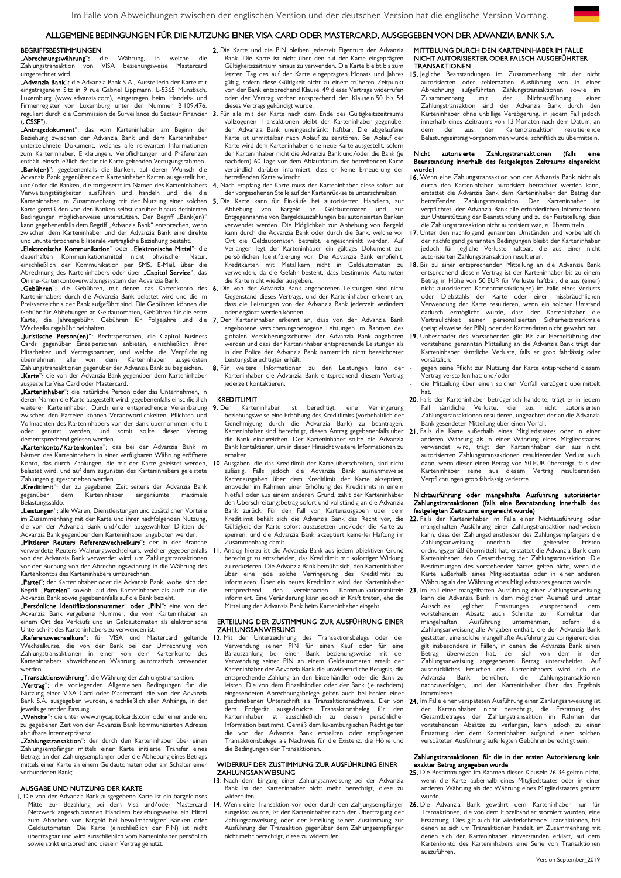Im Falle von Abweichungen zwischen der englischen Version und der deutschen Version hat die englische Version Vorrang.

# ALLGEMEINE BEDINGUNGEN FÜR DIE NUTZUNG EINER VISA CARD ODER MASTERCARD, AUSGEGEBEN VON DER ADVANZIA BANK S.A.

## BEGRIFFSBESTIMMUNGEN

„**Abrechnungswährung**": die Währung, in welche die Zahlungstransaktion von VISA beziehungsweise Mastercard umgerechnet wird.

„**Advanzia Bank**": die Advanzia Bank S.A., Ausstellerin der Karte mit eingetragenem Sitz in 9 rue Gabriel Lippmann, L-5365 Munsbach, Luxemburg (www.advanzia.com), eingetragen beim Handels- und Firmenregister von Luxemburg unter der Nummer B 109.476, reguliert durch die Commission de Surveillance du Secteur Financier („**CSSF**").

„**Antragsdokument**": das vom Karteninhaber am Beginn der Beziehung zwischen der Advanzia Bank und dem Karteninhaber unterzeichnete Dokument, welches alle relevanten Informationen zum Karteninhaber, Erklärungen, Verpflichtungen und Präferenzen enthält, einschließlich der für die Karte geltenden Verfügungsrahmen.

„**Bank(en)**": gegebenenfalls die Banken, auf deren Wunsch die Advanzia Bank gegenüber dem Karteninhaber Karten ausgestellt hat, und/oder die Banken, die fortgesetzt im Namen des Karteninhabers Verwaltungstätigkeiten ausführen und handeln und die die Karteninhaber im Zusammenhang mit der Nutzung einer solchen Karte gemäß den von den Banken selbst darüber hinaus definierten Bedingungen möglicherweise unterstützen. Der Begriff „Bank(en)" kann gegebenenfalls dem Begriff „Advanzia Bank" entsprechen, wenn zwischen dem Karteninhaber und der Advanzia Bank eine direkte und ununterbrochene bilaterale vertragliche Beziehung besteht.

„**Elektronische Kommunikation**" oder „**Elektronische Mittel**": die dauerhaften Kommunikationsmittel nicht physischer Natur, einschließlich der Kommunikation per SMS, E-Mail, über die Abrechnung des Karteninhabers oder über „**Capitol Service**", das Online-Kartenkontoverwaltungssystem der Advanzia Bank.

„**Gebühren**": die Gebühren, mit denen das Kartenkonto des Karteninhabers durch die Advanzia Bank belastet wird und die im Preisverzeichnis der Bank aufgeführt sind. Die Gebühren können die Gebühr für Abhebungen an Geldautomaten, Gebühren für die erste Karte, die Jahresgebühr, Gebühren für Folgejahre und die Wechselkursgebühr beinhalten.

„**Juristische Person(en)**": Rechtspersonen, die Capitol Business Cards gegenüber Einzelpersonen anbieten, einschließlich ihrer Mitarbeiter und Vertragspartner, und welche die Verpflichtung übernehmen, alle von dem Karteninhaber ausgelösten Zahlungstransaktionen gegenüber der Advanzia Bank zu begleichen.

„**Karte**": die von der Advanzia Bank gegenüber dem Karteninhaber ausgestellte Visa Card oder Mastercard.

„**Karteninhaber**": die natürliche Person oder das Unternehmen, in deren Namen die Karte ausgestellt wird, gegebenenfalls einschließlich weiterer Karteninhaber. Durch eine entsprechende Vereinbarung zwischen den Parteien können Verantwortlichkeiten, Pflichten und Vollmachten des Karteninhabers von der Bank übernommen, erfüllt oder genutzt werden, und somit sollte dieser Vertrag dementsprechend gelesen werden.

„**Kartenkonto/Kartenkonten**": das bei der Advanzia Bank im Namen des Karteninhabers in einer verfügbaren Währung eröffnete Konto, das durch Zahlungen, die mit der Karte geleistet werden, belastet wird, und auf dem zugunsten des Karteninhabers geleistete Zahlungen gutgeschrieben werden.

„**Kreditlimit**": der zu gegebener Zeit seitens der Advanzia Bank gegenüber dem Karteninhaber eingeräumte maximale Belastungssaldo.

„**Leistungen**": alle Waren, Dienstleistungen und zusätzlichen Vorteile im Zusammenhang mit der Karte und ihrer nachfolgenden Nutzung, die von der Advanzia Bank und/oder ausgewählten Dritten der Advanzia Bank gegenüber dem Karteninhaber angeboten werden.

„**Mittlerer Reuters Referenzwechselkurs**": der in der Branche verwendete Reuters Währungswechselkurs, welcher gegebenenfalls von der Advanzia Bank verwendet wird, um Zahlungstransaktionen vor der Buchung von der Abrechnungswährung in die Währung des Kartenkontos des Karteninhabers umzurechnen.

„**Partei**": der Karteninhaber oder die Advanzia Bank, wobei sich der Begriff „**Parteien**" sowohl auf den Karteninhaber als auch auf die Advanzia Bank sowie gegebenenfalls auf die Bank bezieht.

„**Persönliche Identifikationsnummer**" oder „**PIN**": eine von der Advanzia Bank vergebene Nummer, die vom Karteninhaber an einem Ort des Verkaufs und an Geldautomaten als elektronische Unterschrift des Karteninhabers zu verwenden ist.

„**Referenzwechselkurs**": für VISA und Mastercard geltende Wechselkurse, die von der Bank bei der Umrechnung von Zahlungstransaktionen in einer von dem Kartenkonto des Karteninhabers abweichenden Währung automatisch verwendet werden.

„**Transaktionswährung**": die Währung der Zahlungstransaktion.

„**Vertrag**": die vorliegenden Allgemeinen Bedingungen für die Nutzung einer VISA Card oder Mastercard, die von der Advanzia Bank S.A. ausgegeben wurden, einschließlich aller Anhänge, in der jeweils geltenden Fassung.

„**Website**": die unter www.mycapitolcards.com oder einer anderen, zu gegebener Zeit von der Advanzia Bank kommunizierten Adresse abrufbare Internetpräsenz.

„**Zahlungstransaktion**": der durch den Karteninhaber über einen Zahlungsempfänger mittels einer Karte initiierte Transfer eines Betrags an den Zahlungsempfänger oder die Abhebung eines Betrags mittels einer Karte an einem Geldautomaten oder am Schalter einer verbundenen Bank;

## AUSGABE UND NUTZUNG DER KARTE

1. Die von der Advanzia Bank ausgegebene Karte ist ein bargeldloses Mittel zur Bezahlung bei dem Visa und/oder Mastercard Netzwerk angeschlossenen Händlern beziehungsweise ein Mittel zum Abheben von Bargeld bei bevollmächtigten Banken oder Geldautomaten. Die Karte (einschließlich der PIN) ist nicht übertragbar und wird ausschließlich vom Karteninhaber persönlich sowie strikt entsprechend diesem Vertrag genutzt.
2. Die Karte und die PIN bleiben jederzeit Eigentum der Advanzia Bank. Die Karte ist nicht über den auf der Karte eingeprägten Gültigkeitszeitraum hinaus zu verwenden. Die Karte bleibt bis zum letzten Tag des auf der Karte eingeprägten Monats und Jahres gültig, sofern diese Gültigkeit nicht zu einem früheren Zeitpunkt von der Bank entsprechend Klausel 49 dieses Vertrags widerrufen oder der Vertrag vorher entsprechend den Klauseln 50 bis 54 dieses Vertrags gekündigt wurde.
3. Für alle mit der Karte nach dem Ende des Gültigkeitszeitraums vollzogenen Transaktionen bleibt der Karteninhaber gegenüber der Advanzia Bank uneingeschränkt haftbar. Die abgelaufene Karte ist unmittelbar nach Ablauf zu zerstören. Bei Ablauf der Karte wird dem Karteninhaber eine neue Karte ausgestellt, sofern der Karteninhaber nicht die Advanzia Bank und/oder die Bank (je nachdem) 60 Tage vor dem Ablaufdatum der betreffenden Karte verbindlich darüber informiert, dass er keine Erneuerung der betreffenden Karte wünscht.
4. Nach Empfang der Karte muss der Karteninhaber diese sofort auf der vorgesehenen Stelle auf der Kartenrückseite unterschreiben.
5. Die Karte kann für Einkäufe bei autorisierten Händlern, zur Abhebung von Bargeld an Geldautomaten und zur Entgegennahme von Bargeldauszahlungen bei autorisierten Banken verwendet werden. Die Möglichkeit zur Abhebung von Bargeld kann durch die Advanzia Bank oder durch die Bank, welche vor Ort die Geldautomaten betreibt, eingeschränkt werden. Auf Verlangen legt der Karteninhaber ein gültiges Dokument zur persönlichen Identifizierung vor. Die Advanzia Bank empfiehlt, Kreditkarten mit Metallkern nicht in Geldautomaten zu verwenden, da die Gefahr besteht, dass bestimmte Automaten die Karte nicht wieder ausgeben.
6. Die von der Advanzia Bank angebotenen Leistungen sind nicht Gegenstand dieses Vertrags, und der Karteninhaber erkennt an, dass die Leistungen von der Advanzia Bank jederzeit verändert oder ergänzt werden können.
7. Der Karteninhaber erkennt an, dass von der Advanzia Bank angebotene versicherungsbezogene Leistungen im Rahmen des globalen Versicherungsschutzes der Advanzia Bank angeboten werden und dass der Karteninhaber entsprechende Leistungen als in der Police der Advanzia Bank namentlich nicht bezeichneter Leistungsberechtigter erhält.
8. Für weitere Informationen zu den Leistungen kann der Karteninhaber die Advanzia Bank entsprechend diesem Vertrag jederzeit kontaktieren.

## KREDITLIMIT

9. Der Karteninhaber ist berechtigt, eine Verringerung beziehungsweise eine Erhöhung des Kreditlimits (vorbehaltlich der Genehmigung durch die Advanzia Bank) zu beantragen. Karteninhaber sind berechtigt, diesen Antrag gegebenenfalls über die Bank einzureichen. Der Karteninhaber sollte die Advanzia Bank kontaktieren, um in dieser Hinsicht weitere Informationen zu erhalten.
10. Ausgaben, die das Kreditlimit der Karte überschreiten, sind nicht zulässig. Falls jedoch die Advanzia Bank ausnahmsweise Kartenausgaben über dem Kreditlimit der Karte akzeptiert, entweder im Rahmen einer Erhöhung des Kreditlimits in einem Notfall oder aus einem anderen Grund, zahlt der Karteninhaber den Überschreitungsbetrag sofort und vollständig an die Advanzia Bank zurück. Für den Fall von Kartenausgaben über dem Kreditlimit behält sich die Advanzia Bank das Recht vor, die Gültigkeit der Karte sofort auszusetzen und/oder die Karte zu sperren, und die Advanzia Bank akzeptiert keinerlei Haftung im Zusammenhang damit.
11. Analog hierzu ist die Advanzia Bank aus jedem objektiven Grund berechtigt zu entscheiden, das Kreditlimit mit sofortiger Wirkung zu reduzieren. Die Advanzia Bank bemüht sich, den Karteninhaber über eine jede solche Verringerung des Kreditlimits zu informieren. Über ein neues Kreditlimit wird der Karteninhaber entsprechend den vereinbarten Kommunikationsmitteln informiert. Eine Veränderung kann jedoch in Kraft treten, ehe die Mitteilung der Advanzia Bank beim Karteninhaber eingeht.

## ERTEILUNG DER ZUSTIMMUNG ZUR AUSFÜHRUNG EINER ZAHLUNGSANWEISUNG

12. Mit der Unterzeichnung des Transaktionsbelegs oder der Verwendung seiner PIN für einen Kauf oder für eine Barauszahlung bei einer Bank beziehungsweise mit der Verwendung seiner PIN an einem Geldautomaten erteilt der Karteninhaber der Advanzia Bank die unwiderrufliche Befugnis, die entsprechende Zahlung an den Einzelhändler oder die Bank zu leisten. Die von dem Einzelhändler oder der Bank (je nachdem) eingesendeten Abrechnungsbelege gelten auch bei Fehlen einer geschriebenen Unterschrift als Transaktionsnachweis. Der von dem Endgerät ausgedruckte Transaktionsbeleg für den Karteninhaber ist ausschließlich zu dessen persönlicher Information bestimmt. Gemäß dem luxemburgischen Recht gelten die von der Advanzia Bank erstellten oder empfangenen Transaktionsbelege als Nachweis für die Existenz, die Höhe und die Bedingungen der Transaktionen.

## WIDERRUF DER ZUSTIMMUNG ZUR AUSFÜHRUNG EINER ZAHLUNGSANWEISUNG

13. Nach dem Eingang einer Zahlungsanweisung bei der Advanzia Bank ist der Karteninhaber nicht mehr berechtigt, diese zu widerrufen.
14. Wenn eine Transaktion von oder durch den Zahlungsempfänger ausgelöst wurde, ist der Karteninhaber nach der Übertragung der Zahlungsanweisung oder der Erteilung seiner Zustimmung zur Ausführung der Transaktion gegenüber dem Zahlungsempfänger nicht mehr berechtigt, diese zu widerrufen.

## MITTEILUNG DURCH DEN KARTENINHABER IM FALLE NICHT AUTORISIERTER ODER FALSCH AUSGEFÜHRTER TRANSAKTIONEN

15. Jegliche Beanstandungen im Zusammenhang mit der nicht autorisierten oder fehlerhaften Ausführung von in einer Abrechnung aufgeführten Zahlungstransaktionen sowie im Zusammenhang mit der Nichtausführung einer Zahlungstransaktion sind der Advanzia Bank durch den Karteninhaber ohne unbillige Verzögerung, in jedem Fall jedoch innerhalb eines Zeitraums von 13 Monaten nach dem Datum, an dem der aus der Kartentransaktion resultierende Belastungseintrag vorgenommen wurde, schriftlich zu übermitteln.

### Nicht autorisierte Zahlungstransaktionen (falls eine Beanstandung innerhalb des festgelegten Zeitraums eingereicht wurde)

16. Wenn eine Zahlungstransaktion von der Advanzia Bank als nicht durch den Karteninhaber autorisiert betrachtet werden kann, erstattet die Advanzia Bank dem Karteninhaber den Betrag der betreffenden Zahlungstransaktion. Der Karteninhaber ist verpflichtet, der Advanzia Bank alle erforderlichen Informationen zur Unterstützung der Beanstandung und zu der Feststellung, dass die Zahlungstransaktion nicht autorisiert war, zu übermitteln.
17. Unter den nachfolgend genannten Umständen und vorbehaltlich der nachfolgend genannten Bedingungen bleibt der Karteninhaber jedoch für jegliche Verluste haftbar, die aus einer nicht autorisierten Zahlungstransaktion resultieren.
18. Bis zu einer entsprechenden Mitteilung an die Advanzia Bank entsprechend diesem Vertrag ist der Karteninhaber bis zu einem Betrag in Höhe von 50 EUR für Verluste haftbar, die aus (einer) nicht autorisierten Kartentransaktion(en) im Falle eines Verlusts oder Diebstahls der Karte oder einer missbräuchlichen Verwendung der Karte resultieren, wenn ein solcher Umstand dadurch ermöglicht wurde, dass der Karteninhaber die Vertraulichkeit seiner personalisierten Sicherheitsmerkmale (beispielsweise der PIN) oder der Kartendaten nicht gewahrt hat.
19. Unbeschadet des Vorstehenden gilt: Bis zur Herbeiführung der vorstehend genannten Mitteilung an die Advanzia Bank trägt der Karteninhaber sämtliche Verluste, falls er grob fahrlässig oder vorsätzlich:
    - gegen seine Pflicht zur Nutzung der Karte entsprechend diesem Vertrag verstoßen hat; und/oder
    - die Mitteilung über einen solchen Vorfall verzögert übermittelt hat.
20. Falls der Karteninhaber betrügerisch handelte, trägt er in jedem Fall sämtliche Verluste, die aus nicht autorisierten Zahlungstransaktionen resultieren, ungeachtet der an die Advanzia Bank gesendeten Mitteilung über einen Vorfall.
21. Falls die Karte außerhalb eines Mitgliedstaates oder in einer anderen Währung als in einer Währung eines Mitgliedstaates verwendet wird, trägt der Karteninhaber den aus nicht autorisierten Zahlungstransaktionen resultierenden Verlust auch dann, wenn dieser einen Betrag von 50 EUR übersteigt, falls der Karteninhaber seine aus diesem Vertrag resultierenden Verpflichtungen grob fahrlässig verletzte.

### Nichtausführung oder mangelhafte Ausführung autorisierter Zahlungstransaktionen (falls eine Beanstandung innerhalb des festgelegten Zeitraums eingereicht wurde)

22. Falls der Karteninhaber im Falle einer Nichtausführung oder mangelhaften Ausführung einer Zahlungstransaktion nachweisen kann, dass der Zahlungsdienstleister des Zahlungsempfängers die Zahlungsanweisung innerhalb der geltenden Fristen ordnungsgemäß übermittelt hat, erstattet die Advanzia Bank dem Karteninhaber den Gesamtbetrag der Zahlungstransaktion. Die Bestimmungen des vorstehenden Satzes gelten nicht, wenn die Karte außerhalb eines Mitgliedstaates oder in einer anderen Währung als der Währung eines Mitgliedstaates genutzt wurde.
23. Im Fall einer mangelhaften Ausführung einer Zahlungsanweisung kann die Advanzia Bank in dem möglichen Ausmaß und unter Ausschluss jeglicher Erstattungen entsprechend dem vorstehenden Absatz auch Schritte zur Korrektur der mangelhaften Ausführung unternehmen, sofern die Zahlungsanweisung alle Angaben enthält, die der Advanzia Bank gestatten, eine solche mangelhafte Ausführung zu korrigieren; dies gilt insbesondere in Fällen, in denen die Advanzia Bank einen Betrag überwiesen hat, der sich von dem in der Zahlungsanweisung angegebenen Betrag unterscheidet. Auf ausdrückliches Ersuchen des Karteninhabers wird sich die Advanzia Bank bemühen, die Zahlungstransaktionen nachzuverfolgen, und den Karteninhaber über das Ergebnis informieren.
24. Im Falle einer verspäteten Ausführung einer Zahlungsanweisung ist der Karteninhaber nicht berechtigt, die Erstattung des Gesamtbetrages der Zahlungstransaktion im Rahmen der vorstehenden Absätze zu verlangen, kann jedoch zu einer Erstattung der dem Karteninhaber aufgrund einer solchen verspäteten Ausführung auferlegten Gebühren berechtigt sein.

### Zahlungstransaktionen, für die in der ersten Autorisierung kein exakter Betrag angegeben wurde

25. Die Bestimmungen im Rahmen dieser Klauseln 26-34 gelten nicht, wenn die Karte außerhalb eines Mitgliedstaates oder in einer anderen Währung als der Währung eines Mitgliedstaates genutzt wurde.
26. Die Advanzia Bank gewährt dem Karteninhaber nur für Transaktionen, die vom dem Einzelhändler storniert wurden, eine Erstattung. Dies gilt auch für wiederkehrende Transaktionen, bei denen es sich um Transaktionen handelt, im Zusammenhang mit denen sich der Karteninhaber einverstanden erklärt, auf dem Kartenkonto des Karteninhabers eine Serie von Transaktionen auszuführen.

Version September_2019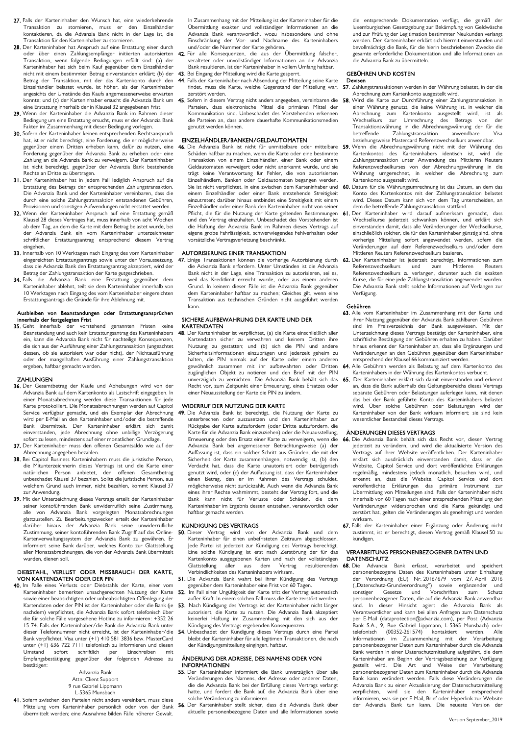27. Falls der Karteninhaber den Wunsch hat, eine wiederkehrende Transaktion zu stornieren, muss er den Einzelhändler kontaktieren, da die Advanzia Bank nicht in der Lage ist, die Transaktion für den Karteninhaber zu stornieren.

28. Der Karteninhaber hat Anspruch auf eine Erstattung einer durch oder über einen Zahlungsempfänger initiierten autorisierten Transaktion, wenn folgende Bedingungen erfüllt sind: (a) der Karteninhaber hat sich beim Kauf gegenüber dem Einzelhändler nicht mit einem bestimmten Betrag einverstanden erklärt; (b) der Betrag der Transaktion, mit der das Kartenkonto durch den Einzelhändler belastet wurde, ist höher, als der Karteninhaber angesichts der Umstände des Kaufs angemessenerweise erwarten konnte; und (c) der Karteninhaber ersucht die Advanzia Bank um eine Erstattung innerhalb der in Klausel 32 angegebenen Frist.

29. Wenn der Karteninhaber die Advanzia Bank im Rahmen dieser Bedingung um eine Erstattung ersucht, muss er der Advanzia Bank Fakten im Zusammenhang mit dieser Bedingung vorlegen.

30. Sofern der Karteninhaber keinen entsprechenden Rechtsanspruch hat, ist er nicht berechtigt, eine Forderung, die er möglicherweise gegenüber einem Dritten erheben kann, dafür zu nutzen, eine Forderung gegenüber der Advanzia Bank zu erheben oder eine Zahlung an die Advanzia Bank zu verweigern. Der Karteninhaber ist nicht berechtigt, gegenüber der Advanzia Bank bestehende Rechte an Dritte zu übertragen.

31. Der Karteninhaber hat in jedem Fall lediglich Anspruch auf die Erstattung des Betrags der entsprechenden Zahlungstransaktion. Die Advanzia Bank und der Karteninhaber vereinbaren, dass die durch eine solche Zahlungstransaktion entstandenen Gebühren, Provisionen und sonstigen Aufwendungen nicht erstattet werden.

32. Wenn der Karteninhaber Anspruch auf eine Erstattung gemäß Klausel 28 dieses Vertrages hat, muss innerhalb von acht Wochen ab dem Tag, an dem die Karte mit dem Betrag belastet wurde, bei der Advanzia Bank ein vom Karteninhaber unterzeichneter schriftlicher Erstattungsantrag entsprechend diesem Vertrag eingehen.

33. Innerhalb von 10 Werktagen nach Eingang des vom Karteninhaber eingereichten Erstattungsantrags sowie unter der Voraussetzung, dass die Advanzia Bank den Erstattungsantrag akzeptiert, wird der Betrag der Zahlungstransaktion der Karte gutgeschrieben.

34. Falls die Advanzia Bank eine Erstattung gegenüber dem Karteninhaber ablehnt, teilt sie dem Karteninhaber innerhalb von 10 Werktagen nach Eingang des vom Karteninhaber eingereichten Erstattungsantrags die Gründe für ihre Ablehnung mit.

**Ausbleiben von Beanstandungen oder Erstattungsansprüchen innerhalb der festgelegten Frist**

35. Geht innerhalb der vorstehend genannten Fristen keine Beanstandung und auch kein Erstattungsantrag des Karteninhabers ein, kann die Advanzia Bank nicht für nachteilige Konsequenzen, die sich aus der Ausführung einer Zahlungstransaktion (ungeachtet dessen, ob sie autorisiert war oder nicht), der Nichtausführung oder der mangelhaften Ausführung einer Zahlungstransaktion ergeben, haftbar gemacht werden.

## ZAHLUNGEN

36. Der Gesamtbetrag der Käufe und Abhebungen wird von der Advanzia Bank auf dem Kartenkonto als Lastschrift eingegeben. In einer Monatsabrechnung werden diese Transaktionen für jede Karte protokolliert. Die Monatsabrechnungen werden auf Capitol Service verfügbar gemacht, und ein Exemplar der Abrechnung wird per E-Mail an den Karteninhaber und/oder die betreffende Bank übermittelt. Der Karteninhaber erklärt sich damit einverstanden, jede Abrechnung ohne unbillige Verzögerung sofort zu lesen, mindestens auf einer monatlichen Grundlage.

37. Der Karteninhaber muss den offenen Gesamtsaldo wie auf der Abrechnung angegeben bezahlen.

38. Bei Capitol Business Karteninhabern muss die juristische Person, die Mitunterzeichnerin dieses Vertrags ist und die Karte einer natürlichen Person anbietet, den offenen Gesamtbetrag unbeschadet Klausel 37 bezahlen. Sollte die juristische Person, aus welchem Grund auch immer, nicht bezahlen, kommt Klausel 37 zur Anwendung.

39. Mit der Unterzeichnung dieses Vertrages erteilt der Karteninhaber seiner kontoführenden Bank unwiderruflich seine Zustimmung, alle von Advanzia Bank vorgelegten Monatsabrechnungen glattzustellen. Zu Bearbeitungszwecken erteilt der Karteninhaber darüber hinaus der Advanzia Bank seine unwiderrufliche Zustimmung, seiner kontoführenden Bank Zugriff auf das Online-Kartenverwaltungssystem der Advanzia Bank zu gewähren. Er informiert seine Bank darüber, welches Konto zur Glattstellung aller Monatsabrechnungen, die von der Advanzia Bank übermittelt wurden, dienen soll.

## DIEBSTAHL, VERLUST ODER MISSBRAUCH DER KARTE, VON KARTENDATEN ODER DER PIN

40. Im Falle eines Verlusts oder Diebstahls der Karte, einer vom Karteninhaber bemerkten unsachgerechten Nutzung der Karte sowie einer beabsichtigten oder unbeabsichtigten Offenlegung der Kartendaten oder der PIN ist der Karteninhaber oder die Bank (je nachdem) verpflichtet, die Advanzia Bank sofort telefonisch über die für solche Fälle vorgesehene Hotline zu informieren: +352 26 15 74. Falls der Karteninhaber/die Bank die Advanzia Bank unter dieser Telefonnummer nicht erreicht, ist der Karteninhaber/die Bank verpflichtet, Visa unter (+1) 410 581 3836 bzw. MasterCard unter (+1) 636 722 7111 telefonisch zu informieren und diesen Umstand sofort schriftlich per Einschreiben mit Empfangsbestätigung gegenüber der folgenden Adresse zu bestätigen:

Advanzia Bank
Attn: Client Support
9 rue Gabriel Lippmann
L-5365 Munsbach

41. Sofern zwischen den Parteien nicht anders vereinbart, muss diese Mitteilung vom Karteninhaber persönlich oder von der Bank übermittelt werden; eine Ausnahme bilden Fälle höherer Gewalt. In Zusammenhang mit der Mitteilung ist der Karteninhaber für die Übermittlung exakter und vollständiger Informationen an die Advanzia Bank verantwortlich, wozu insbesondere und ohne Einschränkung der Vor- und Nachname des Karteninhabers und/oder die Nummer der Karte gehören.

42. Für alle Konsequenzen, die aus der Übermittlung falscher, veralteter oder unvollständiger Informationen an die Advanzia Bank resultieren, ist der Karteninhaber in vollem Umfang haftbar.

43. Bei Eingang der Mitteilung wird die Karte gesperrt.

44. Falls der Karteninhaber nach Absendung der Mitteilung seine Karte findet, muss die Karte, welche Gegenstand der Mitteilung war, zerstört werden.

45. Sofern in diesem Vertrag nicht anders angegeben, vereinbaren die Parteien, dass elektronische Mittel die primären Mittel der Kommunikation sind. Unbeschadet des Vorstehenden erkennen die Parteien an, dass andere dauerhafte Kommunikationsmedien genutzt werden können.

## EINZELHÄNDLER/BANKEN/GELDAUTOMATEN

46. Die Advanzia Bank ist nicht für unmittelbare oder mittelbare Schäden haftbar zu machen, wenn die Karte oder eine bestimmte Transaktion von einem Einzelhändler, einer Bank oder einem Geldautomaten verweigert oder nicht anerkannt wurde, und sie trägt keine Verantwortung für Fehler, die von autorisierten Einzelhändlern, Banken oder Geldautomaten begangen werden. Sie ist nicht verpflichtet, in eine zwischen dem Karteninhaber und einem Einzelhändler oder einer Bank entstehende Streitigkeit einzutreten; darüber hinaus entbindet eine Streitigkeit mit einem Einzelhändler oder einer Bank den Karteninhaber nicht von seiner Pflicht, die für die Nutzung der Karte geltenden Bestimmungen und den Vertrag einzuhalten. Unbeschadet des Vorstehenden ist die Haftung der Advanzia Bank im Rahmen dieses Vertrags auf eigene grobe Fahrlässigkeit, schwerwiegendes Fehlverhalten oder vorsätzliche Vertragsverletzung beschränkt.

## AUTORISIERUNG EINER TRANSAKTION

47. Einige Transaktionen können die vorherige Autorisierung durch die Advanzia Bank erfordern. Unter Umständen ist die Advanzia Bank nicht in der Lage, eine Transaktion zu autorisieren, sei es, weil das Kreditlimit erreicht wurde, oder aus einem anderen Grund. In keinem dieser Fälle ist die Advanzia Bank gegenüber dem Karteninhaber haftbar zu machen; Gleiches gilt, wenn eine Transaktion aus technischen Gründen nicht ausgeführt werden kann.

## SICHERE AUFBEWAHRUNG DER KARTE UND DER KARTENDATEN

48. Der Karteninhaber ist verpflichtet, (a) die Karte einschließlich aller Kartendaten sicher zu verwahren und keinem Dritten ihre Nutzung zu gestatten; und (b) sich die PIN und andere Sicherheitsinformationen einzuprägen und jederzeit geheim zu halten, die PIN niemals auf der Karte oder einem anderen gewöhnlich zusammen mit ihr aufbewahrten oder Dritten zugänglichen Objekt zu notieren und den Brief mit der PIN unverzüglich zu vernichten. Die Advanzia Bank behält sich das Recht vor, zum Zeitpunkt einer Erneuerung, eines Ersatzes oder einer Neuausstellung der Karte die PIN zu ändern.

## WIDERRUF DER NUTZUNG DER KARTE

49. Die Advanzia Bank ist berechtigt, die Nutzung der Karte zu unterbrechen oder auszusetzen und den Karteninhaber zur Rückgabe der Karte aufzufordern (oder Dritte aufzufordern, die Karte für die Advanzia Bank einzuziehen) oder die Neuausstellung, Erneuerung oder den Ersatz einer Karte zu verweigern, wenn die Advanzia Bank bei angemessener Betrachtungsweise (a) der Auffassung ist, dass ein solcher Schritt aus Gründen, die mit der Sicherheit der Karte zusammenhängen, notwendig ist, (b) den Verdacht hat, dass die Karte unautorisiert oder betrügerisch genutzt wird, oder (c) der Auffassung ist, dass der Karteninhaber einen Betrag, den er im Rahmen des Vertrags schuldet, möglicherweise nicht zurückzahlt. Auch wenn die Advanzia Bank eines ihrer Rechte wahrnimmt, besteht der Vertrag fort, und die Bank kann nicht für Verluste oder Schäden, die dem Karteninhaber im Ergebnis dessen entstehen, verantwortlich oder haftbar gemacht werden.

## KÜNDIGUNG DES VERTRAGS

50. Dieser Vertrag wird von der Advanzia Bank und dem Karteninhaber für einen unbefristeten Zeitraum abgeschlossen. Jede Partei ist jederzeit zur Kündigung des Vertrags berechtigt. Eine solche Kündigung ist erst nach Zerstörung der für das Kartenkonto ausgegebenen Karten und nach der vollständigen Glattstellung aller aus dem Vertrag resultierenden Verbindlichkeiten des Karteninhabers wirksam.

51. Die Advanzia Bank wahrt bei ihrer Kündigung des Vertrags gegenüber dem Karteninhaber eine Frist von 60 Tagen.

52. Im Fall einer Ungültigkeit der Karte tritt der Vertrag automatisch außer Kraft. In einem solchen Fall muss die Karte zerstört werden.

53. Nach Kündigung des Vertrags ist der Karteninhaber nicht länger autorisiert, die Karte zu nutzen. Die Advanzia Bank akzeptiert keinerlei Haftung im Zusammenhang mit den sich aus der Kündigung des Vertrags ergebenden Konsequenzen.

54. Unbeschadet der Kündigung dieses Vertrags durch eine Partei bleibt der Karteninhaber für alle legitimen Transaktionen, die nach der Kündigungsmitteilung eingingen, haftbar.

## ÄNDERUNG DER ADRESSE, DES NAMENS ODER VON INFORMATIONEN

55. Der Karteninhaber informiert die Bank unverzüglich über alle Veränderungen des Namens, der Adresse oder anderer Daten, die die Advanzia Bank bei der Erfüllung dieses Vertrags verlangt hatte, und fordert die Bank auf, die Advanzia Bank über eine solche Veränderung zu informieren.

56. Der Karteninhaber stellt sicher, dass die Advanzia Bank über aktuelle personenbezogene Daten und alle Informationen sowie die entsprechende Dokumentation verfügt, die gemäß der luxemburgischen Gesetzgebung zur Bekämpfung von Geldwäsche und zur Prüfung der Legitimation bestimmter Neukunden verlangt werden. Der Karteninhaber erklärt sich hiermit einverstanden und bevollmächtigt die Bank, für die hierin beschriebenen Zwecke die gesamte erforderliche Dokumentation und alle Informationen an die Advanzia Bank zu übermitteln.

## GEBÜHREN UND KOSTEN

**Devisen**

57. Zahlungstransaktionen werden in der Währung belastet, in der die Abrechnung zum Kartenkonto ausgestellt wird.

58. Wird die Karte zur Durchführung einer Zahlungstransaktion in einer Währung genutzt, die keine Währung ist, in welcher die Abrechnung zum Kartenkonto ausgestellt wird, ist als Wechselkurs zur Umrechnung des Betrags von der Transaktionswährung in die Abrechnungswährung der für die betreffende Zahlungstransaktion anwendbare Visa beziehungsweise Mastercard Referenzwechselkurs anwendbar.

59. Wenn die Abrechnungswährung nicht mit der Währung des Kartenkontos des Karteninhabers identisch ist, wird die Zahlungstransaktion unter Anwendung des Mittleren Reuters Referenzwechselkurses von der Abrechnungswährung in die Währung umgerechnet, in welcher die Abrechnung zum Kartenkonto ausgestellt wird.

60. Datum für die Währungsumrechnung ist das Datum, an dem das Konto des Kartenkontos mit der Zahlungstransaktion belastet wird. Dieses Datum kann sich von dem Tag unterscheiden, an dem die betreffende Zahlungstransaktion stattfand.

61. Der Karteninhaber wird darauf aufmerksam gemacht, dass Wechselkurse jederzeit schwanken können, und erklärt sich einverstanden damit, dass alle Veränderungen der Wechselkurse, einschließlich solcher, die für den Karteninhaber günstig sind, ohne vorherige Mitteilung sofort angewendet werden, sofern die Veränderungen auf dem Referenzwechselkurs und/oder dem Mittleren Reuters Referenzwechselkurs basieren.

62. Der Karteninhaber ist jederzeit berechtigt, Informationen zum Referenzwechselkurs und zum Mittleren Reuters Referenzwechselkurs zu verlangen, darunter auch die exakten Kurse, die für eine jede Zahlungstransaktion angewendet wurden. Die Advanzia Bank stellt solche Informationen auf Verlangen zur Verfügung.

**Gebühren**

63. Alle vom Karteninhaber im Zusammenhang mit der Karte und ihrer Nutzung gegenüber der Advanzia Bank zahlbaren Gebühren sind im Preisverzeichnis der Bank ausgewiesen. Mit der Unterzeichnung dieses Vertrags bestätigt der Karteninhaber, eine schriftliche Bestätigung der Gebühren erhalten zu haben. Darüber hinaus erkennt der Karteninhaber an, dass alle Ergänzungen und Veränderungen an den Gebühren gegenüber dem Karteninhaber entsprechend der Klausel 66 kommuniziert werden.

64. Alle Gebühren werden als Belastung auf dem Kartenkonto des Karteninhabers in der Währung des Kartenkontos verbucht.

65. Der Karteninhaber erklärt sich damit einverstanden und erkennt an, dass die Bank außerhalb des Geltungsbereichs dieses Vertrags separate Gebühren oder Belastungen auferlegen kann, mit denen das bei der Bank geführte Konto des Karteninhabers belastet wird. Über solche Gebühren oder Belastungen wird der Karteninhaber von der Bank wirksam informiert; sie sind kein wesentlicher Bestandteil dieses Vertrags.

## ÄNDERUNGEN DIESES VERTRAGS

66. Die Advanzia Bank behält sich das Recht vor, diesen Vertrag jederzeit zu verändern, und wird die aktualisierte Version des Vertrags auf ihrer Website veröffentlichen. Der Karteninhaber erklärt sich ausdrücklich einverstanden damit, dass er die Website, Capitol Service und dort veröffentlichte Erklärungen regelmäßig, mindestens jedoch monatlich, besuchen wird, und erkennt an, dass die Website, Capitol Service und dort veröffentlichte Erklärungen das primäre Instrument zur Übermittlung von Mitteilungen sind. Falls der Karteninhaber nicht innerhalb von 60 Tagen nach einer entsprechenden Mitteilung den Veränderungen widersprochen und die Karte gekündigt und zerstört hat, gelten die Veränderungen als genehmigt und werden wirksam.

67. Falls der Karteninhaber einer Ergänzung oder Änderung nicht zustimmt, ist er berechtigt, diesen Vertrag gemäß Klausel 50 zu kündigen.

## VERARBEITUNG PERSONENBEZOGENER DATEN UND DATENSCHUTZ

68. Die Advancia Bank erfasst, verarbeitet und speichert personenbezogene Daten des Karteninhabers unter Einhaltung der Verordnung (EU) Nr. 2016/679 vom 27. April 2016 („Datenschutz-Grundverordnung") sowie ergänzender und sonstiger Gesetze und Vorschriften zum Schutz personenbezogener Daten, die auf die Advanzia Bank anwendbar sind. In dieser Hinsicht agiert die Advanzia Bank als Verantwortlicher und kann bei allen Anfragen zum Datenschutz per E-Mail (dataprotection@advanzia.com), per Post (Advanzia Bank S.A., 9, Rue Gabriel Lippmann, L-5365 Munsbach) oder telefonisch (00352-261574) kontaktiert werden. Alle Informationen im Zusammenhang mit der Verarbeitung personenbezogener Daten zum Karteninhaber durch die Advanzia Bank werden in einer Datenschutzmitteilung aufgeführt, die dem Karteninhaber am Beginn der Vertragsbeziehung zur Verfügung gestellt wird. Die Art und Weise der Verarbeitung personenbezogener Daten zum Karteninhaber durch die Advanzia Bank kann verändert werden. Falls diese Veränderungen die Advanzia Bank zu einer Aktualisierung der Datenschutzmitteilung verpflichten, wird sie den Karteninhaber entsprechend informieren, was sie per E-Mail, Brief oder Hyperlink zur Website der Advanzia Bank tun kann. Die neueste Version der

Version September_2019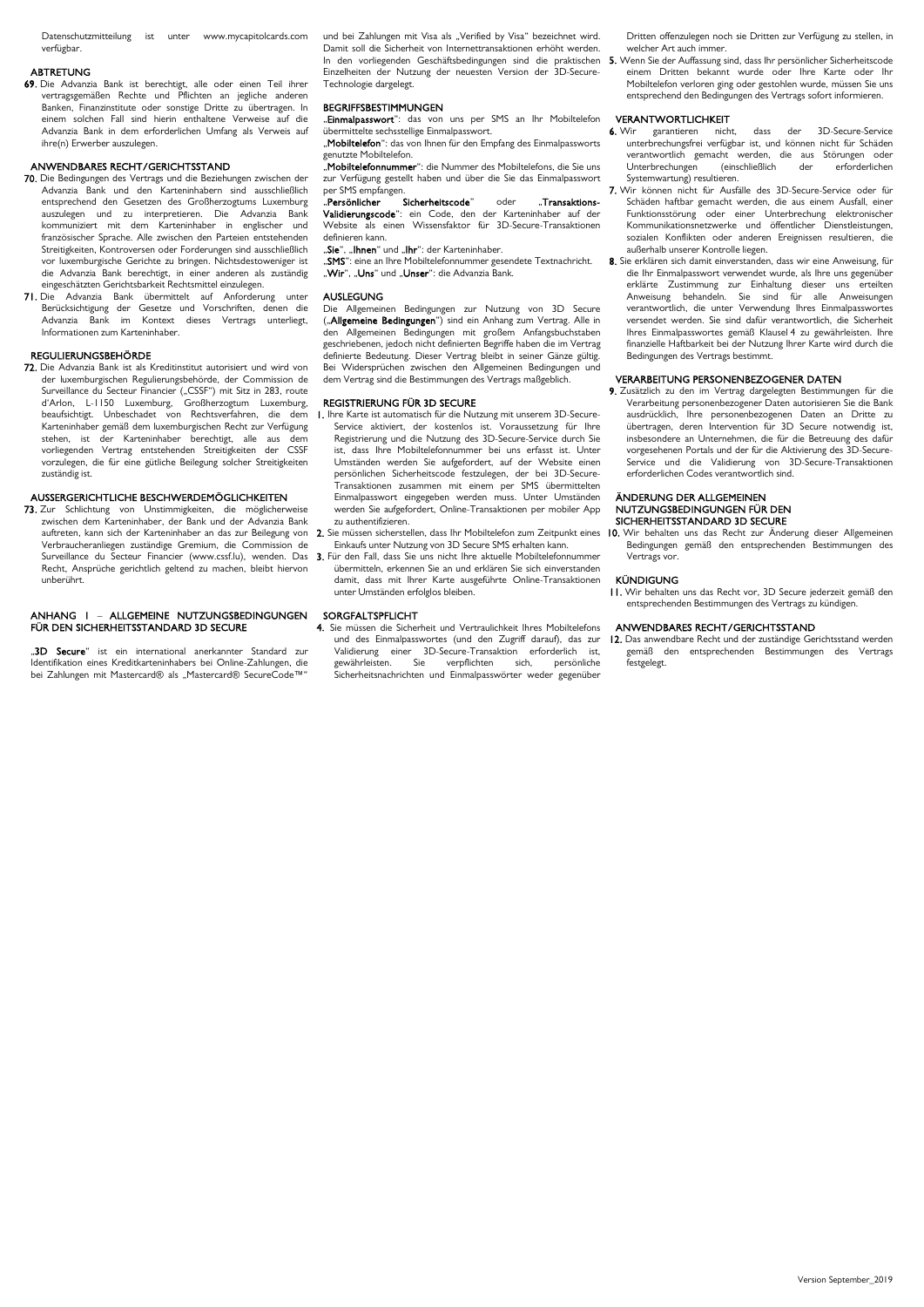Datenschutzmitteilung ist unter www.mycapitolcards.com verfügbar.

## ABTRETUNG

**69.** Die Advanzia Bank ist berechtigt, alle oder einen Teil ihrer vertragsgemäßen Rechte und Pflichten an jegliche anderen Banken, Finanzinstitute oder sonstige Dritte zu übertragen. In einem solchen Fall sind hierin enthaltene Verweise auf die Advanzia Bank in dem erforderlichen Umfang als Verweis auf ihre(n) Erwerber auszulegen.

## ANWENDBARES RECHT/GERICHTSSTAND

**70.** Die Bedingungen des Vertrags und die Beziehungen zwischen der Advanzia Bank und den Karteninhabern sind ausschließlich entsprechend den Gesetzen des Großherzogtums Luxemburg auszulegen und zu interpretieren. Die Advanzia Bank kommuniziert mit dem Karteninhaber in englischer und französischer Sprache. Alle zwischen den Parteien entstehenden Streitigkeiten, Kontroversen oder Forderungen sind ausschließlich vor luxemburgische Gerichte zu bringen. Nichtsdestoweniger ist die Advanzia Bank berechtigt, in einer anderen als zuständig eingeschätzten Gerichtsbarkeit Rechtsmittel einzulegen.

**71.** Die Advanzia Bank übermittelt auf Anforderung unter Berücksichtigung der Gesetze und Vorschriften, denen die Advanzia Bank im Kontext dieses Vertrags unterliegt, Informationen zum Karteninhaber.

## REGULIERUNGSBEHÖRDE

**72.** Die Advanzia Bank ist als Kreditinstitut autorisiert und wird von der luxemburgischen Regulierungsbehörde, der Commission de Surveillance du Secteur Financier („CSSF") mit Sitz in 283, route d'Arlon, L-1150 Luxemburg, Großherzogtum Luxemburg, beaufsichtigt. Unbeschadet von Rechtsverfahren, die dem Karteninhaber gemäß dem luxemburgischen Recht zur Verfügung stehen, ist der Karteninhaber berechtigt, alle aus dem vorliegenden Vertrag entstehenden Streitigkeiten der CSSF vorzulegen, die für eine gütliche Beilegung solcher Streitigkeiten zuständig ist.

## AUSSERGERICHTLICHE BESCHWERDEMÖGLICHKEITEN

**73.** Zur Schlichtung von Unstimmigkeiten, die möglicherweise zwischen dem Karteninhaber, der Bank und der Advanzia Bank auftreten, kann sich der Karteninhaber an das zur Beilegung von Verbraucheranliegen zuständige Gremium, die Commission de Surveillance du Secteur Financier (www.cssf.lu), wenden. Das Recht, Ansprüche gerichtlich geltend zu machen, bleibt hiervon unberührt.

## ANHANG 1 – ALLGEMEINE NUTZUNGSBEDINGUNGEN FÜR DEN SICHERHEITSSTANDARD 3D SECURE

„**3D Secure**" ist ein international anerkannter Standard zur Identifikation eines Kreditkarteninhabers bei Online-Zahlungen, die bei Zahlungen mit Mastercard® als „Mastercard® SecureCode™" und bei Zahlungen mit Visa als „Verified by Visa" bezeichnet wird. Damit soll die Sicherheit von Internettransaktionen erhöht werden. In den vorliegenden Geschäftsbedingungen sind die praktischen Einzelheiten der Nutzung der neuesten Version der 3D-Secure-Technologie dargelegt.

## BEGRIFFSBESTIMMUNGEN

„**Einmalpasswort**": das von uns per SMS an Ihr Mobiltelefon übermittelte sechsstellige Einmalpasswort.

„**Mobiltelefon**": das von Ihnen für den Empfang des Einmalpassworts genutzte Mobiltelefon.

„**Mobiltelefonnummer**": die Nummer des Mobiltelefons, die Sie uns zur Verfügung gestellt haben und über die Sie das Einmalpasswort per SMS empfangen.

„**Persönlicher Sicherheitscode**" oder „**Transaktions-Validierungscode**": ein Code, den der Karteninhaber auf der Website als einen Wissensfaktor für 3D-Secure-Transaktionen definieren kann.

„**Sie**", „**Ihnen**" und „**Ihr**": der Karteninhaber.

„**SMS**": eine an Ihre Mobiltelefonnummer gesendete Textnachricht.

„**Wir**", „**Uns**" und „**Unser**": die Advanzia Bank.

## AUSLEGUNG

Die Allgemeinen Bedingungen zur Nutzung von 3D Secure („**Allgemeine Bedingungen**") sind ein Anhang zum Vertrag. Alle in den Allgemeinen Bedingungen mit großem Anfangsbuchstaben geschriebenen, jedoch nicht definierten Begriffe haben die im Vertrag definierte Bedeutung. Dieser Vertrag bleibt in seiner Gänze gültig. Bei Widersprüchen zwischen den Allgemeinen Bedingungen und dem Vertrag sind die Bestimmungen des Vertrags maßgeblich.

## REGISTRIERUNG FÜR 3D SECURE

**1.** Ihre Karte ist automatisch für die Nutzung mit unserem 3D-Secure-Service aktiviert, der kostenlos ist. Voraussetzung für Ihre Registrierung und die Nutzung des 3D-Secure-Service durch Sie ist, dass Ihre Mobiltelefonnummer bei uns erfasst ist. Unter Umständen werden Sie aufgefordert, auf der Website einen persönlichen Sicherheitscode festzulegen, der bei 3D-Secure-Transaktionen zusammen mit einem per SMS übermittelten Einmalpasswort eingegeben werden muss. Unter Umständen werden Sie aufgefordert, Online-Transaktionen per mobiler App zu authentifizieren.

**2.** Sie müssen sicherstellen, dass Ihr Mobiltelefon zum Zeitpunkt eines Einkaufs unter Nutzung von 3D Secure SMS erhalten kann.

**3.** Für den Fall, dass Sie uns nicht Ihre aktuelle Mobiltelefonnummer übermitteln, erkennen Sie an und erklären Sie sich einverstanden damit, dass mit Ihrer Karte ausgeführte Online-Transaktionen unter Umständen erfolglos bleiben.

## SORGFALTSPFLICHT

**4.** Sie müssen die Sicherheit und Vertraulichkeit Ihres Mobiltelefons und des Einmalpasswortes (und den Zugriff darauf), das zur Validierung einer 3D-Secure-Transaktion erforderlich ist, gewährleisten. Sie verpflichten sich, persönliche Sicherheitsnachrichten und Einmalpasswörter weder gegenüber Dritten offenzulegen noch sie Dritten zur Verfügung zu stellen, in welcher Art auch immer.

**5.** Wenn Sie der Auffassung sind, dass Ihr persönlicher Sicherheitscode einem Dritten bekannt wurde oder Ihre Karte oder Ihr Mobiltelefon verloren ging oder gestohlen wurde, müssen Sie uns entsprechend den Bedingungen des Vertrags sofort informieren.

## VERANTWORTLICHKEIT

**6.** Wir garantieren nicht, dass der 3D-Secure-Service unterbrechungsfrei verfügbar ist, und können nicht für Schäden verantwortlich gemacht werden, die aus Störungen oder Unterbrechungen (einschließlich der erforderlichen Systemwartung) resultieren.

**7.** Wir können nicht für Ausfälle des 3D-Secure-Service oder für Schäden haftbar gemacht werden, die aus einem Ausfall, einer Funktionsstörung oder einer Unterbrechung elektronischer Kommunikationsnetzwerke und öffentlicher Dienstleistungen, sozialen Konflikten oder anderen Ereignissen resultieren, die außerhalb unserer Kontrolle liegen.

**8.** Sie erklären sich damit einverstanden, dass wir eine Anweisung, für die Ihr Einmalpasswort verwendet wurde, als Ihre uns gegenüber erklärte Zustimmung zur Einhaltung dieser uns erteilten Anweisung behandeln. Sie sind für alle Anweisungen verantwortlich, die unter Verwendung Ihres Einmalpasswortes versendet werden. Sie sind dafür verantwortlich, die Sicherheit Ihres Einmalpasswortes gemäß Klausel 4 zu gewährleisten. Ihre finanzielle Haftbarkeit bei der Nutzung Ihrer Karte wird durch die Bedingungen des Vertrags bestimmt.

## VERARBEITUNG PERSONENBEZOGENER DATEN

**9.** Zusätzlich zu den im Vertrag dargelegten Bestimmungen für die Verarbeitung personenbezogener Daten autorisieren Sie die Bank ausdrücklich, Ihre personenbezogenen Daten an Dritte zu übertragen, deren Intervention für 3D Secure notwendig ist, insbesondere an Unternehmen, die für die Betreuung des dafür vorgesehenen Portals und der für die Aktivierung des 3D-Secure-Service und die Validierung von 3D-Secure-Transaktionen erforderlichen Codes verantwortlich sind.

## ÄNDERUNG DER ALLGEMEINEN NUTZUNGSBEDINGUNGEN FÜR DEN SICHERHEITSSTANDARD 3D SECURE

**10.** Wir behalten uns das Recht zur Änderung dieser Allgemeinen Bedingungen gemäß den entsprechenden Bestimmungen des Vertrags vor.

## KÜNDIGUNG

**11.** Wir behalten uns das Recht vor, 3D Secure jederzeit gemäß den entsprechenden Bestimmungen des Vertrags zu kündigen.

## ANWENDBARES RECHT/GERICHTSSTAND

**12.** Das anwendbare Recht und der zuständige Gerichtsstand werden gemäß den entsprechenden Bestimmungen des Vertrags festgelegt.

Version September_2019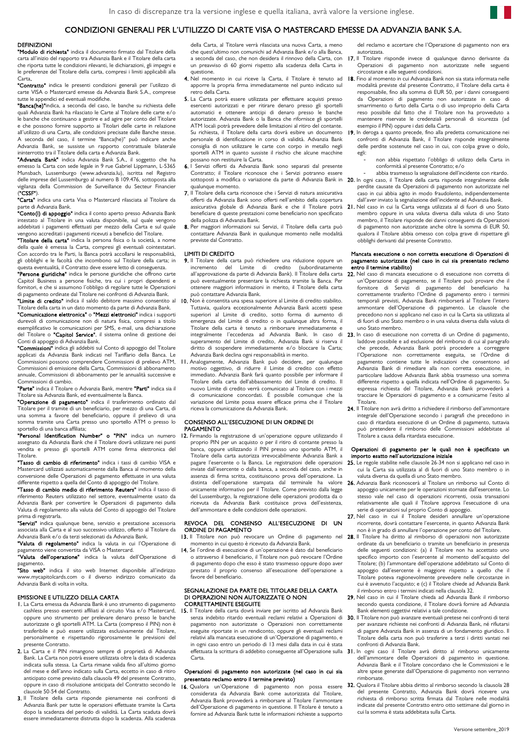In caso di discrepanze tra la versione inglese e quella italiana, avrà valore la versione inglese.

# CONDIZIONI GENERALI PER L'UTILIZZO DI CARTE VISA O MASTERCARD EMESSE DA ADVANZIA BANK S.A.

## DEFINIZIONI

**"Modulo di richiesta"** indica il documento firmato dal Titolare della carta all'inizio del rapporto tra Advanzia Bank e il Titolare della carta che riporta tutte le condizioni rilevanti, le dichiarazioni, gli impegni e le preferenze del Titolare della carta, compresi i limiti applicabili alla Carta.

**"Contratto"** indica le presenti condizioni generali per l'utilizzo di carte VISA o Mastercard emesse da Advanzia Bank S.A., comprese tutte le appendici ed eventuali modifiche.

**"Banca(he)"** indica, a seconda del caso, le banche su richiesta delle quali Advanzia Bank ha rilasciato le Carte al Titolare delle carte e/o le banche che continuano a gestire e ad agire per conto del Titolare e che possono fornire supporto ai Titolari delle carte in relazione all'utilizzo di una Carta, alle condizioni precisate dalle Banche stesse. A seconda del caso, il termine "Banca(he)" può indicare anche Advanzia Bank, se sussiste un rapporto contrattuale bilaterale ininterrotto tra il Titolare della carta e Advanzia Bank.

**"Advanzia Bank"** indica Advanzia Bank S.A., il soggetto che ha emesso la Carta con sede legale in 9 rue Gabriel Lippmann, L-5365 Munsbach, Lussemburgo (www.advanzia.lu), iscritta nel Registro delle imprese del Lussemburgo al numero B 109.476, sottoposta alla vigilanza della Commission de Surveillance du Secteur Financier ("CSSF").

**"Carta"** indica una carta Visa o Mastercard rilasciata al Titolare da parte di Advanzia Bank.

**"Conto(i) di appoggio"** indica il conto aperto presso Advanzia Bank intestato al Titolare in una valuta disponibile, sul quale vengono addebitati i pagamenti effettuati per mezzo della Carta e sul quale vengono accreditati i pagamenti ricevuti a beneficio del Titolare.

**"Titolare della carta"** indica la persona fisica o la società, a nome della quale è emessa la Carta, compresi gli eventuali cointestatari. Con accordo tra le Parti, la Banca potrà accollarsi le responsabilità, gli obblighi e le facoltà che incombono sul Titolare della carta; in questa eventualità, il Contratto deve essere letto di conseguenza.

**"Persone giuridiche"** indica le persone giuridiche che offrono carte Capitol Business a persone fisiche, tra cui i propri dipendenti e fornitori, e che si assumono l'obbligo di regolare tutte le Operazioni di pagamento ordinate dal Titolare nei confronti di Advanzia Bank.

**"Limite di credito"** indica il saldo debitore massimo consentito al Titolare della carta in un dato momento da parte di Advanzia Bank.

**"Comunicazione elettronica"** o **"Mezzi elettronici"** indica i supporti durevoli di comunicazione non di natura fisica, compresi a titolo esemplificativo le comunicazioni per SMS, e-mail, una dichiarazione del Titolare o **"Capitol Service"**, il sistema online di gestione dei Conti di appoggio di Advanzia Bank.

**"Commissioni"** indica gli addebiti sul Conto di appoggio del Titolare applicati da Advanzia Bank indicati nel Tariffario della Banca. Le Commissioni possono comprendere Commissioni di prelievo ATM, Commissioni di emissione della Carta, Commissioni di abbonamento annuale, Commissioni di abbonamento per le annualità successive e Commissioni di cambio.

**"Parte"** indica il Titolare o Advanzia Bank, mentre **"Parti"** indica sia il Titolare sia Advanzia Bank, ed eventualmente la Banca.

**"Operazione di pagamento"** indica il trasferimento ordinato dal Titolare per il tramite di un beneficiario, per mezzo di una Carta, di una somma a favore del beneficiario, oppure il prelievo di una somma tramite una Carta presso uno sportello ATM o presso lo sportello di una banca affiliata;

**"Personal Identification Number" o "PIN"** indica un numero assegnato da Advanzia Bank che il Titolare dovrà utilizzare nei punti vendita e presso gli sportelli ATM come firma elettronica del Titolare.

**"Tasso di cambio di riferimento"** indica i tassi di cambio VISA e Mastercard utilizzati automaticamente dalla Banca al momento della conversione delle Operazioni di pagamento effettuate in una valuta differente rispetto a quella del Conto di appoggio del Titolare.

**"Tasso di cambio medio di riferimento Reuters"** indica il tasso di riferimento Reuters utilizzato nel settore, eventualmente usato da Advanzia Bank per convertire le Operazioni di pagamento dalla Valuta di regolamento alla valuta del Conto di appoggio del Titolare prima di registrarla.

**"Servizi"** indica qualunque bene, servizio e prestazione accessoria associata alla Carta e al suo successivo utilizzo, offerto al Titolare da Advanzia Bank e/o da terzi selezionati da Advanzia Bank.

**"Valuta di regolamento"** indica la valuta in cui l'Operazione di pagamento viene convertita da VISA o Mastercard.

**"Valuta dell'operazione"** indica la valuta dell'Operazione di pagamento.

**"Sito web"** indica il sito web Internet disponibile all'indirizzo www.mycapitolcards.com o il diverso indirizzo comunicato da Advanzia Bank di volta in volta.

## EMISSIONE E UTILIZZO DELLA CARTA

1. La Carta emessa da Advanzia Bank è uno strumento di pagamento cashless presso esercenti affiliati al circuito Visa e/o Mastercard, oppure uno strumento per prelevare denaro presso le banche autorizzate o gli sportelli ATM. La Carta (compreso il PIN) non è trasferibile e può essere utilizzata esclusivamente dal Titolare, personalmente e rispettando rigorosamente le previsioni del presente Contratto.
2. La Carta e il PIN rimangono sempre di proprietà di Advanzia Bank. La Carta non potrà essere utilizzata oltre la data di scadenza indicata sulla stessa. La Carta rimane valida fino all'ultimo giorno del mese e dell'anno indicato sulla Carta, eccetto in caso di ritiro anticipato come previsto dalla clausola 49 del presente Contratto, oppure in caso di risoluzione anticipata del Contratto secondo le clausole 50-54 del Contratto.
3. Il Titolare della carta risponde pienamente nei confronti di Advanzia Bank per tutte le operazioni effettuate tramite la Carta dopo la scadenza del periodo di validità. La Carta scaduta dovrà essere immediatamente distrutta dopo la scadenza. Alla scadenza della Carta, al Titolare verrà rilasciata una nuova Carta, a meno che quest'ultimo non comunichi ad Advanzia Bank e/o alla Banca, a seconda del caso, che non desidera il rinnovo della Carta, con un preavviso di 60 giorni rispetto alla scadenza della Carta in questione.
4. Nel momento in cui riceve la Carta, il Titolare è tenuto ad apporre la propria firma immediatamente nel punto indicato sul retro della Carta.
5. La Carta potrà essere utilizzata per effettuare acquisti presso esercenti autorizzati e per ritirare denaro presso gli sportelli automatici e ottenere anticipi di denaro presso le banche autorizzate. Advanzia Bank o la Banca che rifornisce gli sportelli ATM locali potrà prevedere delle limitazioni al ritiro del contante. Su richiesta, il Titolare della carta dovrà esibire un documento personale di identificazione in corso di validità. Advanzia Bank consiglia di non utilizzare le carte con corpo in metallo negli sportelli ATM in quanto sussiste il rischio che alcune macchine possano non restituire la Carta.
6. I Servizi offerti da Advanzia Bank sono separati dal presente Contratto; il Titolare riconosce che i Servizi potranno essere sottoposti a modifica o variazione da parte di Advanzia Bank in qualunque momento.
7. Il Titolare della carta riconosce che i Servizi di natura assicurativa offerti da Advanzia Bank sono offerti nell'ambito della copertura assicurativa globale di Advanzia Bank e che il Titolare potrà beneficiare di queste prestazioni come beneficiario non specificato della polizza di Advanzia Bank.
8. Per maggiori informazioni sui Servizi, il Titolare della carta può contattare Advanzia Bank in qualunque momento nelle modalità previste dal Contratto.

## LIMITI DI CREDITO

9. Il Titolare della carta può richiedere una riduzione oppure un incremento del Limite di credito (subordinatamente all'approvazione da parte di Advanzia Bank). Il Titolare della carta può eventualmente presentare la richiesta tramite la Banca. Per ottenere maggiori informazioni in merito, il Titolare della carta può contattare Advanzia Bank.
10. Non è consentita una spesa superiore al Limite di credito stabilito. Tuttavia, qualora eccezionalmente Advanzia Bank accetti spese superiori al Limite di credito, sotto forma di aumento di emergenza del Limite di credito o in qualunque altra forma, il Titolare della carta è tenuto a rimborsare immediatamente e integralmente l'eccedenza ad Advanzia Bank. In caso di superamento del Limite di credito, Advanzia Bank si riserva il diritto di sospendere immediatamente e/o bloccare la Carta; Advanzia Bank declina ogni responsabilità in merito.
11. Analogamente, Advanzia Bank può decidere, per qualunque motivo oggettivo, di ridurre il Limite di credito con effetto immediato. Advanzia Bank farà quanto possibile per informare il Titolare della carta dell'abbassamento del Limite di credito. Il nuovo Limite di credito verrà comunicato al Titolare con i mezzi di comunicazione concordati. È possibile comunque che la variazione del Limite possa essere efficace prima che il Titolare riceva la comunicazione da Advanzia Bank.

## CONSENSO ALL'ESECUZIONE DI UN ORDINE DI PAGAMENTO

12. Firmando la registrazione di un'operazione oppure utilizzando il proprio PIN per un acquisto o per il ritiro di contante presso la banca, oppure utilizzando il PIN presso uno sportello ATM, il Titolare della carta autorizza irrevocabilmente Advanzia Bank a pagare l'esercente o la Banca. Le registrazioni delle operazioni inviate dall'esercente o dalla banca, a seconda del caso, anche in assenza di firma scritta, costituiscono prova dell'operazione. La distinta dell'operazione stampata dal terminale ha valore unicamente informativo per il Titolare. Come previsto dalla legge del Lussemburgo, la registrazione delle operazioni prodotta da o ricevuta da Advanzia Bank costituisce prova dell'esistenza, dell'ammontare e delle condizioni delle operazioni.

## REVOCA DEL CONSENSO ALL'ESECUZIONE DI UN ORDINE DI PAGAMENTO

13. Il Titolare non può revocare un Ordine di pagamento nel momento in cui questo è ricevuto da Advanzia Bank.
14. Se l'ordine di esecuzione di un'operazione è dato dal beneficiario o attraverso il beneficiario, il Titolare non può revocare l'Ordine di pagamento dopo che esso è stato trasmesso oppure dopo aver prestato il proprio consenso all'esecuzione dell'operazione a favore del beneficiario.

## SEGNALAZIONE DA PARTE DEL TITOLARE DELLA CARTA DI OPERAZIONI NON AUTORIZZATE O NON CORRETTAMENTE ESEGUITE

15. Il Titolare della carta dovrà inviare per iscritto ad Advanzia Bank senza indebito ritardo eventuali reclami relativi a Operazioni di pagamento non autorizzate o Operazioni non correttamente eseguite riportate in un rendiconto, oppure gli eventuali reclami relativi alla mancata esecuzione di un'Operazione di pagamento, e in ogni caso entro un periodo di 13 mesi dalla data in cui è stata effettuata la scrittura di addebito conseguente all'Operazione sulla Carta.

### Operazioni di pagamento non autorizzate (nel caso in cui sia presentato reclamo entro il termine previsto)

16. Qualora un'Operazione di pagamento non possa essere considerata da Advanzia Bank come autorizzata dal Titolare, Advanzia Bank provvederà a rimborsare al Titolare l'ammontare dell'Operazione di pagamento in questione. Il Titolare è tenuto a fornire ad Advanzia Bank tutte le informazioni richieste a supporto del reclamo e accertare che l'Operazione di pagamento non era autorizzata.
17. Il Titolare risponde invece di qualunque danno derivante da Operazioni di pagamento non autorizzate nelle seguenti circostanze e alle seguenti condizioni.
18. Fino al momento in cui Advanzia Bank non sia stata informata nelle modalità previste dal presente Contratto, il Titolare della carta è responsabile, fino alla somma di EUR 50, per i danni conseguenti da Operazioni di pagamento non autorizzate in caso di smarrimento o furto della Carta o di uso improprio della Carta reso possibile dal fatto che il Titolare non ha provveduto a mantenere riservate le credenziali personali di sicurezza (ad esempio il PIN) oppure i dati della Carta.
19. In deroga a quanto precede, fino alla predetta comunicazione nei confronti di Advanzia Bank, il Titolare risponde integralmente delle perdite sostenute nel caso in cui, con colpa grave o dolo, egli:
    - non abbia rispettato l'obbligo di utilizzo della Carta in conformità al presente Contratto; e/o
    - abbia trasmesso la segnalazione dell'incidente con ritardo.
20. In ogni caso, il Titolare della carta risponde integralmente delle perdite causate da Operazioni di pagamento non autorizzate nel caso in cui abbia agito in modo fraudolento, indipendentemente dall'aver inviato la segnalazione dell'incidente ad Advanzia Bank.
21. Nel caso in cui la Carta venga utilizzata al di fuori di uno Stato membro oppure in una valuta diversa dalla valuta di uno Stato membro, il Titolare risponde dei danni conseguenti da Operazioni di pagamento non autorizzate anche oltre la somma di EUR 50, qualora il Titolare abbia omesso con colpa grave di rispettare gli obblighi derivanti dal presente Contratto.

### Mancata esecuzione o non corretta esecuzione di Operazioni di pagamento autorizzate (nel caso in cui sia presentato reclamo entro il termine stabilito)

22. Nel caso di mancata esecuzione o di esecuzione non corretta di un'Operazione di pagamento, se il Titolare può provare che il fornitore di Servizi di pagamento del beneficiario ha correttamente trasferito l'Ordine di pagamento entro i termini temporali previsti, Advanzia Bank rimborserà al Titolare l'intero ammontare dell'Operazione di pagamento. Le clausole che precedono non si applicano nel caso in cui la Carta sia utilizzata al di fuori di uno Stato membro o in una valuta diversa dalla valuta di uno Stato membro.
23. In caso di esecuzione non corretta di un Ordine di pagamento, laddove possibile e ad esclusione del rimborso di cui al paragrafo che precede, Advanzia Bank potrà procedere a correggere l'Operazione non correttamente eseguita, se l'Ordine di pagamento contiene tutte le indicazioni che consentono ad Advanzia Bank di rimediare alla non corretta esecuzione, in particolare laddove Advanzia Bank abbia trasmesso una somma differente rispetto a quella indicata nell'Ordine di pagamento. Su espressa richiesta del Titolare, Advanzia Bank provvederà a tracciare le Operazioni di pagamento e a comunicarne l'esito al Titolare.
24. Il Titolare non avrà diritto a richiedere il rimborso dell'ammontare integrale dell'Operazione secondo i paragrafi che precedono in caso di ritardata esecuzione di un Ordine di pagamento, tuttavia può pretendere il rimborso delle Commissioni addebitate al Titolare a causa della ritardata esecuzione.

### Operazioni di pagamento per le quali non è specificato un importo esatto nell'autorizzazione iniziale

25. Le regole stabilite nelle clausole 26-34 non si applicano nel caso in cui la Carta sia utilizzata al di fuori di uno Stato membro o in valuta diversa da quella di uno Stato membro.
26. Advanzia Bank riconoscerà al Titolare un rimborso sul Conto di appoggio unicamente per le operazioni stornate dall'esercente. Lo stesso vale nel caso di operazioni ricorrenti, ossia transazioni relativamente alle quali il Titolare approva l'esecuzione di una serie di operazioni sul proprio Conto di appoggio.
27. Nel caso in cui il Titolare desideri annullare un'operazione ricorrente, dovrà contattare l'esercente, in quanto Advanzia Bank non è in grado di annullare l'operazione per conto del Titolare.
28. Il Titolare ha diritto al rimborso di operazioni non autorizzate ordinate da un beneficiario o tramite un beneficiario in presenza delle seguenti condizioni: (a) il Titolare non ha accettato uno specifico importo con l'esercente al momento dell'acquisto del Titolare; (b) l'ammontare dell'operazione addebitato sul Conto di appoggio dall'esercente è maggiore rispetto a quello che il Titolare poteva ragionevolmente prevedere nelle circostanze in cui è avvenuto l'acquisto; e (c) il Titolare chiede ad Advanzia Bank il rimborso entro i termini indicati nella clausola 32.
29. Nel caso in cui il Titolare chieda ad Advanzia Bank il rimborso secondo questa condizione, il Titolare dovrà fornire ad Advanzia Bank elementi oggettivi relativi a tale condizione.
30. Il Titolare non può avanzare eventuali pretese nei confronti di terzi per avanzare richieste nei confronti di Advanzia Bank, né rifiutarsi di pagare Advanzia Bank in assenza di un fondamento giuridico. Il Titolare della carta non può trasferire a terzi i diritti vantati nei confronti di Advanzia Bank.
31. In ogni caso il Titolare avrà diritto al rimborso unicamente dell'ammontare delle Operazioni di pagamento in questione. Advanzia Bank e il Titolare concordano che le Commissioni e le altre spese generate dall'Operazione di pagamento non verranno rimborsate.
32. Qualora il Titolare abbia diritto al rimborso secondo la clausola 28 del presente Contratto, Advanzia Bank dovrà ricevere una richiesta di rimborso scritta firmata dal Titolare nelle modalità indicate dal presente Contratto entro otto settimane dal giorno in cui la somma è stata addebitata sulla Carta.

Versione settembre_2019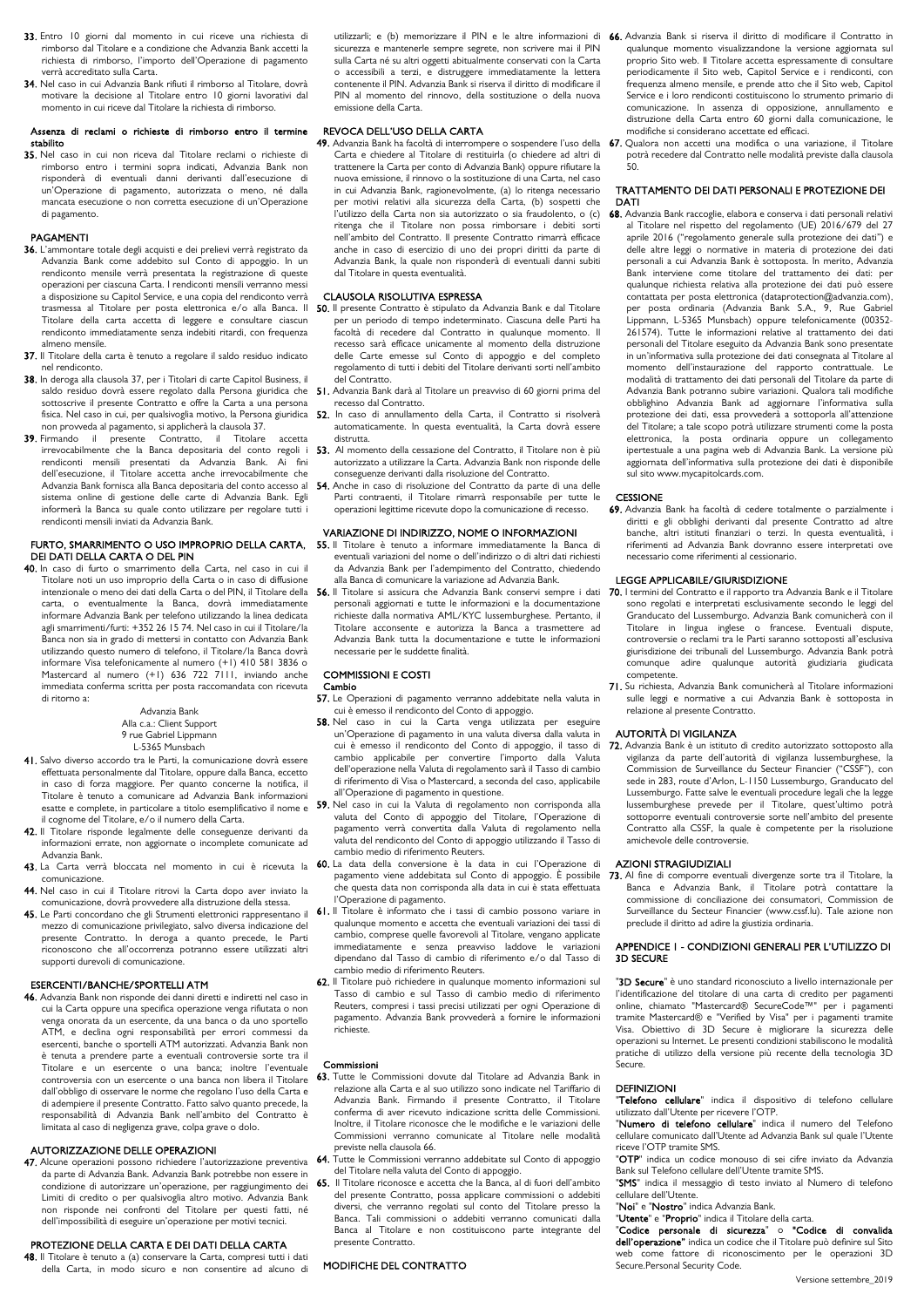**33.** Entro 10 giorni dal momento in cui riceve una richiesta di rimborso dal Titolare e a condizione che Advanzia Bank accetti la richiesta di rimborso, l'importo dell'Operazione di pagamento verrà accreditato sulla Carta.

**34.** Nel caso in cui Advanzia Bank rifiuti il rimborso al Titolare, dovrà motivare la decisione al Titolare entro 10 giorni lavorativi dal momento in cui riceve dal Titolare la richiesta di rimborso.

#### Assenza di reclami o richieste di rimborso entro il termine stabilito

**35.** Nel caso in cui non riceva dal Titolare reclami o richieste di rimborso entro i termini sopra indicati, Advanzia Bank non risponderà di eventuali danni derivanti dall'esecuzione di un'Operazione di pagamento, autorizzata o meno, né dalla mancata esecuzione o non corretta esecuzione di un'Operazione di pagamento.

#### PAGAMENTI

**36.** L'ammontare totale degli acquisti e dei prelievi verrà registrato da Advanzia Bank come addebito sul Conto di appoggio. In un rendiconto mensile verrà presentata la registrazione di queste operazioni per ciascuna Carta. I rendiconti mensili verranno messi a disposizione su Capitol Service, e una copia del rendiconto verrà trasmessa al Titolare per posta elettronica e/o alla Banca. Il Titolare della carta accetta di leggere e consultare ciascun rendiconto immediatamente senza indebiti ritardi, con frequenza almeno mensile.

**37.** Il Titolare della carta è tenuto a regolare il saldo residuo indicato nel rendiconto.

**38.** In deroga alla clausola 37, per i Titolari di carte Capitol Business, il saldo residuo dovrà essere regolato dalla Persona giuridica che sottoscrive il presente Contratto e offre la Carta a una persona fisica. Nel caso in cui, per qualsivoglia motivo, la Persona giuridica non provveda al pagamento, si applicherà la clausola 37.

**39.** Firmando il presente Contratto, il Titolare accetta irrevocabilmente che la Banca depositaria del conto regoli i rendiconti mensili presentati da Advanzia Bank. Ai fini dell'esecuzione, il Titolare accetta anche irrevocabilmente che Advanzia Bank fornisca alla Banca depositaria del conto accesso al sistema online di gestione delle carte di Advanzia Bank. Egli informerà la Banca su quale conto utilizzare per regolare tutti i rendiconti mensili inviati da Advanzia Bank.

#### FURTO, SMARRIMENTO O USO IMPROPRIO DELLA CARTA, DEI DATI DELLA CARTA O DEL PIN

**40.** In caso di furto o smarrimento della Carta, nel caso in cui il Titolare noti un uso improprio della Carta o in caso di diffusione intenzionale o meno dei dati della Carta o del PIN, il Titolare della carta, o eventualmente la Banca, dovrà immediatamente informare Advanzia Bank per telefono utilizzando la linea dedicata agli smarrimenti/furti: +352 26 15 74. Nel caso in cui il Titolare/la Banca non sia in grado di mettersi in contatto con Advanzia Bank utilizzando questo numero di telefono, il Titolare/la Banca dovrà informare Visa telefonicamente al numero (+1) 410 581 3836 o Mastercard al numero (+1) 636 722 7111, inviando anche immediata conferma scritta per posta raccomandata con ricevuta di ritorno a:

Advanzia Bank
Alla c.a.: Client Support
9 rue Gabriel Lippmann
L-5365 Munsbach

**41.** Salvo diverso accordo tra le Parti, la comunicazione dovrà essere effettuata personalmente dal Titolare, oppure dalla Banca, eccetto in caso di forza maggiore. Per quanto concerne la notifica, il Titolare è tenuto a comunicare ad Advanzia Bank informazioni esatte e complete, in particolare a titolo esemplificativo il nome e il cognome del Titolare, e/o il numero della Carta.

**42.** Il Titolare risponde legalmente delle conseguenze derivanti da informazioni errate, non aggiornate o incomplete comunicate ad Advanzia Bank.

**43.** La Carta verrà bloccata nel momento in cui è ricevuta la comunicazione.

**44.** Nel caso in cui il Titolare ritrovi la Carta dopo aver inviato la comunicazione, dovrà provvedere alla distruzione della stessa.

**45.** Le Parti concordano che gli Strumenti elettronici rappresentano il mezzo di comunicazione privilegiato, salvo diversa indicazione del presente Contratto. In deroga a quanto precede, le Parti riconoscono che all'occorrenza potranno essere utilizzati altri supporti durevoli di comunicazione.

#### ESERCENTI/BANCHE/SPORTELLI ATM

**46.** Advanzia Bank non risponde dei danni diretti e indiretti nel caso in cui la Carta oppure una specifica operazione venga rifiutata o non venga onorata da un esercente, da una banca o da uno sportello ATM, e declina ogni responsabilità per errori commessi da esercenti, banche o sportelli ATM autorizzati. Advanzia Bank non è tenuta a prendere parte a eventuali controversie sorte tra il Titolare e un esercente o una banca; inoltre l'eventuale controversia con un esercente o una banca non libera il Titolare dall'obbligo di osservare le norme che regolano l'uso della Carta e di adempiere il presente Contratto. Fatto salvo quanto precede, la responsabilità di Advanzia Bank nell'ambito del Contratto è limitata al caso di negligenza grave, colpa grave o dolo.

#### AUTORIZZAZIONE DELLE OPERAZIONI

**47.** Alcune operazioni possono richiedere l'autorizzazione preventiva da parte di Advanzia Bank. Advanzia Bank potrebbe non essere in condizione di autorizzare un'operazione, per raggiungimento dei Limiti di credito o per qualsivoglia altro motivo. Advanzia Bank non risponde nei confronti del Titolare per questi fatti, né dell'impossibilità di eseguire un'operazione per motivi tecnici.

#### PROTEZIONE DELLA CARTA E DEI DATI DELLA CARTA

**48.** Il Titolare è tenuto a (a) conservare la Carta, compresi tutti i dati della Carta, in modo sicuro e non consentire ad alcuno di utilizzarli; e (b) memorizzare il PIN e le altre informazioni di sicurezza e mantenerle sempre segrete, non scrivere mai il PIN sulla Carta né su altri oggetti abitualmente conservati con la Carta o accessibili a terzi, e distruggere immediatamente la lettera contenente il PIN. Advanzia Bank si riserva il diritto di modificare il PIN al momento del rinnovo, della sostituzione o della nuova emissione della Carta.

#### REVOCA DELL'USO DELLA CARTA

**49.** Advanzia Bank ha facoltà di interrompere o sospendere l'uso della Carta e chiedere al Titolare di restituirla (o chiedere ad altri di trattenere la Carta per conto di Advanzia Bank) oppure rifiutare la nuova emissione, il rinnovo o la sostituzione di una Carta, nel caso in cui Advanzia Bank, ragionevolmente, (a) lo ritenga necessario per motivi relativi alla sicurezza della Carta, (b) sospetti che l'utilizzo della Carta non sia autorizzato o sia fraudolento, o (c) ritenga che il Titolare non possa rimborsare i debiti sorti nell'ambito del Contratto. Il presente Contratto rimarrà efficace anche in caso di esercizio di uno dei propri diritti da parte di Advanzia Bank, la quale non risponderà di eventuali danni subiti dal Titolare in questa eventualità.

#### CLAUSOLA RISOLUTIVA ESPRESSA

**50.** Il presente Contratto è stipulato da Advanzia Bank e dal Titolare per un periodo di tempo indeterminato. Ciascuna delle Parti ha facoltà di recedere dal Contratto in qualunque momento. Il recesso sarà efficace unicamente al momento della distruzione delle Carte emesse sul Conto di appoggio e del completo regolamento di tutti i debiti del Titolare derivanti sorti nell'ambito del Contratto.

**51.** Advanzia Bank darà al Titolare un preavviso di 60 giorni prima del recesso dal Contratto.

**52.** In caso di annullamento della Carta, il Contratto si risolverà automaticamente. In questa eventualità, la Carta dovrà essere distrutta.

**53.** Al momento della cessazione del Contratto, il Titolare non è più autorizzato a utilizzare la Carta. Advanzia Bank non risponde delle conseguenze derivanti dalla risoluzione del Contratto.

**54.** Anche in caso di risoluzione del Contratto da parte di una delle Parti contraenti, il Titolare rimarrà responsabile per tutte le operazioni legittime ricevute dopo la comunicazione di recesso.

#### VARIAZIONE DI INDIRIZZO, NOME O INFORMAZIONI

**55.** Il Titolare è tenuto a informare immediatamente la Banca di eventuali variazioni del nome o dell'indirizzo o di altri dati richiesti da Advanzia Bank per l'adempimento del Contratto, chiedendo alla Banca di comunicare la variazione ad Advanzia Bank.

**56.** Il Titolare si assicura che Advanzia Bank conservi sempre i dati personali aggiornati e tutte le informazioni e la documentazione richieste dalla normativa AML/KYC lussemburghese. Pertanto, il Titolare acconsente e autorizza la Banca a trasmettere ad Advanzia Bank tutta la documentazione e tutte le informazioni necessarie per le suddette finalità.

#### COMMISSIONI E COSTI

**Cambio**

**57.** Le Operazioni di pagamento verranno addebitate nella valuta in cui è emesso il rendiconto del Conto di appoggio.

**58.** Nel caso in cui la Carta venga utilizzata per eseguire un'Operazione di pagamento in una valuta diversa dalla valuta in cui è emesso il rendiconto del Conto di appoggio, il tasso di cambio applicabile per convertire l'importo dalla Valuta dell'operazione nella Valuta di regolamento sarà il Tasso di cambio di riferimento di Visa o Mastercard, a seconda del caso, applicabile all'Operazione di pagamento in questione.

**59.** Nel caso in cui la Valuta di regolamento non corrisponda alla valuta del Conto di appoggio del Titolare, l'Operazione di pagamento verrà convertita dalla Valuta di regolamento nella valuta del rendiconto del Conto di appoggio utilizzando il Tasso di cambio medio di riferimento Reuters.

**60.** La data della conversione è la data in cui l'Operazione di pagamento viene addebitata sul Conto di appoggio. È possibile che questa data non corrisponda alla data in cui è stata effettuata l'Operazione di pagamento.

**61.** Il Titolare è informato che i tassi di cambio possono variare in qualunque momento e accetta che eventuali variazioni dei tassi di cambio, comprese quelle favorevoli al Titolare, vengano applicate immediatamente e senza preavviso laddove le variazioni dipendano dal Tasso di cambio di riferimento e/o dal Tasso di cambio medio di riferimento Reuters.

**62.** Il Titolare può richiedere in qualunque momento informazioni sul Tasso di cambio e sul Tasso di cambio medio di riferimento Reuters, compresi i tassi precisi utilizzati per ogni Operazione di pagamento. Advanzia Bank provvederà a fornire le informazioni richieste.

**Commissioni**

**63.** Tutte le Commissioni dovute dal Titolare ad Advanzia Bank in relazione alla Carta e al suo utilizzo sono indicate nel Tariffario di Advanzia Bank. Firmando il presente Contratto, il Titolare conferma di aver ricevuto indicazione scritta delle Commissioni. Inoltre, il Titolare riconosce che le modifiche e le variazioni delle Commissioni verranno comunicate al Titolare nelle modalità previste nella clausola 66.

**64.** Tutte le Commissioni verranno addebitate sul Conto di appoggio del Titolare nella valuta del Conto di appoggio.

**65.** Il Titolare riconosce e accetta che la Banca, al di fuori dell'ambito del presente Contratto, possa applicare commissioni o addebiti diversi, che verranno regolati sul conto del Titolare presso la Banca. Tali commissioni o addebiti verranno comunicati dalla Banca al Titolare e non costituiscono parte integrante del presente Contratto.

#### MODIFICHE DEL CONTRATTO

**66.** Advanzia Bank si riserva il diritto di modificare il Contratto in qualunque momento visualizzandone la versione aggiornata sul proprio Sito web. Il Titolare accetta espressamente di consultare periodicamente il Sito web, Capitol Service e i rendiconti, con frequenza almeno mensile, e prende atto che il Sito web, Capitol Service e i loro rendiconti costituiscono lo strumento primario di comunicazione. In assenza di opposizione, annullamento e distruzione della Carta entro 60 giorni dalla comunicazione, le modifiche si considerano accettate ed efficaci.

**67.** Qualora non accetti una modifica o una variazione, il Titolare potrà recedere dal Contratto nelle modalità previste dalla clausola 50.

#### TRATTAMENTO DEI DATI PERSONALI E PROTEZIONE DEI DATI

**68.** Advanzia Bank raccoglie, elabora e conserva i dati personali relativi al Titolare nel rispetto del regolamento (UE) 2016/679 del 27 aprile 2016 ("regolamento generale sulla protezione dei dati") e delle altre leggi o normative in materia di protezione dei dati personali a cui Advanzia Bank è sottoposta. In merito, Advanzia Bank interviene come titolare del trattamento dei dati: per qualunque richiesta relativa alla protezione dei dati può essere contattata per posta elettronica (dataprotection@advanzia.com), per posta ordinaria (Advanzia Bank S.A., 9, Rue Gabriel Lippmann, L-5365 Munsbach) oppure telefonicamente (00352-261574). Tutte le informazioni relative al trattamento dei dati personali del Titolare eseguito da Advanzia Bank sono presentate in un'informativa sulla protezione dei dati consegnata al Titolare al momento dell'instaurazione del rapporto contrattuale. Le modalità di trattamento dei dati personali del Titolare da parte di Advanzia Bank potranno subire variazioni. Qualora tali modifiche obblighino Advanzia Bank ad aggiornare l'informativa sulla protezione dei dati, essa provvederà a sottoporla all'attenzione del Titolare; a tale scopo potrà utilizzare strumenti come la posta elettronica, la posta ordinaria oppure un collegamento ipertestuale a una pagina web di Advanzia Bank. La versione più aggiornata dell'informativa sulla protezione dei dati è disponibile sul sito www.mycapitolcards.com.

#### CESSIONE

**69.** Advanzia Bank ha facoltà di cedere totalmente o parzialmente i diritti e gli obblighi derivanti dal presente Contratto ad altre banche, altri istituti finanziari o terzi. In questa eventualità, i riferimenti ad Advanzia Bank dovranno essere interpretati ove necessario come riferimenti al cessionario.

#### LEGGE APPLICABILE/GIURISDIZIONE

**70.** I termini del Contratto e il rapporto tra Advanzia Bank e il Titolare sono regolati e interpretati esclusivamente secondo le leggi del Granducato del Lussemburgo. Advanzia Bank comunicherà con il Titolare in lingua inglese o francese. Eventuali dispute, controversie o reclami tra le Parti saranno sottoposti all'esclusiva giurisdizione dei tribunali del Lussemburgo. Advanzia Bank potrà comunque adire qualunque autorità giudiziaria giudicata competente.

**71.** Su richiesta, Advanzia Bank comunicherà al Titolare informazioni sulle leggi e normative a cui Advanzia Bank è sottoposta in relazione al presente Contratto.

#### AUTORITÀ DI VIGILANZA

**72.** Advanzia Bank è un istituto di credito autorizzato sottoposto alla vigilanza da parte dell'autorità di vigilanza lussemburghese, la Commission de Surveillance du Secteur Financier ("CSSF"), con sede in 283, route d'Arlon, L-1150 Lussemburgo, Granducato del Lussemburgo. Fatte salve le eventuali procedure legali che la legge lussemburghese prevede per il Titolare, quest'ultimo potrà sottoporre eventuali controversie sorte nell'ambito del presente Contratto alla CSSF, la quale è competente per la risoluzione amichevole delle controversie.

#### AZIONI STRAGIUDIZIALI

**73.** Al fine di comporre eventuali divergenze sorte tra il Titolare, la Banca e Advanzia Bank, il Titolare potrà contattare la commissione di conciliazione dei consumatori, Commission de Surveillance du Secteur Financier (www.cssf.lu). Tale azione non preclude il diritto ad adire la giustizia ordinaria.

#### APPENDICE 1 - CONDIZIONI GENERALI PER L'UTILIZZO DI 3D SECURE

"**3D Secure**" è uno standard riconosciuto a livello internazionale per l'identificazione del titolare di una carta di credito per pagamenti online, chiamato "Mastercard® SecureCode™" per i pagamenti tramite Mastercard® e "Verified by Visa" per i pagamenti tramite Visa. Obiettivo di 3D Secure è migliorare la sicurezza delle operazioni su Internet. Le presenti condizioni stabiliscono le modalità pratiche di utilizzo della versione più recente della tecnologia 3D Secure.

#### DEFINIZIONI

"**Telefono cellulare**" indica il dispositivo di telefono cellulare utilizzato dall'Utente per ricevere l'OTP.

"**Numero di telefono cellulare**" indica il numero del Telefono cellulare comunicato dall'Utente ad Advanzia Bank sul quale l'Utente riceve l'OTP tramite SMS.

"**OTP**" indica un codice monouso di sei cifre inviato da Advanzia Bank sul Telefono cellulare dell'Utente tramite SMS.

"**SMS**" indica il messaggio di testo inviato al Numero di telefono cellulare dell'Utente.

"**Noi**" e "**Nostro**" indica Advanzia Bank.

"**Utente**" e "**Proprio**" indica il Titolare della carta.

"**Codice personale di sicurezza**" o "**Codice di convalida dell'operazione**" indica un codice che il Titolare può definire sul Sito web come fattore di riconoscimento per le operazioni 3D Secure.Personal Security Code.

Versione settembre_2019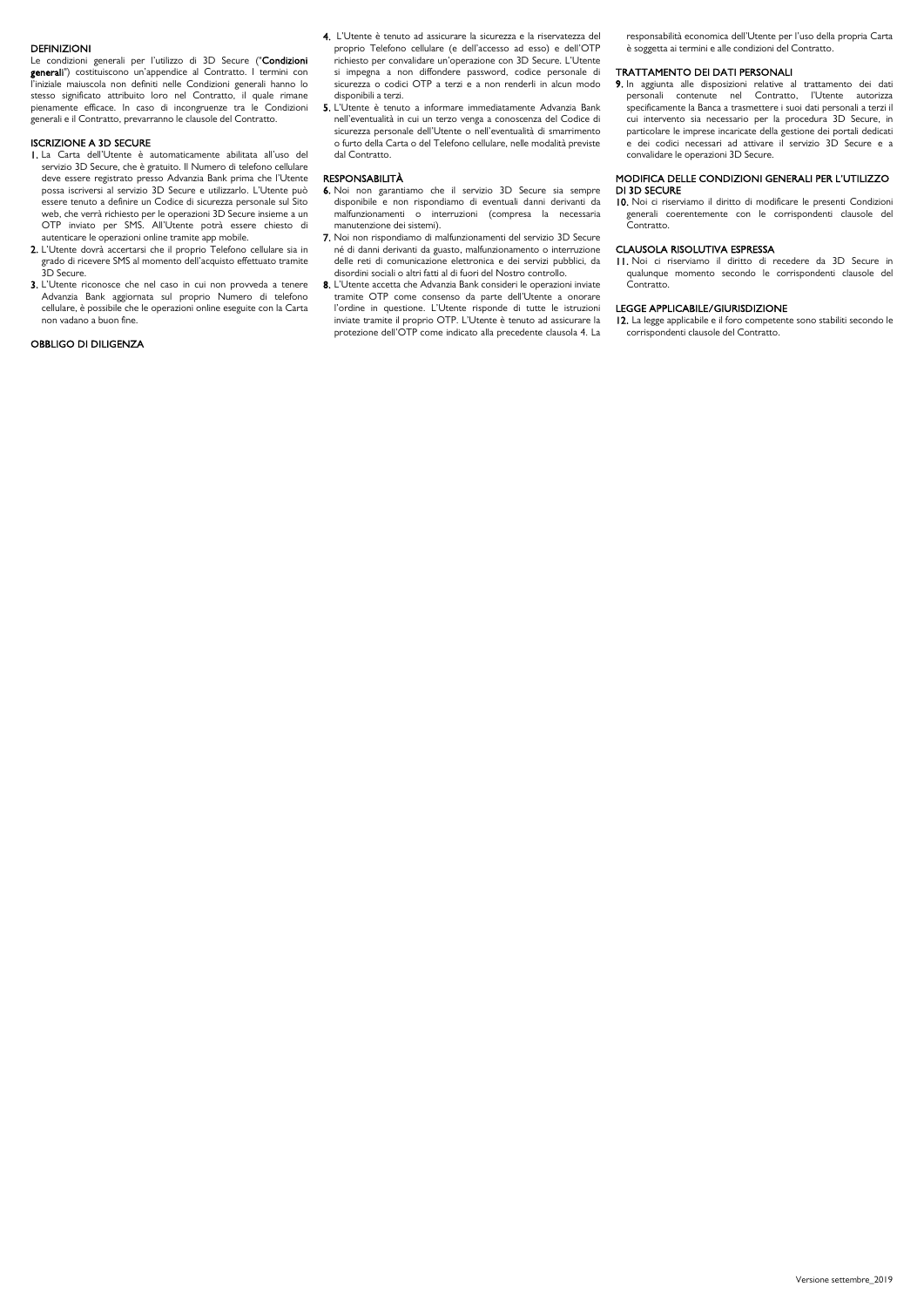## DEFINIZIONI

Le condizioni generali per l'utilizzo di 3D Secure ("**Condizioni generali**") costituiscono un'appendice al Contratto. I termini con l'iniziale maiuscola non definiti nelle Condizioni generali hanno lo stesso significato attribuito loro nel Contratto, il quale rimane pienamente efficace. In caso di incongruenze tra le Condizioni generali e il Contratto, prevarranno le clausole del Contratto.

## ISCRIZIONE A 3D SECURE

**1.** La Carta dell'Utente è automaticamente abilitata all'uso del servizio 3D Secure, che è gratuito. Il Numero di telefono cellulare deve essere registrato presso Advanzia Bank prima che l'Utente possa iscriversi al servizio 3D Secure e utilizzarlo. L'Utente può essere tenuto a definire un Codice di sicurezza personale sul Sito web, che verrà richiesto per le operazioni 3D Secure insieme a un OTP inviato per SMS. All'Utente potrà essere chiesto di autenticare le operazioni online tramite app mobile.

**2.** L'Utente dovrà accertarsi che il proprio Telefono cellulare sia in grado di ricevere SMS al momento dell'acquisto effettuato tramite 3D Secure.

**3.** L'Utente riconosce che nel caso in cui non provveda a tenere Advanzia Bank aggiornata sul proprio Numero di telefono cellulare, è possibile che le operazioni online eseguite con la Carta non vadano a buon fine.

## OBBLIGO DI DILIGENZA

**4.** L'Utente è tenuto ad assicurare la sicurezza e la riservatezza del proprio Telefono cellulare (e dell'accesso ad esso) e dell'OTP richiesto per convalidare un'operazione con 3D Secure. L'Utente si impegna a non diffondere password, codice personale di sicurezza o codici OTP a terzi e a non renderli in alcun modo disponibili a terzi.

**5.** L'Utente è tenuto a informare immediatamente Advanzia Bank nell'eventualità in cui un terzo venga a conoscenza del Codice di sicurezza personale dell'Utente o nell'eventualità di smarrimento o furto della Carta o del Telefono cellulare, nelle modalità previste dal Contratto.

## RESPONSABILITÀ

**6.** Noi non garantiamo che il servizio 3D Secure sia sempre disponibile e non rispondiamo di eventuali danni derivanti da malfunzionamenti o interruzioni (compresa la necessaria manutenzione dei sistemi).

**7.** Noi non rispondiamo di malfunzionamenti del servizio 3D Secure né di danni derivanti da guasto, malfunzionamento o interruzione delle reti di comunicazione elettronica e dei servizi pubblici, da disordini sociali o altri fatti al di fuori del Nostro controllo.

**8.** L'Utente accetta che Advanzia Bank consideri le operazioni inviate tramite OTP come consenso da parte dell'Utente a onorare l'ordine in questione. L'Utente risponde di tutte le istruzioni inviate tramite il proprio OTP. L'Utente è tenuto ad assicurare la protezione dell'OTP come indicato alla precedente clausola 4. La responsabilità economica dell'Utente per l'uso della propria Carta è soggetta ai termini e alle condizioni del Contratto.

## TRATTAMENTO DEI DATI PERSONALI

**9.** In aggiunta alle disposizioni relative al trattamento dei dati personali contenute nel Contratto, l'Utente autorizza specificamente la Banca a trasmettere i suoi dati personali a terzi il cui intervento sia necessario per la procedura 3D Secure, in particolare le imprese incaricate della gestione dei portali dedicati e dei codici necessari ad attivare il servizio 3D Secure e a convalidare le operazioni 3D Secure.

## MODIFICA DELLE CONDIZIONI GENERALI PER L'UTILIZZO DI 3D SECURE

**10.** Noi ci riserviamo il diritto di modificare le presenti Condizioni generali coerentemente con le corrispondenti clausole del Contratto.

## CLAUSOLA RISOLUTIVA ESPRESSA

**11.** Noi ci riserviamo il diritto di recedere da 3D Secure in qualunque momento secondo le corrispondenti clausole del Contratto.

## LEGGE APPLICABILE/GIURISDIZIONE

**12.** La legge applicabile e il foro competente sono stabiliti secondo le corrispondenti clausole del Contratto.

Versione settembre_2019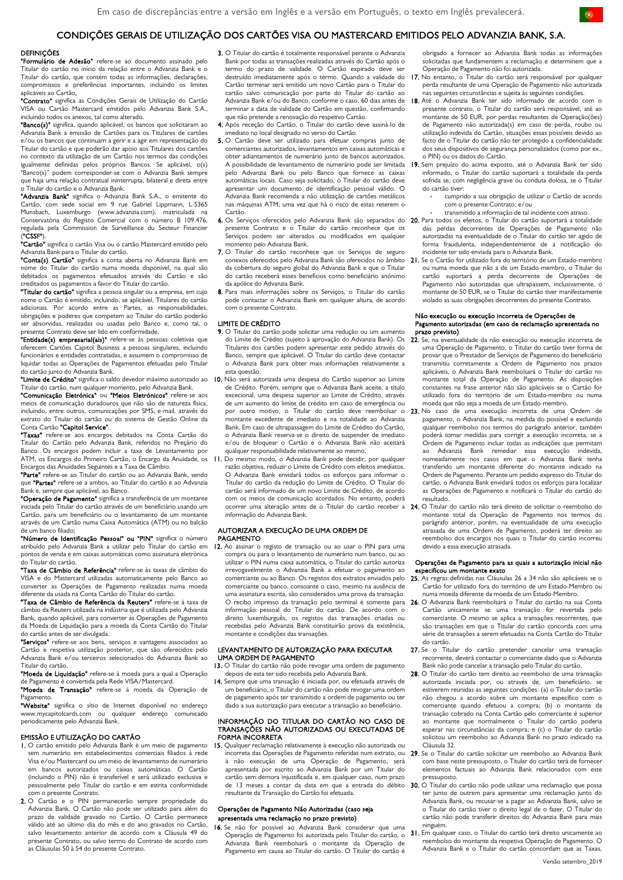Em caso de discrepâncias entre a versão em Inglês e a versão em Português, o texto em Inglês prevalecerá.

# CONDIÇÕES GERAIS DE UTILIZAÇÃO DOS CARTÕES VISA OU MASTERCARD EMITIDOS PELO ADVANZIA BANK, S.A.

## DEFINIÇÕES

**"Formulário de Adesão"** refere-se ao documento assinado pelo Titular do cartão no início da relação entre o Advanzia Bank e o Titular do cartão, que contém todas as informações, declarações, compromissos e preferências importantes, incluindo os limites aplicáveis ao Cartão.

**"Contrato"** significa as Condições Gerais de Utilização do Cartão VISA ou Cartão Mastercard emitidos pelo Advanzia Bank S.A., incluindo todos os anexos, tal como alterado.

**"Banco(s)"** significa, quando aplicável, os bancos que solicitaram ao Advanzia Bank a emissão de Cartões para os Titulares de cartões e/ou os bancos que continuam a gerir e a agir em representação do Titular do cartão e que poderão dar apoio aos Titulares dos cartões no contexto da utilização de um Cartão nos termos das condições igualmente definidas pelos próprios Bancos. Se aplicável, o(s) "Banco(s)" podem corresponder-se com o Advanzia Bank sempre que haja uma relação contratual ininterrupta, bilateral e direta entre o Titular do cartão e o Advanzia Bank.

**"Advanzia Bank"** significa o Advanzia Bank S.A., o emitente do Cartão, com sede social em 9 rue Gabriel Lippmann, L-5365 Munsbach, Luxemburgo (www.advanzia.com), matriculada na Conservatória do Registo Comercial com o número B 109.476, regulada pela Commission de Surveillance du Secteur Financier (**"CSSF"**).

**"Cartão"** significa o cartão Visa ou o cartão Mastercard emitido pelo Advanzia Bank para o Titular do cartão.

**"Conta(s) Cartão"** significa a conta aberta no Advanzia Bank em nome do Titular do cartão numa moeda disponível, na qual são debitados os pagamentos efetuados através do Cartão e são creditados os pagamentos a favor do Titular do cartão.

**"Titular do cartão"** significa a pessoa singular ou a empresa, em cujo nome o Cartão é emitido, incluindo, se aplicável, Titulares do cartão adicionais. Por acordo entre as Partes, as responsabilidades, obrigações e poderes que competem ao Titular do cartão poderão ser absorvidas, realizadas ou usadas pelo Banco e, como tal, o presente Contrato deve ser lido em conformidade.

**"Entidade(s) empresarial(ais)"** refere-se às pessoas coletivas que oferecem Cartões Capitol Business a pessoas singulares, incluindo funcionários e entidades contratadas, e assumem o compromisso de liquidar todas as Operações de Pagamentos efetuadas pelo Titular do cartão junto do Advanzia Bank.

**"Limite de Crédito"** significa o saldo devedor máximo autorizado ao Titular do cartão, num qualquer momento, pelo Advanzia Bank.

**"Comunicação Eletrónica"** ou **"Meios Eletrónicos"** refere-se aos meios de comunicação duradouros que não são de natureza física, incluindo, entre outros, comunicações por SMS, e-mail, através do extrato do Titular do cartão ou do sistema de Gestão Online da Conta Cartão **"Capitol Service"**.

**"Taxas"** refere-se aos encargos debitados na Conta Cartão do Titular do Cartão pelo Advanzia Bank, referidos no Preçário do Banco. Os encargos podem incluir a taxa de Levantamento por ATM, os Encargos do Primeiro Cartão, o Encargo da Anuidade, os Encargos das Anuidades Seguintes e a Taxa de Câmbio.

**"Parte"** refere-se ao Titular do cartão ou ao Advanzia Bank, sendo que **"Partes"** refere-se a ambos, ao Titular do cartão e ao Advanzia Bank e, sempre que aplicável, ao Banco.

**"Operação de Pagamento"** significa a transferência de um montante iniciada pelo Titular do cartão através de um beneficiário usando um Cartão, para um beneficiário ou o levantamento de um montante através de um Cartão numa Caixa Automática (ATM) ou no balcão de um banco filiado;

**"Número de Identificação Pessoal" ou "PIN"** significa o número atribuído pelo Advanzia Bank a utilizar pelo Titular do cartão em pontos de venda e em caixas automáticas como assinatura eletrónica do Titular do cartão.

**"Taxa de Câmbio de Referência"** refere-se às taxas de câmbio do VISA e do Mastercard utilizadas automaticamente pelo Banco ao converter as Operações de Pagamento realizadas numa moeda diferente da usada na Conta Cartão do Titular do cartão.

**"Taxa de Câmbio de Referência da Reuters"** refere-se à taxa de câmbio da Reuters utilizada na indústria que é utilizada pelo Advanzia Bank, quando aplicável, para converter as Operações de Pagamento da Moeda de Liquidação para a moeda da Conta Cartão do Titular do cartão antes de ser divulgada.

**"Serviços"** refere-se aos bens, serviços e vantagens associados ao Cartão e respetiva utilização posterior, que são oferecidos pelo Advanzia Bank e/ou terceiros selecionados do Advanzia Bank ao Titular do cartão.

**"Moeda de Liquidação"** refere-se à moeda para a qual a Operação de Pagamento é convertida pela Rede VISA/Mastercard.

**"Moeda de Transação"** refere-se à moeda da Operação de Pagamento.

**"Website"** significa o sítio de Internet disponível no endereço www.mycapitolcards.com ou qualquer endereço comunicado periodicamente pelo Advanzia Bank.

## EMISSÃO E UTILIZAÇÃO DO CARTÃO

**1.** O cartão emitido pelo Advanzia Bank é um meio de pagamento sem numerário em estabelecimentos comerciais filiados à rede Visa e/ou Mastercard ou um meio de levantamento de numerário em bancos autorizados ou caixas automáticas. O Cartão (incluindo o PIN) não é transferível e será utilizado exclusiva e pessoalmente pelo Titular do cartão e em estrita conformidade com o presente Contrato.

**2.** O Cartão e o PIN permanecerão sempre propriedade do Advanzia Bank. O Cartão não pode ser utilizado para além do prazo de validade gravado no Cartão. O Cartão permanece válido até ao último dia do mês e do ano gravados no Cartão, salvo levantamento anterior de acordo com a Cláusula 49 do presente Contrato, ou salvo termo do Contrato de acordo com as Cláusulas 50 à 54 do presente Contrato.

**3.** O Titular do cartão é totalmente responsável perante o Advanzia Bank por todas as transações realizadas através do Cartão após o termo do prazo de validade. O Cartão expirado deve ser destruído imediatamente após o termo. Quando a validade do Cartão terminar será emitido um novo Cartão para o Titular do cartão salvo comunicação por parte do Titular do cartão ao Advanzia Bank e/ou do Banco, conforme o caso, 60 dias antes de terminar a data de validade do Cartão em questão, confirmando que não pretende a renovação do respetivo Cartão.

**4.** Após receção do Cartão, o Titular do cartão deve assiná-lo de imediato no local designado no verso do Cartão.

**5.** O Cartão deve ser utilizado para efetuar compras junto de comerciantes autorizados, levantamentos em caixas automáticas e obter adiantamentos de numerário junto de bancos autorizados. A possibilidade de levantamento de numerário pode ser limitada pelo Advanzia Bank ou pelo Banco que fornece as caixas automáticas locais. Caso seja solicitado, o Titular do cartão deve apresentar um documento de identificação pessoal válido. O Advanzia Bank recomenda a não utilização de cartões metálicos nas máquinas ATM, uma vez que há o risco de estas reterem o Cartão.

**6.** Os Serviços oferecidos pelo Advanzia Bank são separados do presente Contrato e o Titular do cartão reconhece que os Serviços podem ser alterados ou modificados em qualquer momento pelo Advanzia Bank.

**7.** O Titular do cartão reconhece que os Serviços de seguro conexos oferecidos pelo Advanzia Bank são oferecidos no âmbito da cobertura do seguro global do Advanzia Bank e que o Titular do cartão receberá esses benefícios como beneficiário anónimo da apólice do Advanzia Bank.

**8.** Para mais informações sobre os Serviços, o Titular do cartão pode contactar o Advanzia Bank em qualquer altura, de acordo com o presente Contrato.

## LIMITE DE CRÉDITO

**9.** O Titular do cartão pode solicitar uma redução ou um aumento do Limite de Crédito (sujeito à aprovação do Advanzia Bank). Os Titulares dos cartões podem apresentar este pedido através do Banco, sempre que aplicável. O Titular do cartão deve contactar o Advanzia Bank para obter mais informações relativamente a esta questão.

**10.** Não será autorizada uma despesa do Cartão superior ao Limite de Crédito. Porém, sempre que o Advanzia Bank aceite, a título excecional, uma despesa superior ao Limite de Crédito, através de um aumento do limite de crédito em caso de emergência ou por outro motivo, o Titular do cartão deve reembolsar o montante excedente de imediato e na totalidade ao Advanzia Bank. Em caso de ultrapassagem do Limite de Crédito do Cartão, o Advanzia Bank reserva-se o direito de suspender de imediato e/ou de bloquear o Cartão e o Advanzia Bank não aceitará qualquer responsabilidade relativamente ao mesmo.

**11.** Do mesmo modo, o Advanzia Bank pode decidir, por qualquer razão objetiva, reduzir o Limite de Crédito com efeitos imediatos. O Advanzia Bank envidará todos os esforços para informar o Titular do cartão da redução do Limite de Crédito. O Titular do cartão será informado de um novo Limite de Crédito, de acordo com os meios de comunicação acordados. No entanto, poderá ocorrer uma alteração antes de o Titular do cartão receber a informação do Advanzia Bank.

## AUTORIZAR A EXECUÇÃO DE UMA ORDEM DE PAGAMENTO

**12.** Ao assinar o registo de transação ou ao usar o PIN para uma compra ou para o levantamento de numerário num banco, ou ao utilizar o PIN numa caixa automática, o Titular do cartão autoriza irrevogavelmente o Advanzia Bank a efetuar o pagamento ao comerciante ou ao Banco. Os registos dos extratos enviados pelo comerciante ou banco, consoante o caso, mesmo na ausência de uma assinatura escrita, são considerados uma prova da transação. O recibo impresso da transação pelo terminal é somente para informação pessoal do Titular do cartão. De acordo com o direito luxemburguês, os registos das transações criadas ou recebidas pelo Advanzia Bank constituirão prova da existência, montante e condições das transações.

## LEVANTAMENTO DE AUTORIZAÇÃO PARA EXECUTAR UMA ORDEM DE PAGAMENTO

**13.** O Titular do cartão não pode revogar uma ordem de pagamento depois de esta ter sido recebida pelo Advanzia Bank.

**14.** Sempre que uma transação é iniciada por, ou efetuada através de um beneficiário, o Titular do cartão não pode revogar uma ordem de pagamento após ter transmitido a ordem de pagamento ou ter dado a sua autorização para executar a transação ao beneficiário.

## INFORMAÇÃO DO TITULAR DO CARTÃO NO CASO DE TRANSAÇÕES NÃO AUTORIZADAS OU EXECUTADAS DE FORMA INCORRETA

**15.** Qualquer reclamação relativamente à execução não autorizada ou incorreta das Operações de Pagamento referidas num extrato, ou à não execução de uma Operação de Pagamento, será apresentada por escrito ao Advanzia Bank por um Titular do cartão sem demora injustificada e, em qualquer caso, num prazo de 13 meses a contar da data em que a entrada do débito resultante da Transação do Cartão foi efetuada.

### Operações de Pagamento Não Autorizadas (caso seja apresentada uma reclamação no prazo previsto)

**16.** Se não for possível ao Advanzia Bank considerar que uma Operação de Pagamento foi autorizada pelo Titular do cartão, o Advanzia Bank reembolsará o montante da Operação de Pagamento em causa ao Titular do cartão. O Titular do cartão é obrigado a fornecer ao Advanzia Bank todas as informações solicitadas que fundamentem a reclamação e determinem que a Operação de Pagamento não foi autorizada.

**17.** No entanto, o Titular do cartão será responsável por qualquer perda resultante de uma Operação de Pagamento não autorizada nas seguintes circunstâncias e sujeita às seguintes condições.

**18.** Até o Advanzia Bank ter sido informado de acordo com o presente contrato, o Titular do cartão será responsável, até ao montante de 50 EUR, por perdas resultantes de Operação(ões) de Pagamento não autorizada(s) em caso de perda, roubo ou utilização indevida do Cartão, situações essas possíveis devido ao facto de o Titular do cartão não ter protegido a confidencialidade dos seus dispositivos de segurança personalizados (como por ex., o PIN) ou os dados do Cartão.

**19.** Sem prejuízo do acima exposto, até o Advanzia Bank ter sido informado, o Titular do cartão suportará a totalidade da perda sofrida se, com negligência grave ou conduta dolosa, se o Titular do cartão tiver:

- cumprido a sua obrigação de utilizar o Cartão de acordo com o presente Contrato; e/ou
- transmitido a informação de tal incidente com atraso.

**20.** Para todos os efeitos, o Titular do cartão suportará a totalidade das perdas decorrentes de Operações de Pagamento não autorizadas na eventualidade de o Titular do cartão ter agido de forma fraudulenta, independentemente de a notificação do incidente ter sido enviada para o Advanzia Bank.

**21.** Se o Cartão for utilizado fora do território de um Estado-membro ou numa moeda que não a de um Estado-membro, o Titular do cartão suportará a perda decorrente de Operações de Pagamento não autorizadas que ultrapassem, inclusivamente, o montante de 50 EUR, se o Titular do cartão tiver manifestamente violado as suas obrigações decorrentes do presente Contrato.

### Não execução ou execução incorreta de Operações de Pagamento autorizadas (em caso de reclamação apresentada no prazo previsto)

**22.** Se, na eventualidade da não execução ou execução incorreta de uma Operação de Pagamento, o Titular do cartão tiver forma de provar que o Prestador de Serviços de Pagamento do beneficiário transmitiu corretamente a Ordem de Pagamento nos prazos aplicáveis, o Advanzia Bank reembolsará o Titular do cartão no montante total da Operação de Pagamento. As disposições constantes na frase anterior não são aplicáveis se o Cartão for utilizado fora do território de um Estado-membro ou numa moeda que não seja a moeda de um Estado-membro.

**23.** No caso de uma execução incorreta de uma Ordem de pagamento, o Advanzia Bank, na medida do possível e excluindo qualquer reembolso nos termos do parágrafo anterior, também poderá tomar medidas para corrigir a execução incorreta, se a Ordem de Pagamento incluir todas as indicações que permitam ao Advanzia Bank remediar essa execução indevida, nomeadamente nos casos em que o Advanzia Bank tenha transferido um montante diferente do montante indicado na Ordem de Pagamento. Perante um pedido expresso do Titular do cartão, o Advanzia Bank envidará todos os esforços para localizar as Operações de Pagamento e notificará o Titular do cartão do resultado.

**24.** O Titular do cartão não terá direito de solicitar o reembolso do montante total da Operação de Pagamento nos termos do parágrafo anterior, porém, na eventualidade de uma execução atrasada de uma Ordem de Pagamento, poderá ter direito ao reembolso dos encargos nos quais o Titular do cartão incorreu devido a essa execução atrasada.

### Operações de Pagamento para as quais a autorização inicial não especificou um montante exato

**25.** As regras definidas nas Cláusulas 26 a 34 não são aplicáveis se o Cartão for utilizado fora do território de um Estado-Membro ou numa moeda diferente da moeda de um Estado-Membro.

**26.** O Advanzia Bank reembolsará o Titular do cartão na sua Conta Cartão unicamente se uma transação for revertida pelo comerciante. O mesmo se aplica a transações recorrentes, que são transações em que o Titular do cartão concorda com uma série de transações a serem efetuadas na Conta Cartão do Titular do cartão.

**27.** Se o Titular do cartão pretender cancelar uma transação recorrente, deverá contactar o comerciante dado que o Advanzia Bank não pode cancelar a transação pelo Titular do cartão.

**28.** O Titular do cartão tem direito ao reembolso de uma transação autorizada iniciada por, ou através de, um beneficiário, se estiverem reunidas as seguintes condições: (a) o Titular do cartão não chegou a acordo sobre um montante específico com o comerciante quando efetuou a compra; (b) o montante da transação cobrado na Conta Cartão pelo comerciante é superior ao montante que normalmente o Titular do cartão poderia esperar nas circunstâncias da compra; e (c) o Titular do cartão solicitou um reembolso ao Advanzia Bank no prazo indicado na Cláusula 32.

**29.** Se o Titular do cartão solicitar um reembolso ao Advanzia Bank com base neste pressuposto, o Titular do cartão terá de fornecer elementos factuais ao Advanzia Bank relacionados com este pressuposto.

**30.** O Titular do cartão não pode utilizar uma reclamação que possa ter junto de outrem para apresentar uma reclamação junto do Advanzia Bank, ou recusar-se a pagar ao Advanzia Bank, salvo se o Titular do cartão tiver o direito legal de o fazer. O Titular do cartão não pode transferir direitos do Advanzia Bank para mais ninguém.

**31.** Em qualquer caso, o Titular do cartão terá direito unicamente ao reembolso do montante da respetiva Operação de Pagamento. O Advanzia Bank e o Titular do cartão concordam que as Taxas,

Versão setembro_2019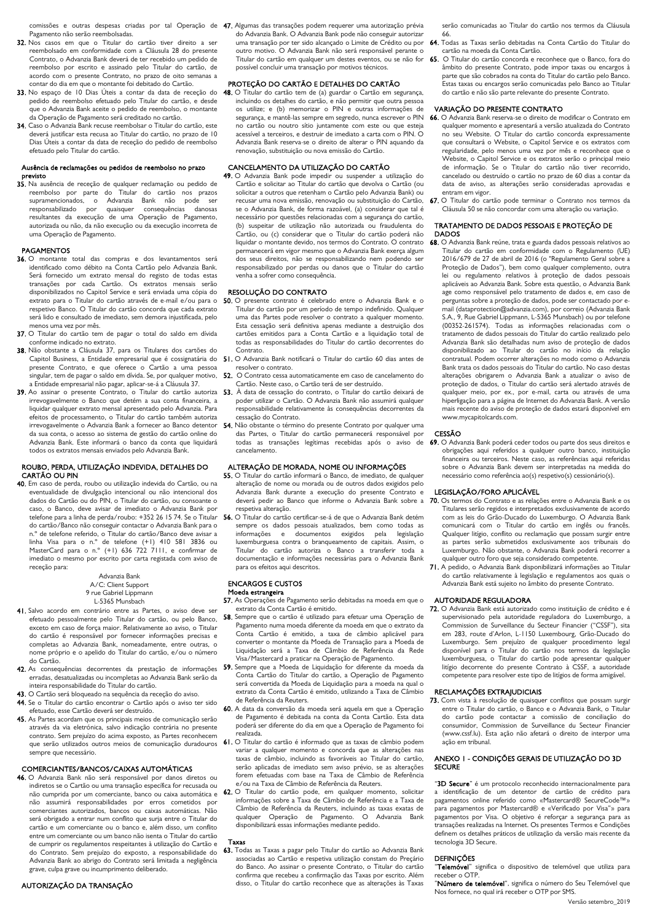comissões e outras despesas criadas por tal Operação de Pagamento não serão reembolsadas.

**32.** Nos casos em que o Titular do cartão tiver direito a ser reembolsado em conformidade com a Cláusula 28 do presente Contrato, o Advanzia Bank deverá de ter recebido um pedido de reembolso por escrito e assinado pelo Titular do cartão, de acordo com o presente Contrato, no prazo de oito semanas a contar do dia em que o montante foi debitado do Cartão.

**33.** No espaço de 10 Dias Úteis a contar da data de receção do pedido de reembolso efetuado pelo Titular do cartão, e desde que o Advanzia Bank aceite o pedido de reembolso, o montante da Operação de Pagamento será creditado no cartão.

**34.** Caso o Advanzia Bank recuse reembolsar o Titular do cartão, este deverá justificar esta recusa ao Titular do cartão, no prazo de 10 Dias Úteis a contar da data de receção do pedido de reembolso efetuado pelo Titular do cartão.

**Ausência de reclamações ou pedidos de reembolso no prazo previsto**

**35.** Na ausência de receção de qualquer reclamação ou pedido de reembolso por parte do Titular do cartão nos prazos supramencionados, o Advanzia Bank não pode ser responsabilizado por quaisquer consequências danosas resultantes da execução de uma Operação de Pagamento, autorizada ou não, da não execução ou da execução incorreta de uma Operação de Pagamento.

## PAGAMENTOS

**36.** O montante total das compras e dos levantamentos será identificado como débito na Conta Cartão pelo Advanzia Bank. Será fornecido um extrato mensal do registo de todas estas transações por cada Cartão. Os extratos mensais serão disponibilizados no Capitol Service e será enviada uma cópia do extrato para o Titular do cartão através de e-mail e/ou para o respetivo Banco. O Titular do cartão concorda que cada extrato será lido e consultado de imediato, sem demora injustificada, pelo menos uma vez por mês.

**37.** O Titular do cartão tem de pagar o total do saldo em dívida conforme indicado no extrato.

**38.** Não obstante a Cláusula 37, para os Titulares dos cartões do Capitol Business, a Entidade empresarial que é cossignatária do presente Contrato, e que oferece o Cartão a uma pessoa singular, tem de pagar o saldo em dívida. Se, por qualquer motivo, a Entidade empresarial não pagar, aplicar-se-á a Cláusula 37.

**39.** Ao assinar o presente Contrato, o Titular do cartão autoriza irrevogavelmente o Banco que detém a sua conta financeira, a liquidar qualquer extrato mensal apresentado pelo Advanzia. Para efeitos de processamento, o Titular do cartão também autoriza irrevogavelmente o Advanzia Bank a fornecer ao Banco detentor da sua conta, o acesso ao sistema de gestão do cartão online do Advanzia Bank. Este informará o banco da conta que liquidará todos os extratos mensais enviados pelo Advanzia Bank.

## ROUBO, PERDA, UTILIZAÇÃO INDEVIDA, DETALHES DO CARTÃO OU PIN

**40.** Em caso de perda, roubo ou utilização indevida do Cartão, ou na eventualidade de divulgação intencional ou não intencional dos dados do Cartão ou do PIN, o Titular do cartão, ou consoante o caso, o Banco, deve avisar de imediato o Advanzia Bank por telefone para a linha de perda/roubo: +352 26 15 74. Se o Titular do cartão/Banco não conseguir contactar o Advanzia Bank para o n.º de telefone referido, o Titular do cartão/Banco deve avisar a linha Visa para o n.º de telefone (+1) 410 581 3836 ou MasterCard para o n.º (+1) 636 722 7111, e confirmar de imediato o mesmo por escrito por carta registada com aviso de receção para:

Advanzia Bank
A/C: Client Support
9 rue Gabriel Lippmann
L-5365 Munsbach

**41.** Salvo acordo em contrário entre as Partes, o aviso deve ser efetuado pessoalmente pelo Titular do cartão, ou pelo Banco, exceto em caso de força maior. Relativamente ao aviso, o Titular do cartão é responsável por fornecer informações precisas e completas ao Advanzia Bank, nomeadamente, entre outras, o nome próprio e o apelido do Titular do cartão, e/ou o número do Cartão.

**42.** As consequências decorrentes da prestação de informações erradas, desatualizadas ou incompletas ao Advanzia Bank serão da inteira responsabilidade do Titular do cartão.

**43.** O Cartão será bloqueado na sequência da receção do aviso.

**44.** Se o Titular do cartão encontrar o Cartão após o aviso ter sido efetuado, esse Cartão deverá ser destruído.

**45.** As Partes acordam que os principais meios de comunicação serão através da via eletrónica, salvo indicação contrária no presente contrato. Sem prejuízo do acima exposto, as Partes reconhecem que serão utilizados outros meios de comunicação duradouros sempre que necessário.

## COMERCIANTES/BANCOS/CAIXAS AUTOMÁTICAS

**46.** O Advanzia Bank não será responsável por danos diretos ou indiretos se o Cartão ou uma transação específica for recusada ou não cumprida por um comerciante, banco ou caixa automática e não assumirá responsabilidades por erros cometidos por comerciantes autorizados, bancos ou caixas automáticas. Não será obrigado a entrar num conflito que surja entre o Titular do cartão e um comerciante ou o banco e, além disso, um conflito entre um comerciante ou um banco não isenta o Titular do cartão de cumprir os regulamentos respeitantes à utilização do Cartão e do Contrato. Sem prejuízo do exposto, a responsabilidade do Advanzia Bank ao abrigo do Contrato será limitada a negligência grave, culpa grave ou incumprimento deliberado.

## AUTORIZAÇÃO DA TRANSAÇÃO

**47.** Algumas das transações podem requerer uma autorização prévia do Advanzia Bank. O Advanzia Bank pode não conseguir autorizar uma transação por ter sido alcançado o Limite de Crédito ou por outro motivo. O Advanzia Bank não será responsável perante o Titular do cartão em qualquer um destes eventos, ou se não for possível concluir uma transação por motivos técnicos.

## PROTEÇÃO DO CARTÃO E DETALHES DO CARTÃO

**48.** O Titular do cartão tem de (a) guardar o Cartão em segurança, incluindo os detalhes do cartão, e não permitir que outra pessoa os utilize; e (b) memorizar o PIN e outras informações de segurança, e mantê-las sempre em segredo, nunca escrever o PIN no cartão ou noutro sítio juntamente com este ou que esteja acessível a terceiros, e destruir de imediato a carta com o PIN. O Advanzia Bank reserva-se o direito de alterar o PIN aquando da renovação, substituição ou nova emissão do Cartão.

## CANCELAMENTO DA UTILIZAÇÃO DO CARTÃO

**49.** O Advanzia Bank pode impedir ou suspender a utilização do Cartão e solicitar ao Titular do cartão que devolva o Cartão (ou solicitar a outros que retenham o Cartão pelo Advanzia Bank) ou recusar uma nova emissão, renovação ou substituição do Cartão, se o Advanzia Bank, de forma razoável, (a) considerar que tal é necessário por questões relacionadas com a segurança do cartão, (b) suspeitar de utilização não autorizada ou fraudulenta do Cartão, ou (c) considerar que o Titular do cartão poderá não liquidar o montante devido, nos termos do Contrato. O contrato permanecerá em vigor mesmo que o Advanzia Bank exerça algum dos seus direitos, não se responsabilizando nem podendo ser responsabilizado por perdas ou danos que o Titular do cartão venha a sofrer como consequência.

## RESOLUÇÃO DO CONTRATO

**50.** O presente contrato é celebrado entre o Advanzia Bank e o Titular do cartão por um período de tempo indefinido. Qualquer uma das Partes pode resolver o contrato a qualquer momento. Esta cessação será definitiva apenas mediante a destruição dos cartões emitidos para a Conta Cartão e a liquidação total de todas as responsabilidades do Titular do cartão decorrentes do Contrato.

**51.** O Advanzia Bank notificará o Titular do cartão 60 dias antes de resolver o contrato.

**52.** O Contrato cessa automaticamente em caso de cancelamento do Cartão. Neste caso, o Cartão terá de ser destruído.

**53.** À data de cessação do contrato, o Titular do cartão deixará de poder utilizar o Cartão. O Advanzia Bank não assumirá qualquer responsabilidade relativamente às consequências decorrentes da cessação do Contrato.

**54.** Não obstante o término do presente Contrato por qualquer uma das Partes, o Titular do cartão permanecerá responsável por todas as transações legítimas recebidas após o aviso de cancelamento.

## ALTERAÇÃO DE MORADA, NOME OU INFORMAÇÕES

**55.** O Titular do cartão informará o Banco, de imediato, de qualquer alteração de nome ou morada ou de outros dados exigidos pelo Advanzia Bank durante a execução do presente Contrato e deverá pedir ao Banco que informe o Advanzia Bank sobre a respetiva alteração.

**56.** O Titular do cartão certificar-se-á de que o Advanzia Bank detém sempre os dados pessoais atualizados, bem como todas as informações e documentos exigidos pela legislação luxemburguesa contra o branqueamento de capitais. Assim, o Titular do cartão autoriza o Banco a transferir toda a documentação e informações necessárias para o Advanzia Bank para os efeitos aqui descritos.

## ENCARGOS E CUSTOS

**Moeda estrangeira**

**57.** As Operações de Pagamento serão debitadas na moeda em que o extrato da Conta Cartão é emitido.

**58.** Sempre que o cartão é utilizado para efetuar uma Operação de Pagamento numa moeda diferente da moeda em que o extrato da Conta Cartão é emitido, a taxa de câmbio aplicável para converter o montante da Moeda de Transação para a Moeda de Liquidação será a Taxa de Câmbio de Referência da Rede Visa/Mastercard a praticar na Operação de Pagamento.

**59.** Sempre que a Moeda de Liquidação for diferente da moeda da Conta Cartão do Titular do cartão, a Operação de Pagamento será convertida da Moeda de Liquidação para a moeda na qual o extrato da Conta Cartão é emitido, utilizando a Taxa de Câmbio de Referência da Reuters.

**60.** A data da conversão da moeda será aquela em que a Operação de Pagamento é debitada na conta da Conta Cartão. Esta data poderá ser diferente do dia em que a Operação de Pagamento foi realizada.

**61.** O Titular do cartão é informado que as taxas de câmbio podem variar a qualquer momento e concorda que as alterações nas taxas de câmbio, incluindo as favoráveis ao Titular do cartão, serão aplicadas de imediato sem aviso prévio, se as alterações forem efetuadas com base na Taxa de Câmbio de Referência e/ou na Taxa de Câmbio de Referência da Reuters.

**62.** O Titular do cartão pode, em qualquer momento, solicitar informações sobre a Taxa de Câmbio de Referência e a Taxa de Câmbio de Referência da Reuters, incluindo as taxas exatas de qualquer Operação de Pagamento. O Advanzia Bank disponibilizará essas informações mediante pedido.

**Taxas**

**63.** Todas as Taxas a pagar pelo Titular do cartão ao Advanzia Bank associadas ao Cartão e respetiva utilização constam do Preçário do Banco. Ao assinar o presente Contrato, o Titular do cartão confirma que recebeu a confirmação das Taxas por escrito. Além disso, o Titular do cartão reconhece que as alterações às Taxas serão comunicadas ao Titular do cartão nos termos da Cláusula 66.

**64.** Todas as Taxas serão debitadas na Conta Cartão do Titular do cartão na moeda da Conta Cartão.

**65.** O Titular do cartão concorda e reconhece que o Banco, fora do âmbito do presente Contrato, pode impor taxas ou encargos à parte que são cobrados na conta do Titular do cartão pelo Banco. Estas taxas ou encargos serão comunicadas pelo Banco ao Titular do cartão e não são parte relevante do presente Contrato.

## VARIAÇÃO DO PRESENTE CONTRATO

**66.** O Advanzia Bank reserva-se o direito de modificar o Contrato em qualquer momento e apresentará a versão atualizada do Contrato no seu Website. O Titular do cartão concorda expressamente que consultará o Website, o Capitol Service e os extratos com regularidade, pelo menos uma vez por mês e reconhece que o Website, o Capitol Service e os extratos serão o principal meio de informação. Se o Titular do cartão não tiver recorrido, cancelado ou destruído o cartão no prazo de 60 dias a contar da data de aviso, as alterações serão consideradas aprovadas e entram em vigor.

**67.** O Titular do cartão pode terminar o Contrato nos termos da Cláusula 50 se não concordar com uma alteração ou variação.

## TRATAMENTO DE DADOS PESSOAIS E PROTEÇÃO DE DADOS

**68.** O Advanzia Bank reúne, trata e guarda dados pessoais relativos ao Titular do cartão em conformidade com o Regulamento (UE) 2016/679 de 27 de abril de 2016 (o "Regulamento Geral sobre a Proteção de Dados"), bem como qualquer complemento, outra lei ou regulamento relativos à proteção de dados pessoais aplicáveis ao Advanzia Bank. Sobre esta questão, o Advanzia Bank age como responsável pelo tratamento de dados e, em caso de perguntas sobre a proteção de dados, pode ser contactado por e-mail (dataprotection@advanzia.com), por correio (Advanzia Bank S.A., 9, Rue Gabriel Lippmann, L-5365 Munsbach) ou por telefone (00352-261574). Todas as informações relacionadas com o tratamento de dados pessoais do Titular do cartão realizado pelo Advanzia Bank são detalhadas num aviso de proteção de dados disponibilizado ao Titular do cartão no início da relação contratual. Podem ocorrer alterações no modo como o Advanzia Bank trata os dados pessoais do Titular do cartão. No caso destas alterações obrigarem o Advanzia Bank a atualizar o aviso de proteção de dados, o Titular do cartão será alertado através de qualquer meio, por ex., por e-mail, carta ou através de uma hiperligação para a página de Internet do Advanzia Bank. A versão mais recente do aviso de proteção de dados estará disponível em www.mycapitolcards.com.

## CESSÃO

**69.** O Advanzia Bank poderá ceder todos ou parte dos seus direitos e obrigações aqui referidos a qualquer outro banco, instituição financeira ou terceiros. Neste caso, as referências aqui referidas sobre o Advanzia Bank devem ser interpretadas na medida do necessário como referência ao(s) respetivo(s) cessionário(s).

## LEGISLAÇÃO/FORO APLICÁVEL

**70.** Os termos do Contrato e as relações entre o Advanzia Bank e os Titulares serão regidos e interpretados exclusivamente de acordo com as leis do Grão-Ducado do Luxemburgo. O Advanzia Bank comunicará com o Titular do cartão em inglês ou francês. Qualquer litígio, conflito ou reclamação que possam surgir entre as partes serão submetidos exclusivamente aos tribunais do Luxemburgo. Não obstante, o Advanzia Bank poderá recorrer a qualquer outro foro que seja considerado competente.

**71.** A pedido, o Advanzia Bank disponibilizará informações ao Titular do cartão relativamente à legislação e regulamentos aos quais o Advanzia Bank está sujeito no âmbito do presente Contrato.

## AUTORIDADE REGULADORA

**72.** O Advanzia Bank está autorizado como instituição de crédito e é supervisionado pela autoridade reguladora do Luxemburgo, a Commission de Surveillance du Secteur Financier ("CSSF"), sita em 283, route d'Arlon, L-1150 Luxembourg, Grão-Ducado do Luxemburgo. Sem prejuízo de qualquer procedimento legal disponível para o Titular do cartão nos termos da legislação luxemburguesa, o Titular do cartão pode apresentar qualquer litígio decorrente do presente Contrato à CSSF, a autoridade competente para resolver este tipo de litígios de forma amigável.

## RECLAMAÇÕES EXTRAJUDICIAIS

**73.** Com vista à resolução de quaisquer conflitos que possam surgir entre o Titular do cartão, o Banco e o Advanzia Bank, o Titular do cartão pode contactar a comissão de conciliação do consumidor, Commission de Surveillance du Secteur Financier (www.cssf.lu). Esta ação não afetará o direito de interpor uma ação em tribunal.

## ANEXO 1 - CONDIÇÕES GERAIS DE UTILIZAÇÃO DO 3D SECURE

"**3D Secure**" é um protocolo reconhecido internacionalmente para a identificação de um detentor de cartão de crédito para pagamentos online referido como «Mastercard® SecureCode™» para pagamentos por Mastercard® e «Verificado por Visa"» para pagamentos por Visa. O objetivo é reforçar a segurança para as transações realizadas na Internet. Os presentes Termos e Condições definem os detalhes práticos de utilização da versão mais recente da tecnologia 3D Secure.

## DEFINIÇÕES

"**Telemóvel**" significa o dispositivo de telemóvel que utiliza para receber o OTP.

"**Número de telemóvel**", significa o número do Seu Telemóvel que Nos fornece, no qual irá receber o OTP por SMS.

Versão setembro_2019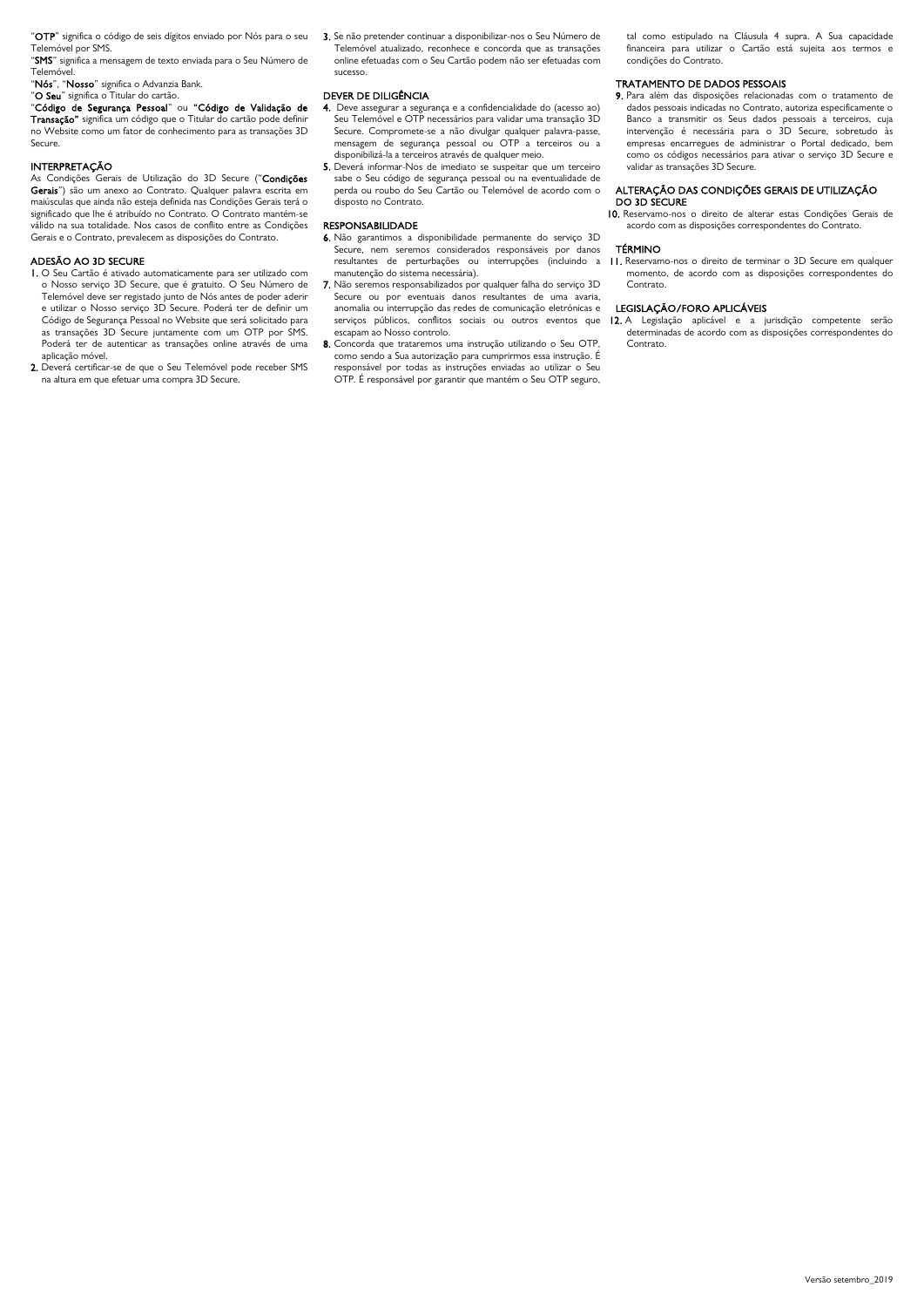"**OTP**" significa o código de seis dígitos enviado por Nós para o seu Telemóvel por SMS.

"**SMS**" significa a mensagem de texto enviada para o Seu Número de Telemóvel.

"**Nós**", "**Nosso**" significa o Advanzia Bank.

"**O Seu**" significa o Titular do cartão.

"**Código de Segurança Pessoal**" ou **"Código de Validação de Transação"** significa um código que o Titular do cartão pode definir no Website como um fator de conhecimento para as transações 3D Secure.

## INTERPRETAÇÃO

As Condições Gerais de Utilização do 3D Secure ("**Condições Gerais**") são um anexo ao Contrato. Qualquer palavra escrita em maiúsculas que ainda não esteja definida nas Condições Gerais terá o significado que lhe é atribuído no Contrato. O Contrato mantém-se válido na sua totalidade. Nos casos de conflito entre as Condições Gerais e o Contrato, prevalecem as disposições do Contrato.

## ADESÃO AO 3D SECURE

1. O Seu Cartão é ativado automaticamente para ser utilizado com o Nosso serviço 3D Secure, que é gratuito. O Seu Número de Telemóvel deve ser registado junto de Nós antes de poder aderir e utilizar o Nosso serviço 3D Secure. Poderá ter de definir um Código de Segurança Pessoal no Website que será solicitado para as transações 3D Secure juntamente com um OTP por SMS. Poderá ter de autenticar as transações online através de uma aplicação móvel.
2. Deverá certificar-se de que o Seu Telemóvel pode receber SMS na altura em que efetuar uma compra 3D Secure.
3. Se não pretender continuar a disponibilizar-nos o Seu Número de Telemóvel atualizado, reconhece e concorda que as transações online efetuadas com o Seu Cartão podem não ser efetuadas com sucesso.

## DEVER DE DILIGÊNCIA

4. Deve assegurar a segurança e a confidencialidade do (acesso ao) Seu Telemóvel e OTP necessários para validar uma transação 3D Secure. Compromete-se a não divulgar qualquer palavra-passe, mensagem de segurança pessoal ou OTP a terceiros ou a disponibilizá-la a terceiros através de qualquer meio.
5. Deverá informar-Nos de imediato se suspeitar que um terceiro sabe o Seu código de segurança pessoal ou na eventualidade de perda ou roubo do Seu Cartão ou Telemóvel de acordo com o disposto no Contrato.

## RESPONSABILIDADE

6. Não garantimos a disponibilidade permanente do serviço 3D Secure, nem seremos considerados responsáveis por danos resultantes de perturbações ou interrupções (incluindo a manutenção do sistema necessária).
7. Não seremos responsabilizados por qualquer falha do serviço 3D Secure ou por eventuais danos resultantes de uma avaria, anomalia ou interrupção das redes de comunicação eletrónicas e serviços públicos, conflitos sociais ou outros eventos que escapam ao Nosso controlo.
8. Concorda que trataremos uma instrução utilizando o Seu OTP, como sendo a Sua autorização para cumprirmos essa instrução. É responsável por todas as instruções enviadas ao utilizar o Seu OTP. É responsável por garantir que mantém o Seu OTP seguro, tal como estipulado na Cláusula 4 supra. A Sua capacidade financeira para utilizar o Cartão está sujeita aos termos e condições do Contrato.

## TRATAMENTO DE DADOS PESSOAIS

9. Para além das disposições relacionadas com o tratamento de dados pessoais indicadas no Contrato, autoriza especificamente o Banco a transmitir os Seus dados pessoais a terceiros, cuja intervenção é necessária para o 3D Secure, sobretudo às empresas encarregues de administrar o Portal dedicado, bem como os códigos necessários para ativar o serviço 3D Secure e validar as transações 3D Secure.

## ALTERAÇÃO DAS CONDIÇÕES GERAIS DE UTILIZAÇÃO DO 3D SECURE

10. Reservamo-nos o direito de alterar estas Condições Gerais de acordo com as disposições correspondentes do Contrato.

## TÉRMINO

11. Reservamo-nos o direito de terminar o 3D Secure em qualquer momento, de acordo com as disposições correspondentes do Contrato.

## LEGISLAÇÃO/FORO APLICÁVEIS

12. A Legislação aplicável e a jurisdição competente serão determinadas de acordo com as disposições correspondentes do Contrato.

Versão setembro_2019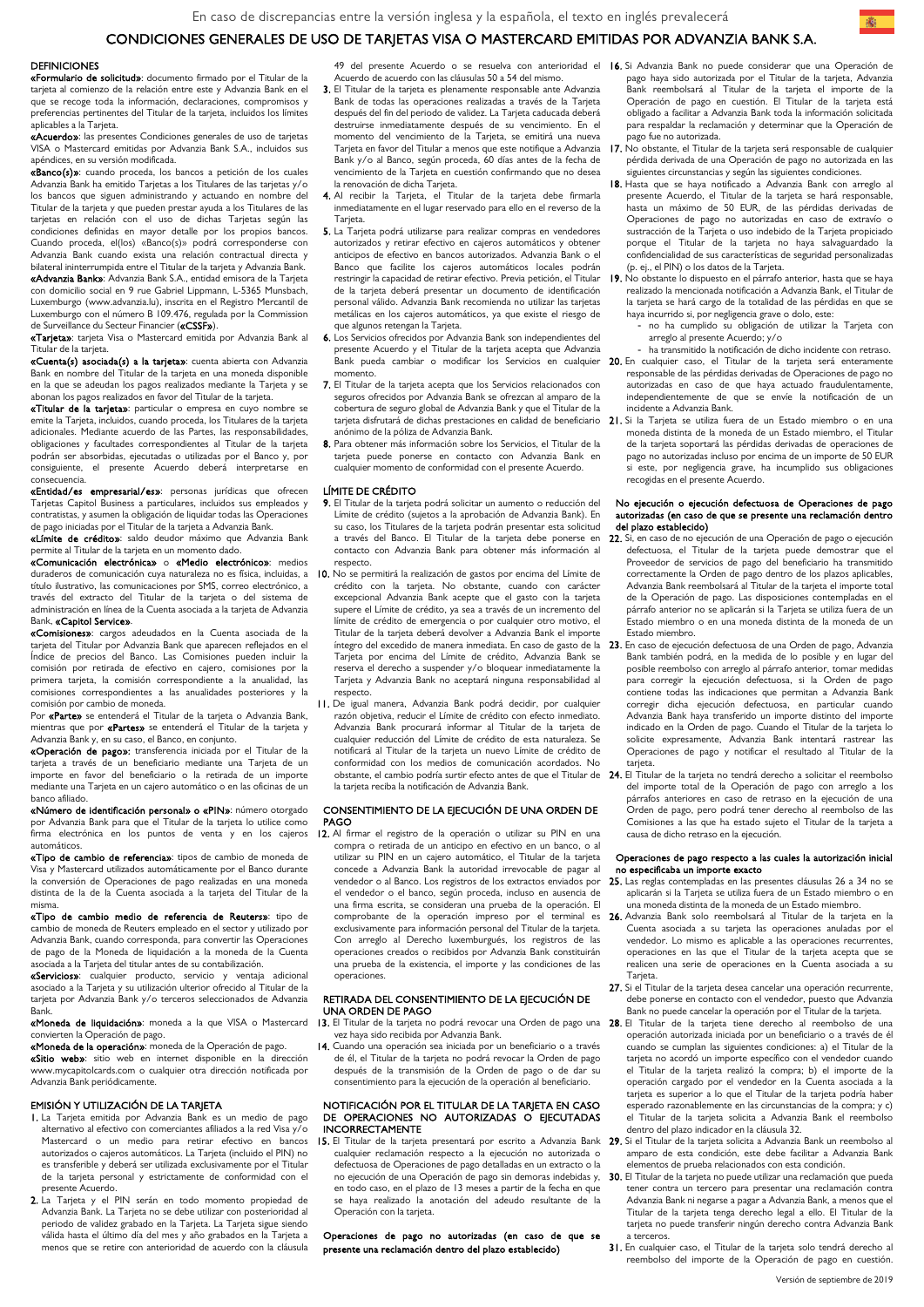En caso de discrepancias entre la versión inglesa y la española, el texto en inglés prevalecerá

# CONDICIONES GENERALES DE USO DE TARJETAS VISA O MASTERCARD EMITIDAS POR ADVANZIA BANK S.A.

## DEFINICIONES

**«Formulario de solicitud»**: documento firmado por el Titular de la tarjeta al comienzo de la relación entre este y Advanzia Bank en el que se recoge toda la información, declaraciones, compromisos y preferencias pertinentes del Titular de la tarjeta, incluidos los límites aplicables a la Tarjeta.

**«Acuerdo»**: las presentes Condiciones generales de uso de tarjetas VISA o Mastercard emitidas por Advanzia Bank S.A., incluidos sus apéndices, en su versión modificada.

**«Banco(s)»**: cuando proceda, los bancos a petición de los cuales Advanzia Bank ha emitido Tarjetas a los Titulares de las tarjetas y/o los bancos que siguen administrando y actuando en nombre del Titular de la tarjeta y que pueden prestar ayuda a los Titulares de las tarjetas en relación con el uso de dichas Tarjetas según las condiciones definidas en mayor detalle por los propios bancos. Cuando proceda, el(los) «Banco(s)» podrá corresponderse con Advanzia Bank cuando exista una relación contractual directa y bilateral ininterrumpida entre el Titular de la tarjeta y Advanzia Bank.

**«Advanzia Bank»**: Advanzia Bank S.A., entidad emisora de la Tarjeta con domicilio social en 9 rue Gabriel Lippmann, L-5365 Munsbach, Luxemburgo (www.advanzia.lu), inscrita en el Registro Mercantil de Luxemburgo con el número B 109.476, regulada por la Commission de Surveillance du Secteur Financier (**«CSSF»**).

**«Tarjeta»**: tarjeta Visa o Mastercard emitida por Advanzia Bank al Titular de la tarjeta.

**«Cuenta(s) asociada(s) a la tarjeta»**: cuenta abierta con Advanzia Bank en nombre del Titular de la tarjeta en una moneda disponible en la que se adeudan los pagos realizados mediante la Tarjeta y se abonan los pagos realizados en favor del Titular de la tarjeta.

**«Titular de la tarjeta»**: particular o empresa en cuyo nombre se emite la Tarjeta, incluidos, cuando proceda, los Titulares de la tarjeta adicionales. Mediante acuerdo de las Partes, las responsabilidades, obligaciones y facultades correspondientes al Titular de la tarjeta podrán ser absorbidas, ejecutadas o utilizadas por el Banco y, por consiguiente, el presente Acuerdo deberá interpretarse en consecuencia.

**«Entidad/es empresarial/es»**: personas jurídicas que ofrecen Tarjetas Capitol Business a particulares, incluidos sus empleados y contratistas, y asumen la obligación de liquidar todas las Operaciones de pago iniciadas por el Titular de la tarjeta a Advanzia Bank.

**«Límite de crédito»**: saldo deudor máximo que Advanzia Bank permite al Titular de la tarjeta en un momento dado.

**«Comunicación electrónica»** o **«Medio electrónico»**: medios duraderos de comunicación cuya naturaleza no es física, incluidas, a título ilustrativo, las comunicaciones por SMS, correo electrónico, a través del extracto del Titular de la tarjeta o del sistema de administración en línea de la Cuenta asociada a la tarjeta de Advanzia Bank, **«Capitol Service»**.

**«Comisiones»**: cargos adeudados en la Cuenta asociada de la tarjeta del Titular por Advanzia Bank que aparecen reflejados en el Índice de precios del Banco. Las Comisiones pueden incluir la comisión por retirada de efectivo en cajero, comisiones por la primera tarjeta, la correspondiente a la anualidad, las comisiones correspondientes a las anualidades posteriores y la comisión por cambio de moneda.

Por **«Parte»** se entenderá el Titular de la tarjeta o Advanzia Bank, mientras que por **«Partes»** se entenderá el Titular de la tarjeta y Advanzia Bank y, en su caso, el Banco, en conjunto.

**«Operación de pago»**: transferencia iniciada por el Titular de la tarjeta a través de un beneficiario mediante una Tarjeta de un importe en favor del beneficiario o la retirada de un importe mediante una Tarjeta en un cajero automático o en las oficinas de un banco afiliado.

**«Número de identificación personal»** o **«PIN»**: número otorgado por Advanzia Bank para que el Titular de la tarjeta lo utilice como firma electrónica en los puntos de venta y en los cajeros automáticos.

**«Tipo de cambio de referencia»**: tipos de cambio de moneda de Visa y Mastercard utilizados automáticamente por el Banco durante la conversión de Operaciones de pago realizadas en una moneda distinta de la de la Cuenta asociada a la tarjeta del Titular de la misma.

**«Tipo de cambio medio de referencia de Reuters»**: tipo de cambio de moneda de Reuters empleado en el sector y utilizado por Advanzia Bank, cuando corresponda, para convertir las Operaciones de pago de la Moneda de liquidación a la moneda de la Cuenta asociada a la Tarjeta del titular antes de su contabilización.

**«Servicios»**: cualquier producto, servicio y ventaja adicional asociado a la Tarjeta y su utilización ulterior ofrecido al Titular de la tarjeta por Advanzia Bank y/o terceros seleccionados de Advanzia Bank.

**«Moneda de liquidación»**: moneda a la que VISA o Mastercard convierten la Operación de pago.

**«Moneda de la operación»**: moneda de la Operación de pago.

**«Sitio web»**: sitio web en internet disponible en la dirección www.mycapitolcards.com o cualquier otra dirección notificada por Advanzia Bank periódicamente.

## EMISIÓN Y UTILIZACIÓN DE LA TARJETA

1. La Tarjeta emitida por Advanzia Bank es un medio de pago alternativo al efectivo con comerciantes afiliados a la red Visa y/o Mastercard o un medio para retirar efectivo en bancos autorizados o cajeros automáticos. La Tarjeta (incluido el PIN) no es transferible y deberá ser utilizada exclusivamente por el Titular de la tarjeta personal y estrictamente de conformidad con el presente Acuerdo.
2. La Tarjeta y el PIN serán en todo momento propiedad de Advanzia Bank. La Tarjeta no se debe utilizar con posterioridad al periodo de validez grabado en la Tarjeta. La Tarjeta sigue siendo válida hasta el último día del mes y año grabados en la Tarjeta a menos que se retire con anterioridad de acuerdo con la cláusula 49 del presente Acuerdo o se resuelva con anterioridad el Acuerdo de acuerdo con las cláusulas 50 a 54 del mismo.
3. El Titular de la tarjeta es plenamente responsable ante Advanzia Bank de todas las operaciones realizadas a través de la Tarjeta después del fin del periodo de validez. La Tarjeta caducada deberá destruirse inmediatamente después de su vencimiento. En el momento del vencimiento de la Tarjeta, se emitirá una nueva Tarjeta en favor del Titular a menos que este notifique a Advanzia Bank y/o al Banco, según proceda, 60 días antes de la fecha de vencimiento de la Tarjeta en cuestión confirmando que no desea la renovación de dicha Tarjeta.
4. Al recibir la Tarjeta, el Titular de la tarjeta debe firmarla inmediatamente en el lugar reservado para ello en el reverso de la Tarjeta.
5. La Tarjeta podrá utilizarse para realizar compras en vendedores autorizados y retirar efectivo en cajeros automáticos y obtener anticipos de efectivo en bancos autorizados. Advanzia Bank o el Banco que facilite los cajeros automáticos locales podrán restringir la capacidad de retirar efectivo. Previa petición, el Titular de la tarjeta deberá presentar un documento de identificación personal válido. Advanzia Bank recomienda no utilizar las tarjetas metálicas en los cajeros automáticos, ya que existe el riesgo de que algunos retengan la Tarjeta.
6. Los Servicios ofrecidos por Advanzia Bank son independientes del presente Acuerdo y el Titular de la tarjeta acepta que Advanzia Bank pueda cambiar o modificar los Servicios en cualquier momento.
7. El Titular de la tarjeta acepta que los Servicios relacionados con seguros ofrecidos por Advanzia Bank se ofrezcan al amparo de la cobertura de seguro global de Advanzia Bank y que el Titular de la tarjeta disfrutará de dichas prestaciones en calidad de beneficiario anónimo de la póliza de Advanzia Bank.
8. Para obtener más información sobre los Servicios, el Titular de la tarjeta puede ponerse en contacto con Advanzia Bank en cualquier momento de conformidad con el presente Acuerdo.

## LÍMITE DE CRÉDITO

9. El Titular de la tarjeta podrá solicitar un aumento o reducción del Límite de crédito (sujetos a la aprobación de Advanzia Bank). En su caso, los Titulares de la tarjeta podrán presentar esta solicitud a través del Banco. El Titular de la tarjeta debe ponerse en contacto con Advanzia Bank para obtener más información al respecto.
10. No se permitirá la realización de gastos por encima del Límite de crédito con la tarjeta. No obstante, cuando con carácter excepcional Advanzia Bank acepte que el gasto con la tarjeta supere el Límite de crédito, ya sea a través de un incremento del límite de crédito de emergencia o por cualquier otro motivo, el Titular de la tarjeta deberá devolver a Advanzia Bank el importe íntegro del excedido de manera inmediata. En caso de gasto de la Tarjeta por encima del Límite de crédito, Advanzia Bank se reserva el derecho a suspender y/o bloquear inmediatamente la Tarjeta y Advanzia Bank no aceptará ninguna responsabilidad al respecto.
11. De igual manera, Advanzia Bank podrá decidir, por cualquier razón objetiva, reducir el Límite de crédito con efecto inmediato. Advanzia Bank procurará informar al Titular de la tarjeta de cualquier reducción del Límite de crédito de esta naturaleza. Se notificará al Titular de la tarjeta un nuevo Límite de crédito de conformidad con los medios de comunicación acordados. No obstante, el cambio podría surtir efecto antes de que el Titular de la tarjeta reciba la notificación de Advanzia Bank.

## CONSENTIMIENTO DE LA EJECUCIÓN DE UNA ORDEN DE PAGO

12. Al firmar el registro de la operación o utilizar su PIN en una compra o retirada de un anticipo en efectivo en un banco, o al utilizar su PIN en un cajero automático, el Titular de la tarjeta concede a Advanzia Bank la autoridad irrevocable de pagar al vendedor o al Banco. Los registros de los extractos enviados por el vendedor o el banco, según proceda, incluso en ausencia de una firma escrita, se consideran una prueba de la operación. El comprobante de la operación impreso por el terminal es exclusivamente para información personal del Titular de la tarjeta. Con arreglo al Derecho luxemburgués, los registros de las operaciones creados o recibidos por Advanzia Bank constituirán una prueba de la existencia, el importe y las condiciones de las operaciones.

## RETIRADA DEL CONSENTIMIENTO DE LA EJECUCIÓN DE UNA ORDEN DE PAGO

13. El Titular de la tarjeta no podrá revocar una Orden de pago una vez haya sido recibida por Advanzia Bank.
14. Cuando una operación sea iniciada por un beneficiario o a través de él, el Titular de la tarjeta no podrá revocar la Orden de pago después de la transmisión de la Orden de pago o de dar su consentimiento para la ejecución de la operación al beneficiario.

## NOTIFICACIÓN POR EL TITULAR DE LA TARJETA EN CASO DE OPERACIONES NO AUTORIZADAS O EJECUTADAS INCORRECTAMENTE

15. El Titular de la tarjeta presentará por escrito a Advanzia Bank cualquier reclamación respecto a la ejecución no autorizada o defectuosa de Operaciones de pago detalladas en un extracto o la no ejecución de una Operación de pago sin demoras indebidas y, en todo caso, en el plazo de 13 meses a partir de la fecha en que se haya realizado la anotación del adeudo resultante de la Operación con la tarjeta.

### Operaciones de pago no autorizadas (en caso de que se presente una reclamación dentro del plazo establecido)

16. Si Advanzia Bank no puede considerar que una Operación de pago haya sido autorizada por el Titular de la tarjeta, Advanzia Bank reembolsará al Titular de la tarjeta el importe de la Operación de pago en cuestión. El Titular de la tarjeta está obligado a facilitar a Advanzia Bank toda la información solicitada para respaldar la reclamación y determinar que la Operación de pago fue no autorizada.
17. No obstante, el Titular de la tarjeta será responsable de cualquier pérdida derivada de una Operación de pago no autorizada en las siguientes circunstancias y según las siguientes condiciones.
18. Hasta que se haya notificado a Advanzia Bank con arreglo al presente Acuerdo, el Titular de la tarjeta se hará responsable, hasta un máximo de 50 EUR, de las pérdidas derivadas de Operaciones de pago no autorizadas en caso de extravío o sustracción de la Tarjeta o uso indebido de la Tarjeta propiciado porque el Titular de la tarjeta no haya salvaguardado la confidencialidad de sus características de seguridad personalizadas (p. ej., el PIN) o los datos de la Tarjeta.
19. No obstante lo dispuesto en el párrafo anterior, hasta que se haya realizado la mencionada notificación a Advanzia Bank, el Titular de la tarjeta se hará cargo de la totalidad de las pérdidas en que se haya incurrido si, por negligencia grave o dolo, este:
    - no ha cumplido su obligación de utilizar la Tarjeta con arreglo al presente Acuerdo; y/o
    - ha transmitido la notificación de dicho incidente con retraso.
20. En cualquier caso, el Titular de la tarjeta será enteramente responsable de las pérdidas derivadas de Operaciones de pago no autorizadas en caso de que haya actuado fraudulentamente, independientemente de que se envíe la notificación de un incidente a Advanzia Bank.
21. Si la Tarjeta se utiliza fuera de un Estado miembro o en una moneda distinta de la moneda de un Estado miembro, el Titular de la tarjeta soportará las pérdidas derivadas de operaciones de pago no autorizadas incluso por encima de un importe de 50 EUR si este, por negligencia grave, ha incumplido sus obligaciones recogidas en el presente Acuerdo.

### No ejecución o ejecución defectuosa de Operaciones de pago autorizadas (en caso de que se presente una reclamación dentro del plazo establecido)

22. Si, en caso de no ejecución de una Operación de pago o ejecución defectuosa, el Titular de la tarjeta puede demostrar que el Proveedor de servicios de pago del beneficiario ha transmitido correctamente la Orden de pago dentro de los plazos aplicables, Advanzia Bank reembolsará al Titular de la tarjeta el importe total de la Operación de pago. Las disposiciones contempladas en el párrafo anterior no se aplicarán si la Tarjeta se utiliza fuera de un Estado miembro o en una moneda distinta de la moneda de un Estado miembro.
23. En caso de ejecución defectuosa de una Orden de pago, Advanzia Bank también podrá, en la medida de lo posible y en lugar del posible reembolso con arreglo al párrafo anterior, tomar medidas para corregir la ejecución defectuosa, si la Orden de pago contiene todas las indicaciones que permitan a Advanzia Bank corregir dicha ejecución defectuosa, en particular cuando Advanzia Bank haya transferido un importe distinto del importe indicado en la Orden de pago. Cuando el Titular de la tarjeta lo solicite expresamente, Advanzia Bank intentará rastrear las Operaciones de pago y notificar el resultado al Titular de la tarjeta.
24. El Titular de la tarjeta no tendrá derecho a solicitar el reembolso del importe total de la Operación de pago con arreglo a los párrafos anteriores en caso de retraso en la ejecución de una Orden de pago, pero podrá tener derecho al reembolso de las Comisiones a las que ha estado sujeto el Titular de la tarjeta a causa de dicho retraso en la ejecución.

### Operaciones de pago respecto a las cuales la autorización inicial no especificaba un importe exacto

25. Las reglas contempladas en las presentes cláusulas 26 a 34 no se aplicarán si la Tarjeta se utiliza fuera de un Estado miembro o en una moneda distinta de la moneda de un Estado miembro.
26. Advanzia Bank solo reembolsará al Titular de la tarjeta en la Cuenta asociada a su tarjeta las operaciones anuladas por el vendedor. Lo mismo es aplicable a las operaciones recurrentes, operaciones en las que el Titular de la tarjeta acepta que se realicen una serie de operaciones en la Cuenta asociada a su Tarjeta.
27. Si el Titular de la tarjeta desea cancelar una operación recurrente, debe ponerse en contacto con el vendedor, puesto que Advanzia Bank no puede cancelar la operación por el Titular de la tarjeta.
28. El Titular de la tarjeta tiene derecho al reembolso de una operación autorizada iniciada por un beneficiario o a través de él cuando se cumplan las siguientes condiciones: a) el Titular de la tarjeta no acordó un importe específico con el vendedor cuando el Titular de la tarjeta realizó la compra; b) el importe de la operación cargado por el vendedor en la Cuenta asociada a la tarjeta es superior a lo que el Titular de la tarjeta podría haber esperado razonablemente en las circunstancias de la compra; y c) el Titular de la tarjeta solicita a Advanzia Bank el reembolso dentro del plazo indicador en la cláusula 32.
29. Si el Titular de la tarjeta solicita a Advanzia Bank un reembolso al amparo de esta condición, este debe facilitar a Advanzia Bank elementos de prueba relacionados con esta condición.
30. El Titular de la tarjeta no puede utilizar una reclamación que pueda tener contra un tercero para presentar una reclamación contra Advanzia Bank ni negarse a pagar a Advanzia Bank, a menos que el Titular de la tarjeta tenga derecho legal a ello. El Titular de la tarjeta no puede transferir ningún derecho contra Advanzia Bank a terceros.
31. En cualquier caso, el Titular de la tarjeta solo tendrá derecho al reembolso del importe de la Operación de pago en cuestión.

Versión de septiembre de 2019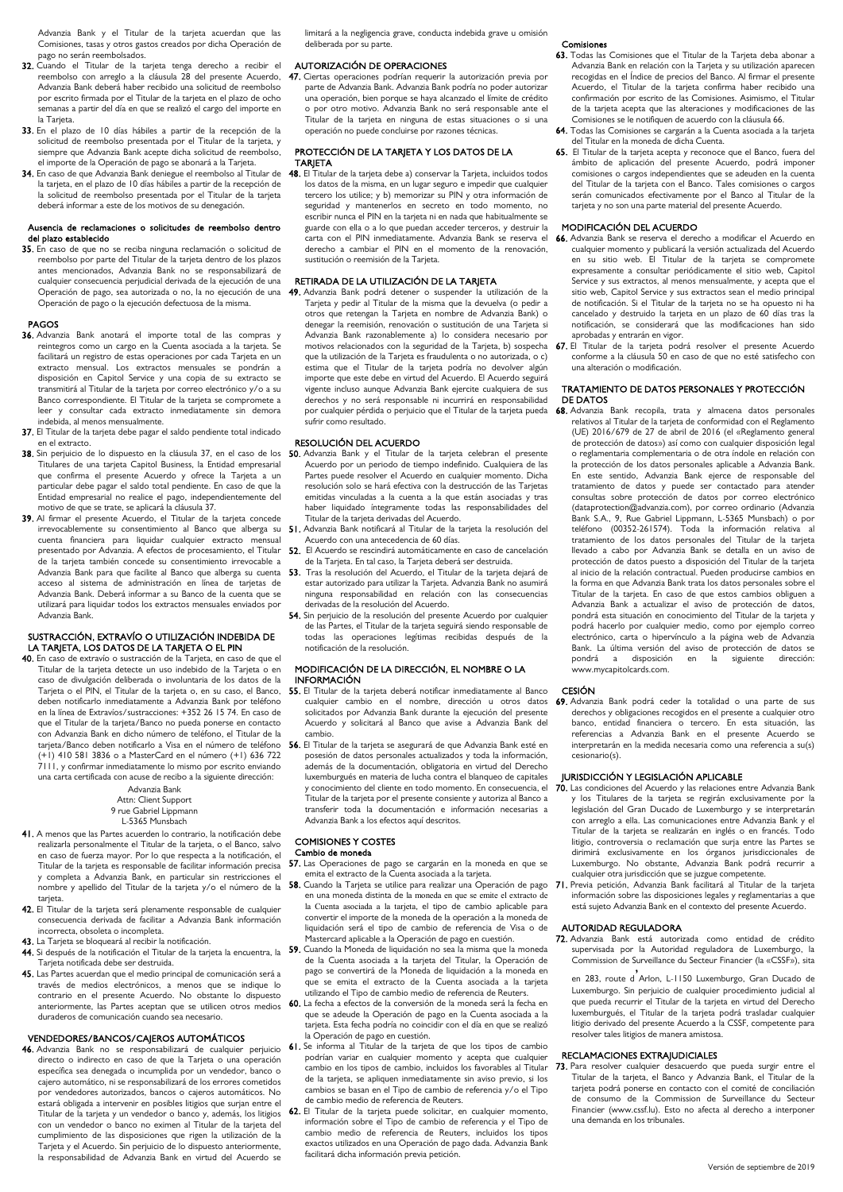Advanzia Bank y el Titular de la tarjeta acuerdan que las Comisiones, tasas y otros gastos creados por dicha Operación de pago no serán reembolsados.

32. Cuando el Titular de la tarjeta tenga derecho a recibir el reembolso con arreglo a la cláusula 28 del presente Acuerdo, Advanzia Bank deberá haber recibido una solicitud de reembolso por escrito firmada por el Titular de la tarjeta en el plazo de ocho semanas a partir del día en que se realizó el cargo del importe en la Tarjeta.

33. En el plazo de 10 días hábiles a partir de la recepción de la solicitud de reembolso presentada por el Titular de la tarjeta, y siempre que Advanzia Bank acepte dicha solicitud de reembolso, el importe de la Operación de pago se abonará a la Tarjeta.

34. En caso de que Advanzia Bank deniegue el reembolso al Titular de la tarjeta, en el plazo de 10 días hábiles a partir de la recepción de la solicitud de reembolso presentada por el Titular de la tarjeta deberá informar a este de los motivos de su denegación.

#### Ausencia de reclamaciones o solicitudes de reembolso dentro del plazo establecido

35. En caso de que no se reciba ninguna reclamación o solicitud de reembolso por parte del Titular de la tarjeta dentro de los plazos antes mencionados, Advanzia Bank no se responsabilizará de cualquier consecuencia perjudicial derivada de la ejecución de una Operación de pago, sea autorizada o no, la no ejecución de una Operación de pago o la ejecución defectuosa de la misma.

### PAGOS

36. Advanzia Bank anotará el importe total de las compras y reintegros como un cargo en la Cuenta asociada a la tarjeta. Se facilitará un registro de estas operaciones por cada Tarjeta en un extracto mensual. Los extractos mensuales se pondrán a disposición en Capitol Service y una copia de su extracto se transmitirá al Titular de la tarjeta por correo electrónico y/o a su Banco correspondiente. El Titular de la tarjeta se compromete a leer y consultar cada extracto inmediatamente sin demora indebida, al menos mensualmente.

37. El Titular de la tarjeta debe pagar el saldo pendiente total indicado en el extracto.

38. Sin perjuicio de lo dispuesto en la cláusula 37, en el caso de los Titulares de una tarjeta Capitol Business, la Entidad empresarial que confirme el presente Acuerdo y ofrece la Tarjeta a un particular debe pagar el saldo total pendiente. En caso de que la Entidad empresarial no realice el pago, independientemente del motivo de que se trate, se aplicará la cláusula 37.

39. Al firmar el presente Acuerdo, el Titular de la tarjeta concede irrevocablemente su consentimiento al Banco que alberga su cuenta financiera para liquidar cualquier extracto mensual presentado por Advanzia. A efectos de procesamiento, el Titular de la tarjeta también concede su consentimiento irrevocable a Advanzia Bank para que facilite al Banco que alberga su cuenta acceso al sistema de administración en línea de tarjetas de Advanzia Bank. Deberá informar a su Banco de la cuenta que se utilizará para liquidar todos los extractos mensuales enviados por Advanzia Bank.

### SUSTRACCIÓN, EXTRAVÍO O UTILIZACIÓN INDEBIDA DE LA TARJETA, LOS DATOS DE LA TARJETA O EL PIN

40. En caso de extravío o sustracción de la Tarjeta, en caso de que el Titular de la tarjeta detecte un uso indebido de la Tarjeta o en caso de divulgación deliberada o involuntaria de los datos de la Tarjeta o el PIN, el Titular de la tarjeta o, en su caso, el Banco, deben notificarlo inmediatamente a Advanzia Bank por teléfono en la línea de Extravíos/sustracciones: +352 26 15 74. En caso de que el Titular de la tarjeta/Banco no pueda ponerse en contacto con Advanzia Bank en dicho número de teléfono, el Titular de la tarjeta/Banco deben notificarlo a Visa en el número de teléfono (+1) 410 581 3836 o a MasterCard en el número (+1) 636 722 7111, y confirmar inmediatamente lo mismo por escrito enviando una carta certificada con acuse de recibo a la siguiente dirección:

Advanzia Bank
Attn: Client Support
9 rue Gabriel Lippmann
L-5365 Munsbach

41. A menos que las Partes acuerden lo contrario, la notificación debe realizarla personalmente el Titular de la tarjeta, o el Banco, salvo en caso de fuerza mayor. Por lo que respecta a la notificación, el Titular de la tarjeta es responsable de facilitar información precisa y completa a Advanzia Bank, en particular sin restricciones el nombre y apellido del Titular de la tarjeta y/o el número de la tarjeta.

42. El Titular de la tarjeta será plenamente responsable de cualquier consecuencia derivada de facilitar a Advanzia Bank información incorrecta, obsoleta o incompleta.

43. La Tarjeta se bloqueará al recibir la notificación.

44. Si después de la notificación el Titular de la tarjeta la encuentra, la Tarjeta notificada debe ser destruida.

45. Las Partes acuerdan que el medio principal de comunicación será a través de medios electrónicos, a menos que se indique lo contrario en el presente Acuerdo. No obstante lo dispuesto anteriormente, las Partes aceptan que se utilicen otros medios duraderos de comunicación cuando sea necesario.

### VENDEDORES/BANCOS/CAJEROS AUTOMÁTICOS

46. Advanzia Bank no se responsabilizará de cualquier perjuicio directo o indirecto en caso de que la Tarjeta o una operación específica sea denegada o incumplida por un vendedor, banco o cajero automático, ni se responsabilizará de los errores cometidos por vendedores autorizados, bancos o cajeros automáticos. No estará obligada a intervenir en posibles litigios que surjan entre el Titular de la tarjeta y un vendedor o banco y, además, los litigios con un vendedor o banco no eximen al Titular de la tarjeta del cumplimiento de las disposiciones que rigen la utilización de la Tarjeta y el Acuerdo. Sin perjuicio de lo dispuesto anteriormente, la responsabilidad de Advanzia Bank en virtud del Acuerdo se limitará a la negligencia grave, conducta indebida grave u omisión deliberada por su parte.

### AUTORIZACIÓN DE OPERACIONES

47. Ciertas operaciones podrían requerir la autorización previa por parte de Advanzia Bank. Advanzia Bank podría no poder autorizar una operación, bien porque se haya alcanzado el límite de crédito o por otro motivo. Advanzia Bank no será responsable ante el Titular de la tarjeta en ninguna de estas situaciones o si una operación no puede concluirse por razones técnicas.

### PROTECCIÓN DE LA TARJETA Y LOS DATOS DE LA TARJETA

48. El Titular de la tarjeta debe a) conservar la Tarjeta, incluidos todos los datos de la misma, en un lugar seguro e impedir que cualquier tercero los utilice; y b) memorizar su PIN y otra información de seguridad y mantenerlos en secreto en todo momento, no escribir nunca el PIN en la tarjeta ni en nada que habitualmente se guarde con ella o a lo que puedan acceder terceros, y destruir la carta con el PIN inmediatamente. Advanzia Bank se reserva el derecho a cambiar el PIN en el momento de la renovación, sustitución o reemisión de la Tarjeta.

### RETIRADA DE LA UTILIZACIÓN DE LA TARJETA

49. Advanzia Bank podrá detener o suspender la utilización de la Tarjeta y pedir al Titular de la misma que la devuelva (o pedir a otros que retengan la Tarjeta en nombre de Advanzia Bank) o denegar la reemisión, renovación o sustitución de una Tarjeta si Advanzia Bank razonablemente a) lo considera necesario por motivos relacionados con la seguridad de la Tarjeta, b) sospecha que la utilización de la Tarjeta es fraudulenta o no autorizada, o c) estima que el Titular de la tarjeta podría no devolver algún importe que este debe en virtud del Acuerdo. El Acuerdo seguirá vigente incluso aunque Advanzia Bank ejercite cualquiera de sus derechos y no será responsable ni incurrirá en responsabilidad por cualquier pérdida o perjuicio que el Titular de la tarjeta pueda sufrir como resultado.

### RESOLUCIÓN DEL ACUERDO

50. Advanzia Bank y el Titular de la tarjeta celebran el presente Acuerdo por un periodo de tiempo indefinido. Cualquiera de las Partes puede resolver el Acuerdo en cualquier momento. Dicha resolución solo se hará efectiva con la destrucción de las Tarjetas emitidas vinculadas a la cuenta a la que están asociadas y tras haber liquidado íntegramente todas las responsabilidades del Titular de la tarjeta derivadas del Acuerdo.

51. Advanzia Bank notificará al Titular de la tarjeta la resolución del Acuerdo con una antecedencia de 60 días.

52. El Acuerdo se rescindirá automáticamente en caso de cancelación de la Tarjeta. En tal caso, la Tarjeta deberá ser destruida.

53. Tras la resolución del Acuerdo, el Titular de la tarjeta dejará de estar autorizado para utilizar la Tarjeta. Advanzia Bank no asumirá ninguna responsabilidad en relación con las consecuencias derivadas de la resolución del Acuerdo.

54. Sin perjuicio de la resolución del presente Acuerdo por cualquier de las Partes, el Titular de la tarjeta seguirá siendo responsable de todas las operaciones legítimas recibidas después de la notificación de la resolución.

### MODIFICACIÓN DE LA DIRECCIÓN, EL NOMBRE O LA INFORMACIÓN

55. El Titular de la tarjeta deberá notificar inmediatamente al Banco cualquier cambio en el nombre, dirección u otros datos solicitados por Advanzia Bank durante la ejecución del presente Acuerdo y solicitará al Banco que avise a Advanzia Bank del cambio.

56. El Titular de la tarjeta se asegurará de que Advanzia Bank esté en posesión de datos personales actualizados y toda la información, además de la documentación, obligatoria en virtud del Derecho luxemburgués en materia de lucha contra el blanqueo de capitales y conocimiento del cliente en todo momento. En consecuencia, el Titular de la tarjeta por el presente consiente y autoriza al Banco a transferir toda la documentación e información necesarias a Advanzia Bank a los efectos aquí descritos.

### COMISIONES Y COSTES

#### Cambio de moneda

57. Las Operaciones de pago se cargarán en la moneda en que se emita el extracto de la Cuenta asociada a la tarjeta.

58. Cuando la Tarjeta se utilice para realizar una Operación de pago en una moneda distinta de la moneda en que se emite el extracto de la Cuenta asociada a la tarjeta, el tipo de cambio aplicable para convertir el importe de la moneda de la operación a la moneda de liquidación será el tipo de cambio de referencia de Visa o de Mastercard aplicable a la Operación de pago en cuestión.

59. Cuando la Moneda de liquidación no sea la misma que la moneda de la Cuenta asociada a la tarjeta del Titular, la Operación de pago se convertirá de la Moneda de liquidación a la moneda en que se emita el extracto de la Cuenta asociada a la tarjeta utilizando el Tipo de cambio medio de referencia de Reuters.

60. La fecha a efectos de la conversión de la moneda será la fecha en que se adeude la Operación de pago en la Cuenta asociada a la tarjeta. Esta fecha podría no coincidir con el día en que se realizó la Operación de pago en cuestión.

61. Se informa al Titular de la tarjeta de que los tipos de cambio podrían variar en cualquier momento y acepta que cualquier cambio en los tipos de cambio, incluidos los favorables al Titular de la tarjeta, se apliquen inmediatamente sin aviso previo, si los cambios se basan en el Tipo de cambio de referencia y/o el Tipo de cambio medio de referencia de Reuters.

62. El Titular de la tarjeta puede solicitar, en cualquier momento, información sobre el Tipo de cambio de referencia y el Tipo de cambio medio de referencia de Reuters, incluidos los tipos exactos utilizados en una Operación de pago dada. Advanzia Bank facilitará dicha información previa petición.

#### Comisiones

63. Todas las Comisiones que el Titular de la Tarjeta deba abonar a Advanzia Bank en relación con la Tarjeta y su utilización aparecen recogidas en el Índice de precios del Banco. Al firmar el presente Acuerdo, el Titular de la tarjeta confirma haber recibido una confirmación por escrito de las Comisiones. Asimismo, el Titular de la tarjeta acepta que las alteraciones y modificaciones de las Comisiones se le notifiquen de acuerdo con la cláusula 66.

64. Todas las Comisiones se cargarán a la Cuenta asociada a la tarjeta del Titular en la moneda de dicha Cuenta.

65. El Titular de la tarjeta acepta y reconoce que el Banco, fuera del ámbito de aplicación del presente Acuerdo, podrá imponer comisiones o cargos independientes que se adeuden en la cuenta del Titular de la tarjeta con el Banco. Tales comisiones o cargos serán comunicados efectivamente por el Banco al Titular de la tarjeta y no son una parte material del presente Acuerdo.

### MODIFICACIÓN DEL ACUERDO

66. Advanzia Bank se reserva el derecho a modificar el Acuerdo en cualquier momento y publicará la versión actualizada del Acuerdo en su sitio web. El Titular de la tarjeta se compromete expresamente a consultar periódicamente el sitio web, Capitol Service y sus extractos, al menos mensualmente, y acepta que el sitio web, Capitol Service y sus extractos sean el medio principal de notificación. Si el Titular de la tarjeta no se ha opuesto ni ha cancelado y destruido la tarjeta en un plazo de 60 días tras la notificación, se considerará que las modificaciones han sido aprobadas y entrarán en vigor.

67. El Titular de la tarjeta podrá resolver el presente Acuerdo conforme a la cláusula 50 en caso de que no esté satisfecho con una alteración o modificación.

### TRATAMIENTO DE DATOS PERSONALES Y PROTECCIÓN DE DATOS

68. Advanzia Bank recopila, trata y almacena datos personales relativos al Titular de la tarjeta de conformidad con el Reglamento (UE) 2016/679 de 27 de abril de 2016 (el «Reglamento general de protección de datos») así como con cualquier disposición legal o reglamentaria complementaria o de otra índole en relación con la protección de los datos personales aplicable a Advanzia Bank. En este sentido, Advanzia Bank ejerce de responsable del tratamiento de datos y puede ser contactado para atender consultas sobre protección de datos por correo electrónico (dataprotection@advanzia.com), por correo ordinario (Advanzia Bank S.A., 9, Rue Gabriel Lippmann, L-5365 Munsbach) o por teléfono (00352-261574). Toda la información relativa al tratamiento de los datos personales del Titular de la tarjeta llevado a cabo por Advanzia Bank se detalla en un aviso de protección de datos puesto a disposición del Titular de la tarjeta al inicio de la relación contractual. Pueden producirse cambios en la forma en que Advanzia Bank trata los datos personales sobre el Titular de la tarjeta. En caso de que estos cambios obliguen a Advanzia Bank a actualizar el aviso de protección de datos, pondrá esta situación en conocimiento del Titular de la tarjeta y podrá hacerlo por cualquier medio, como por ejemplo correo electrónico, carta o hipervínculo a la página web de Advanzia Bank. La última versión del aviso de protección de datos se pondrá a disposición en la siguiente dirección: www.mycapitolcards.com.

### CESIÓN

69. Advanzia Bank podrá ceder la totalidad o una parte de sus derechos y obligaciones recogidos en el presente a cualquier otro banco, entidad financiera o tercero. En esta situación, las referencias a Advanzia Bank en el presente Acuerdo se interpretarán en la medida necesaria como una referencia a su(s) cesionario(s).

### JURISDICCIÓN Y LEGISLACIÓN APLICABLE

70. Las condiciones del Acuerdo y las relaciones entre Advanzia Bank y los Titulares de la tarjeta se regirán exclusivamente por la legislación del Gran Ducado de Luxemburgo y se interpretarán con arreglo a ella. Las comunicaciones entre Advanzia Bank y el Titular de la tarjeta se realizarán en inglés o en francés. Todo litigio, controversia o reclamación que surja entre las Partes se dirimirá exclusivamente en los órganos jurisdiccionales de Luxemburgo. No obstante, Advanzia Bank podrá recurrir a cualquier otra jurisdicción que se juzgue competente.

71. Previa petición, Advanzia Bank facilitará al Titular de la tarjeta información sobre las disposiciones legales y reglamentarias a que está sujeto Advanzia Bank en el contexto del presente Acuerdo.

### AUTORIDAD REGULADORA

72. Advanzia Bank está autorizada como entidad de crédito supervisada por la Autoridad reguladora de Luxemburgo, la Commission de Surveillance du Secteur Financier (la «CSSF»), sita en 283, route d'Arlon, L-1150 Luxemburgo, Gran Ducado de Luxemburgo. Sin perjuicio de cualquier procedimiento judicial al que pueda recurrir el Titular de la tarjeta en virtud del Derecho luxemburgués, el Titular de la tarjeta podrá trasladar cualquier litigio derivado del presente Acuerdo a la CSSF, competente para resolver tales litigios de manera amistosa.

### RECLAMACIONES EXTRAJUDICIALES

73. Para resolver cualquier desacuerdo que pueda surgir entre el Titular de la tarjeta, el Banco y Advanzia Bank, el Titular de la tarjeta podrá ponerse en contacto con el comité de conciliación de consumo de la Commission de Surveillance du Secteur Financier (www.cssf.lu). Esto no afecta al derecho a interponer una demanda en los tribunales.

Versión de septiembre de 2019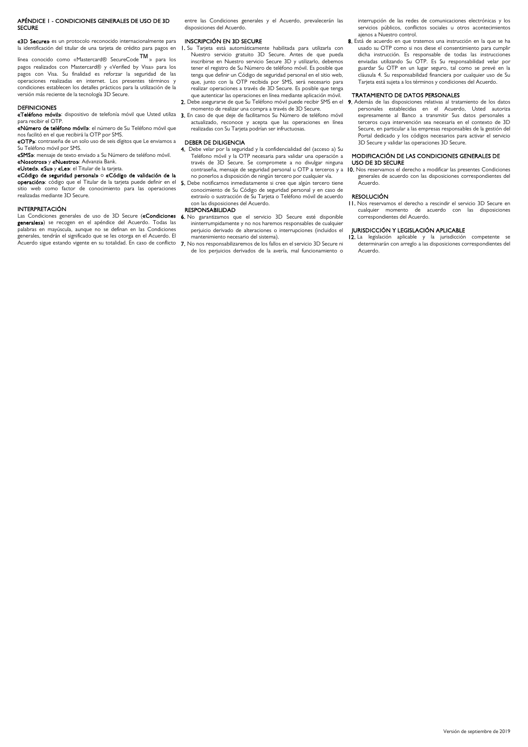# APÉNDICE 1 - CONDICIONES GENERALES DE USO DE 3D SECURE

**«3D Secure»** es un protocolo reconocido internacionalmente para la identificación del titular de una tarjeta de crédito para pagos en línea conocido como «Mastercard® SecureCode™» para los pagos realizados con Mastercard® y «Verified by Visa» para los pagos con Visa. Su finalidad es reforzar la seguridad de las operaciones realizadas en internet. Los presentes términos y condiciones establecen los detalles prácticos para la utilización de la versión más reciente de la tecnología 3D Secure.

## DEFINICIONES

**«Teléfono móvil»**: dispositivo de telefonía móvil que Usted utiliza para recibir el OTP.

**«Número de teléfono móvil»**: el número de Su Teléfono móvil que nos facilitó en el que recibirá la OTP por SMS.

**«OTP»**: contraseña de un solo uso de seis dígitos que Le enviamos a Su Teléfono móvil por SMS.

**«SMS»**: mensaje de texto enviado a Su Número de teléfono móvil.

**«Nosotros»** y **«Nuestro»**: Advanzia Bank.

**«Usted»**, **«Su»** y **«Le»**: el Titular de la tarjeta.

**«Código de seguridad personal»** o **«Código de validación de la operación»**: código que el Titular de la tarjeta puede definir en el sitio web como factor de conocimiento para las operaciones realizadas mediante 3D Secure.

## INTERPRETACIÓN

Las Condiciones generales de uso de 3D Secure (**«Condiciones generales»**) se recogen en el apéndice del Acuerdo. Todas las palabras en mayúscula, aunque no se definan en las Condiciones generales, tendrán el significado que se les otorga en el Acuerdo. El Acuerdo sigue estando vigente en su totalidad. En caso de conflicto entre las Condiciones generales y el Acuerdo, prevalecerán las disposiciones del Acuerdo.

## INSCRIPCIÓN EN 3D SECURE

1. Su Tarjeta está automáticamente habilitada para utilizarla con Nuestro servicio gratuito 3D Secure. Antes de que pueda inscribirse en Nuestro servicio Secure 3D y utilizarlo, debemos tener el registro de Su Número de teléfono móvil. Es posible que tenga que definir un Código de seguridad personal en el sitio web, que, junto con la OTP recibida por SMS, será necesario para realizar operaciones a través de 3D Secure. Es posible que tenga que autenticar las operaciones en línea mediante aplicación móvil.
2. Debe asegurarse de que Su Teléfono móvil puede recibir SMS en el momento de realizar una compra a través de 3D Secure.
3. En caso de que deje de facilitarnos Su Número de teléfono móvil actualizado, reconoce y acepta que las operaciones en línea realizadas con Su Tarjeta podrían ser infructuosas.

## DEBER DE DILIGENCIA

4. Debe velar por la seguridad y la confidencialidad del (acceso a) Su Teléfono móvil y la OTP necesaria para validar una operación a través de 3D Secure. Se compromete a no divulgar ninguna contraseña, mensaje de seguridad personal u OTP a terceros y a no ponerlos a disposición de ningún tercero por cualquier vía.
5. Debe notificarnos inmediatamente si cree que algún tercero tiene conocimiento de Su Código de seguridad personal y en caso de extravío o sustracción de Su Tarjeta o Teléfono móvil de acuerdo con las disposiciones del Acuerdo.

## RESPONSABILIDAD

6. No garantizamos que el servicio 3D Secure esté disponible ininterrumpidamente y no nos haremos responsables de cualquier perjuicio derivado de alteraciones o interrupciones (incluidos el mantenimiento necesario del sistema).
7. No nos responsabilizaremos de los fallos en el servicio 3D Secure ni de los perjuicios derivados de la avería, mal funcionamiento o interrupción de las redes de comunicaciones electrónicas y los servicios públicos, conflictos sociales u otros acontecimientos ajenos a Nuestro control.
8. Está de acuerdo en que tratemos una instrucción en la que se ha usado su OTP como si nos diese el consentimiento para cumplir dicha instrucción. Es responsable de todas las instrucciones enviadas utilizando Su OTP. Es Su responsabilidad velar por guardar Su OTP en un lugar seguro, tal como se prevé en la cláusula 4. Su responsabilidad financiera por cualquier uso de Su Tarjeta está sujeta a los términos y condiciones del Acuerdo.

## TRATAMIENTO DE DATOS PERSONALES

9. Además de las disposiciones relativas al tratamiento de los datos personales establecidas en el Acuerdo, Usted autoriza expresamente al Banco a transmitir Sus datos personales a terceros cuya intervención sea necesaria en el contexto de 3D Secure, en particular a las empresas responsables de la gestión del Portal dedicado y los códigos necesarios para activar el servicio 3D Secure y validar las operaciones 3D Secure.

## MODIFICACIÓN DE LAS CONDICIONES GENERALES DE USO DE 3D SECURE

10. Nos reservamos el derecho a modificar las presentes Condiciones generales de acuerdo con las disposiciones correspondientes del Acuerdo.

## RESOLUCIÓN

11. Nos reservamos el derecho a rescindir el servicio 3D Secure en cualquier momento de acuerdo con las disposiciones correspondientes del Acuerdo.

## JURISDICCIÓN Y LEGISLACIÓN APLICABLE

12. La legislación aplicable y la jurisdicción competente se determinarán con arreglo a las disposiciones correspondientes del Acuerdo.

Versión de septiembre de 2019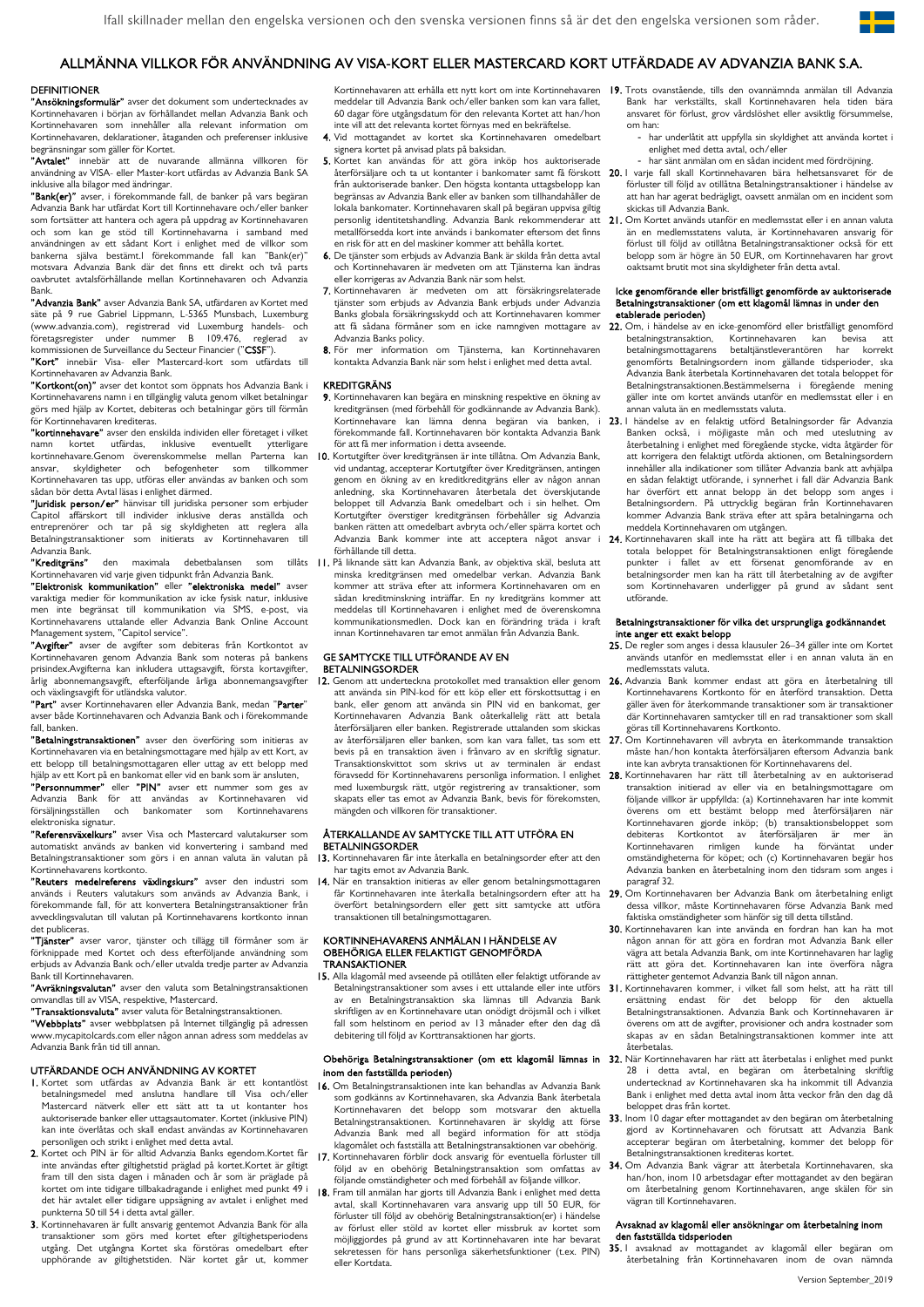Ifall skillnader mellan den engelska versionen och den svenska versionen finns så är det den engelska versionen som råder.

# ALLMÄNNA VILLKOR FÖR ANVÄNDNING AV VISA-KORT ELLER MASTERCARD KORT UTFÄRDADE AV ADVANZIA BANK S.A.

## DEFINITIONER

**"Ansökningsformulär"** avser det dokument som undertecknades av Kortinnehavaren i början av förhållandet mellan Advanzia Bank och Kortinnehavaren som innehåller alla relevant information om Kortinnehavaren, deklarationer, åtaganden och preferenser inklusive begränsningar som gäller för Kortet.

**"Avtalet"** innebär att de nuvarande allmänna villkoren för användning av VISA- eller Master-kort utfärdas av Advanzia Bank SA inklusive alla bilagor med ändringar.

**"Bank(er)"** avser, i förekommande fall, de banker på vars begäran Advanzia Bank har utfärdat Kort till Kortinnehavaren och/eller banker som fortsätter att hantera och agera på uppdrag av Kortinnehavaren och som kan ge stöd till Kortinnehavarna i samband med användningen av ett sådant Kort i enlighet med de villkor som bankerna själva bestämt.I förekommande fall kan "Bank(er)" motsvara Advanzia Bank där det finns ett direkt och två parts oavbrutet avtalsförhållande mellan Kortinnehavaren och Advanzia Bank.

**"Advanzia Bank"** avser Advanzia Bank SA, utfärdaren av Kortet med säte på 9 rue Gabriel Lippmann, L-5365 Munsbach, Luxemburg (www.advanzia.com), registrerad vid Luxemburg handels- och företagsregister under nummer B 109.476, reglerad av kommissionen de Surveillance du Secteur Financier ("**CSSF**").

**"Kort"** innebär Visa- eller Mastercard-kort som utfärdats till Kortinnehavaren av Advanzia Bank.

**"Kortkont(on)"** avser det kontot som öppnats hos Advanzia Bank i Kortinnehavarens namn i en tillgänglig valuta genom vilket betalningar görs med hjälp av Kortet, debiteras och betalningar görs till förmån för Kortinnehavaren krediteras.

**"kortinnehavare"** avser den enskilda individen eller företaget i vilket namn kortet utfärdas, inklusive eventuellt ytterligare kortinnehavare.Genom överenskommelse mellan Parterna kan ansvar, skyldigheter och befogenheter som tillkommer Kortinnehavaren tas upp, utföras eller användas av banken och som sådan bör detta Avtal läsas i enlighet därmed.

**"Juridisk person/er"** hänvisar till juridiska personer som erbjuder Capitol affärskort till individer inklusive deras anställda och entreprenörer och tar på sig skyldigheten att reglera alla Betalningstransaktioner som initierats av Kortinnehavaren till Advanzia Bank.

**"Kreditgräns"** den maximala debetbalansen som tillåts Kortinnehavaren vid varje given tidpunkt från Advanzia Bank.

**"Elektronisk kommunikation"** eller **"elektroniska medel"** avser varaktiga medier för kommunikation av icke fysisk natur, inklusive men inte begränsat till kommunikation via SMS, e-post, via Kortinnehavarens utlalande eller Advanzia Bank Online Account Management system, "Capitol service".

**"Avgifter"** avser de avgifter som debiteras från Kortkontot av Kortinnehavaren genom Advanzia Bank som noteras på bankens prisindex.Avgifterna kan inkludera uttagsavgift, första kortavgifter, årlig abonnemangsavgift, efterföljande årliga abonnemangsavgifter och växlingsavgift för utländska valutor.

**"Part"** avser Kortinnehavaren eller Advanzia Bank, medan "**Parter**" avser både Kortinnehavaren och Advanzia Bank och i förekommande fall, banken.

**"Betalningstransaktionen"** avser den överföring som initieras av Kortinnehavaren via en betalningsmottagare med hjälp av ett Kort, av ett belopp till betalningsmottagaren eller uttag av ett belopp med hjälp av ett Kort på en bankomat eller vid en bank som är ansluten,

**"Personnummer"** eller **"PIN"** avser ett nummer som ges av Advanzia Bank för att användas av Kortinnehavaren vid försäljningsställen och bankomater som Kortinnehavarens elektroniska signatur.

**"Referensväxelkurs"** avser Visa och Mastercard valutakurser som automatiskt används av banken vid konvertering i samband med Betalningstransaktioner som görs i en annan valuta än valutan på Kortinnehavarens kortkonto.

**"Reuters medelreferens växlingskurs"** avser den industri som används i Reuters valutakurs som används av Advanzia Bank, i förekommande fall, för att konvertera Betalningstransaktioner från avvecklingsvalutan till valutan på Kortinnehavarens kortkonto innan det publiceras.

**"Tjänster"** avser varor, tjänster och tillägg till förmåner som är förknippade med Kortet och dess efterföljande användning som erbjuds av Advanzia Bank och/eller utvalda tredje parter av Advanzia Bank till Kortinnehavaren.

**"Avräkningsvalutan"** avser den valuta som Betalningstransaktionen omvandlas till av VISA, respektive, Mastercard.

**"Transaktionsvaluta"** avser valuta för Betalningstransaktionen.

**"Webbplats"** avser webbplatsen på Internet tillgänglig på adressen www.mycapitolcards.com eller någon annan adress som meddelas av Advanzia Bank från tid till annan.

## UTFÄRDANDE OCH ANVÄNDNING AV KORTET

1. Kortet som utfärdas av Advanzia Bank är ett kontantlöst betalningsmedel med anslutna handlare till Visa och/eller Mastercard nätverk eller ett sätt att ta ut kontanter hos auktoriserade banker eller uttagsautomater. Kortet (inklusive PIN) kan inte överlåtas och skall endast användas av Kortinnehavaren personligen och strikt i enlighet med detta avtal.
2. Kortet och PIN är för alltid Advanzia Banks egendom.Kortet får inte användas efter giltighetstid präglad på kortet.Kortet är giltigt fram till den sista dagen i månaden och år som är präglade på kortet om inte tidigare tillbakadragande i enlighet med punkt 49 i det här avtalet eller tidigare uppsägning av avtalet i enlighet med punkterna 50 till 54 i detta avtal gäller.
3. Kortinnehavaren är fullt ansvarig gentemot Advanzia Bank för alla transaktioner som görs med kortet efter giltighetsperiodens utgång. Det utgångna Kortet ska förstöras omedelbart efter upphörande av giltighetstiden. När kortet går ut, kommer Kortinnehavaren att erhålla ett nytt kort om inte Kortinnehavaren meddelar till Advanzia Bank och/eller banken som kan vara fallet, 60 dagar före utgångsdatum för den relevanta Kortet att han/hon inte vill att det relevanta kortet förnyas med en bekräftelse.
4. Vid mottagandet av kortet ska Kortinnehavaren omedelbart signera kortet på anvisad plats på baksidan.
5. Kortet kan användas för att göra inköp hos auktoriserade återförsäljare och ta ut kontanter i bankomater samt få förskott från auktoriserade banker. Den högsta kontanta uttagsbelopp kan begränsas av Advanzia Bank eller av banken som tillhandahåller de lokala bankomater. Kortinnehavaren skall på begäran uppvisa giltig personlig identitetshandling. Advanzia Bank rekommenderar att metallförsedda kort inte används i bankomater eftersom det finns en risk för att en del maskiner kommer att behålla kortet.
6. De tjänster som erbjuds av Advanzia Bank är skilda från detta avtal och Kortinnehavaren är medveten om att Tjänsterna kan ändras eller korrigeras av Advanzia Bank när som helst.
7. Kortinnehavaren är medveten om att försäkringsrelaterade tjänster som erbjuds av Advanzia Bank erbjuds under Advanzia Banks globala försäkringsskydd och att Kortinnehavaren kommer att få sådana förmåner som en icke namngiven mottagare av Advanzia Banks policy.
8. För mer information om Tjänsterna, kan Kortinnehavaren kontakta Advanzia Bank när som helst i enlighet med detta avtal.

## KREDITGRÄNS

9. Kortinnehavaren kan begära en minskning respektive en ökning av kreditgränsen (med förbehåll för godkännande av Advanzia Bank). Kortinnehavare kan lämna denna begäran via banken, i förekommande fall. Kortinnehavaren bör kontakta Advanzia Bank för att få mer information i detta avseende.
10. Kortutgifter över kreditgränsen är inte tillåtna. Om Advanzia Bank, vid undantag, accepterar Kortutgifter över Kreditgränsen, antingen genom en ökning av en kreditkreditgräns eller av någon annan anledning, ska Kortinnehavaren återbetala det överskjutande beloppet till Advanzia Bank omedelbart och i sin helhet. Om Kortutgifter överstiger kreditgränsen förbehåller sig Advanzia banken rätten att omedelbart avbryta och/eller spärra kortet och Advanzia Bank kommer inte att acceptera något ansvar i förhållande till detta.
11. På liknande sätt kan Advanzia Bank, av objektiva skäl, besluta att minska kreditgränsen med omedelbar verkan. Advanzia Bank kommer att sträva efter att informera Kortinnehavaren om en sådan kreditminskning inträffar. En ny kreditgräns kommer att meddelas till Kortinnehavaren i enlighet med de överenskomna kommunikationsmedlen. Dock kan en förändring träda i kraft innan Kortinnehavaren tar emot anmälan från Advanzia Bank.

## GE SAMTYCKE TILL UTFÖRANDE AV EN BETALNINGSORDER

12. Genom att underteckna protokollet med transaktion eller genom att använda sin PIN-kod för ett köp eller ett förskottsuttag i en bank, eller genom att använda sin PIN vid en bankomat, ger Kortinnehavaren Advanzia Bank oåterkalleligt rätt att betala återförsäljaren eller banken. Registrerade uttalanden som skickas av återförsäljaren eller banken, som kan vara fallet, tas som ett bevis på en transaktion även i frånvaro av en skriftlig signatur. Transaktionskvittot som skrivs ut av terminalen är endast föravsedd för Kortinnehavarens personliga information. I enlighet med luxemburgsk rätt, utgör registrering av transaktioner, som skapats eller tas emot av Advanzia Bank, bevis för förekomsten, mängden och villkoren för transaktioner.

## ÅTERKALLANDE AV SAMTYCKE TILL ATT UTFÖRA EN BETALNINGSORDER

13. Kortinnehavaren får inte återkalla en betalningsorder efter att den har tagits emot av Advanzia Bank.
14. När en transaktion initieras av eller genom betalningsmottagaren får Kortinnehavaren inte återkalla betalningsordern efter att ha överfört betalningsordern eller gett sitt samtycke att utföra transaktionen till betalningsmottagaren.

## KORTINNEHAVARENS ANMÄLAN I HÄNDELSE AV OBEHÖRIGA ELLER FELAKTIGT GENOMFÖRDA TRANSAKTIONER

15. Alla klagomål med avseende på otillåten eller felaktigt utförande av Betalningstransaktioner som avses i ett uttalande eller inte utförs av en Betalningstransaktion ska lämnas till Advanzia Bank skriftligen av en Kortinnehavaren utan onödigt dröjsmål och i vilket fall som helstinom en period av 13 månader efter den dag då debitering till följd av Korttransaktionen har gjorts.

### Obehöriga Betalningstransaktioner (om ett klagomål lämnas in inom den fastställda perioden)

16. Om Betalningstransaktionen inte kan behandlas av Advanzia Bank som godkänns av Kortinnehavaren, ska Advanzia Bank återbetala Kortinnehavaren det belopp som motsvarar den aktuella Betalningstransaktionen. Kortinnehavaren är skyldig att förse Advanzia Bank med all begärd information för att stödja klagomålet och fastställa att Betalningstransaktionen var obehörig.
17. Kortinnehavaren förblir dock ansvarig för eventuella förluster till följd av en obehörig Betalningstransaktion som omfattas av följande omständigheter och med förbehåll av följande villkor.
18. Fram till anmälan har gjorts till Advanzia Bank i enlighet med detta avtal, skall Kortinnehavaren vara ansvarig upp till 50 EUR, för förluster till följd av obehörig Betalningstransaktion(er) i händelse av förlust eller stöld av kortet eller missbruk av kortet som möjliggjordes på grund av att Kortinnehavaren inte har bevarat sekretessen för hans personliga säkerhetsfunktioner (t.ex. PIN) eller Kortdata.
19. Trots ovanstående, tills den ovannämnda anmälan till Advanzia Bank har verkställts, skall Kortinnehavaren hela tiden bära ansvaret för förlust, grov vårdslöshet eller avsiktlig försummelse, om han:
   - har underlåtit att uppfylla sin skyldighet att använda kortet i enlighet med detta avtal, och/eller
   - har sänt anmälan om en sådan incident med fördröjning.
20. I varje fall skall Kortinnehavaren bära helhetsansvaret för de förluster till följd av otillåtna Betalningstransaktioner i händelse av att han har agerat bedrägligt, oavsett anmälan om en incident som skickas till Advanzia Bank.
21. Om Kortet används utanför en medlemsstat eller i en annan valuta än en medlemsstatens valuta, är Kortinnehavaren ansvarig för förlust till följd av otillåtna Betalningstransaktioner också för ett belopp som är högre än 50 EUR, om Kortinnehavaren har grovt oaktsamt brutit mot sina skyldigheter från detta avtal.

### Icke genomförande eller bristfälligt genomförde av auktoriserade Betalningstransaktioner (om ett klagomål lämnas in under den etablerade perioden)

22. Om, i händelse av en icke-genomförd eller bristfälligt genomförd betalningstransaktion, Kortinnehavaren kan bevisa att betalningsmottagarens betaltjänstleverantören har korrekt genomförts Betalningsordern inom gällande tidsperioder, ska Advanzia Bank återbetala Kortinnehavaren det totala beloppet för Betalningstransaktionen.Bestämmelserna i föregående mening gäller inte om kortet används utanför en medlemsstat eller i en annan valuta än en medlemsstats valuta.
23. I händelse av en felaktig utförd Betalningsorder får Advanzia Banken också, i möjligaste mån och med uteslutning av återbetalning i enlighet med föregående stycke, vidta åtgärder för att korrigera den felaktigt utförda aktionen, om Betalningsordern innehåller alla indikationer som tillåter Advanzia bank att avhjälpa en sådan felaktigt utförande, i synnerhet i fall där Advanzia Bank har överfört ett annat belopp än det belopp som anges i Betalningsordern. På uttrycklig begäran från Kortinnehavaren kommer Advanzia Bank sträva efter att spåra betalningarna och meddela Kortinnehavaren om utgången.
24. Kortinnehavaren skall inte ha rätt att begära att få tillbaka det totala beloppet för Betalningstransaktionen enligt föregående punkter i fallet av ett försenat genomförande av en betalningsorder men kan ha rätt till återbetalning av de avgifter som Kortinnehavaren underligger på grund av sådant sent utförande.

### Betalningstransaktioner för vilka det ursprungliga godkännandet inte anger ett exakt belopp

25. De regler som anges i dessa klausuler 26–34 gäller inte om Kortet används utanför en medlemsstat eller i en annan valuta än en medlemsstats valuta.
26. Advanzia Bank kommer endast att göra en återbetalning till Kortinnehavarens Kortkonto för en återförd transaktion. Detta gäller även för återkommande transaktioner som är transaktioner där Kortinnehavaren samtycker till en rad transaktioner som skall göras till Kortinnehavarens Kortkonto.
27. Om Kortinnehavaren vill avbryta en återkommande transaktion måste han/hon kontakta återförsäljaren eftersom Advanzia bank inte kan avbryta transaktionen för Kortinnehavarens del.
28. Kortinnehavaren har rätt till återbetalning av en auktoriserad transaktion initierad av eller via en betalningsmottagare om följande villkor är uppfyllda: (a) Kortinnehavaren har inte kommit överens om ett bestämt belopp med återförsäljaren när Kortinnehavaren gjorde inköp; (b) transaktionsbeloppet som debiteras Kortkontot av återförsäljaren är mer än Kortinnehavaren rimligen kunde ha förväntat under omständigheterna för köpet; och (c) Kortinnehavaren begär hos Advanzia banken en återbetalning inom den tidsram som anges i paragraf 32.
29. Om Kortinnehavaren ber Advanzia Bank om återbetalning enligt dessa villkor, måste Kortinnehavaren förse Advanzia Bank med faktiska omständigheter som hänför sig till detta tillstånd.
30. Kortinnehavaren kan inte använda en fordran han kan ha mot någon annan för att göra en fordran mot Advanzia Bank eller vägra att betala Advanzia Bank, om inte Kortinnehavaren har lagligt rätt att göra det. Kortinnehavaren kan inte överföra några rättigheter gentemot Advanzia Bank till någon annan.
31. Kortinnehavaren kommer, i vilket fall som helst, att ha rätt till ersättning endast för det belopp för den aktuella Betalningstransaktionen. Advanzia Bank och Kortinnehavaren är överens om att de avgifter, provisioner och andra kostnader som skapas av en sådan Betalningstransaktionen kommer inte att återbetalas.
32. När Kortinnehavaren har rätt att återbetalas i enlighet med punkt 28 i detta avtal, en begäran om återbetalning skriftlig undertecknad av Kortinnehavaren ska ha inkommit till Advanzia Bank i enlighet med detta avtal inom åtta veckor från den dag då beloppet dras från kortet.
33. Inom 10 dagar efter mottagandet av den begäran om återbetalning gjord av Kortinnehavaren och förutsatt att Advanzia Bank accepterar begäran om återbetalning, kommer det belopp för Betalningstransaktionen krediteras kortet.
34. Om Advanzia Bank vägrar att återbetala Kortinnehavaren, ska han/hon, inom 10 arbetsdagar efter mottagandet av den begäran om återbetalning genom Kortinnehavaren, ange skälen för sin vägran till Kortinnehavaren.

### Avsaknad av klagomål eller ansökningar om återbetalning inom den fastställda tidsperioden

35. I avsaknad av mottagandet av klagomål eller begäran om återbetalning från Kortinnehavaren inom de ovan nämnda

Version September_2019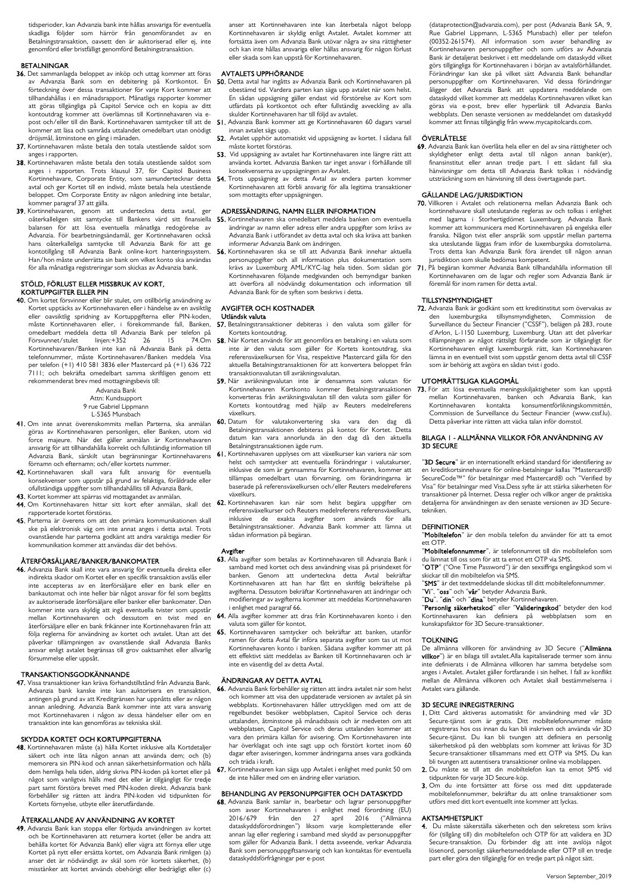tidsperioder, kan Advanzia bank inte hållas ansvariga för eventuella skadliga följder som härrör från genomförandet av en Betalningstransaktion, oavsett om den är auktoriserad eller ej, inte genomförd eller bristfälligt genomförd Betalningstransaktion.

## BETALNINGAR

36. Det sammanlagda beloppet av inköp och uttag kommer att föras av Advanzia Bank som en debitering på Kortkontot. En förteckning över dessa transaktioner för varje Kort kommer att tillhandahållas i en månadsrapport. Månatliga rapporter kommer att göras tillgängliga på Capitol Service och en kopia av ditt kontoutdrag kommer att överlämnas till Kortinnehavaren via e-post och/eller till din Bank. Kortinnehavaren samtycker till att de kommer att läsa och samråda uttalandet omedelbart utan onödigt dröjsmål, åtminstone en gång i månaden.
37. Kortinnehavaren måste betala den totala utestående saldot som anges i rapporten.
38. Kortinnehavaren måste betala den totala utestående saldot som anges i rapporten. Trots klausul 37, för Capitol Business Kortinnehavare, Corporate Entity, som samundertecknar detta avtal och ger Kortet till en individ, måste betala hela utestående beloppet. Om Corporate Entity av någon anledning inte betalar, kommer paragraf 37 att gälla.
39. Kortinnehavaren, genom att underteckna detta avtal, ger oåterkalleligen sitt samtycke till Bankens värd sitt finansiella balansen för att lösa eventuella månatliga redogörelse av Advanzia. För bearbetningsändamål, ger Kortinnehavaren också hans oåterkalleliga samtycke till Advanzia Bank för att ge kontotillgång till Advanzia Bank online-kort hanteringssystem. Han/hon måste underrätta sin bank om vilket konto ska användas för alla månatliga registreringar som skickas av Advanzia bank.

## STÖLD, FÖRLUST ELLER MISSBRUK AV KORT, KORTUPPGIFTER ELLER PIN

40. Om kortet försvinner eller blir stulet, om otillbörlig användning av Kortet upptäcks av Kortinnehavaren eller i händelse av en avsiktlig eller oavsiktlig spridning av Kortuppgifterna eller PIN-koden, måste Kortinnehavaren eller, i förekommande fall, Banken, omedelbart meddela detta till Advanzia Bank per telefon på Försvunnet/stulet linjen:+352 26 15 74.Om Kortinnehavaren/Banken inte kan nå Advanzia Bank på detta telefonnummer, måste Kortinnehavaren/Banken meddela Visa per telefon (+1) 410 581 3836 eller Mastercard på (+1) 636 722 7111; och bekräfta omedelbart samma skriftligen genom ett rekommenderat brev med mottagningsbevis till:

   Advanzia Bank
   Attn: Kundsupport
   9 rue Gabriel Lippmann
   L-5365 Munsbach

41. Om inte annat överenskommits mellan Parterna, ska anmälan göras av Kortinnehavaren personligen, eller Banken, utom vid force majeure. När det gäller anmälan är Kortinnehavaren ansvarig för att tillhandahålla korrekt och fullständig information till Advanzia Bank, särskilt utan begränsningar Kortinnehavarens förnamn och efternamn; och/eller kortets nummer.
42. Kortinnehavaren skall vara fullt ansvarig för eventuella konsekvenser som uppstår på grund av felaktiga, föråldrade eller ofullständiga uppgifter som tillhandahållits till Advanzia Bank.
43. Kortet kommer att spärras vid mottagandet av anmälan.
44. Om Kortinnehavaren hittar sitt kort efter anmälan, skall det rapporterade kortet förstöras.
45. Parterna är överens om att den primära kommunikationen skall ske på elektronisk väg om inte annat anges i detta avtal. Trots ovanstående har parterna godkänt att andra varaktiga medier för kommunikation kommer att användas där det behövs.

## ÅTERFÖRSÄLJARE/BANKER/BANKOMATER

46. Advanzia Bank skall inte vara ansvarig för eventuella direkta eller indirekta skador om Kortet eller en specifik transaktion avslås eller inte accepteras av en återförsäljare eller en bank eller en bankautomat och inte heller bär något ansvar för fel som begåtts av auktoriserade återförsäljare eller banker eller bankomater. Den kommer inte vara skyldig att ingå eventuella tvister som uppstår mellan Kortinnehavaren och dessutom en tvist med en återförsäljare eller en bank frikänner inte Kortinnehavaren från att följa reglerna för användning av kortet och avtalet. Utan att det påverkar tillämpningen av ovanstående skall Advanzia Banks ansvar enligt avtalet begränsas till grov oaktsamhet eller allvarlig försummelse eller uppsåt.

## TRANSAKTIONSGODKÄNNANDE

47. Vissa transaktioner kan kräva förhandstillstånd från Advanzia Bank. Advanzia bank kanske inte kan auktorisera en transaktion, antingen på grund av att Kreditgränsen har uppnåtts eller av någon annan anledning. Advanzia Bank kommer inte att vara ansvarig mot Kortinnehavaren i någon av dessa händelser eller om en transaktion inte kan genomföras av tekniska skäl.

## SKYDDA KORTET OCH KORTUPPGIFTERNA

48. Kortinnehavaren måste (a) hålla Kortet inklusive alla Kortdetaljer säkert och inte låta någon annan att använda dem; och (b) memorera sin PIN-kod och annan säkerhetsinformation och hålla dem hemliga hela tiden, aldrig skriva PIN-koden på kortet eller på något som vanligtvis hålls med det eller är tillgängligt för tredje part samt förstöra brevet med PIN-koden direkt. Advanzia bank förbehåller sig rätten att ändra PIN-koden vid tidpunkten för Kortets förnyelse, utbyte eller återutfärdande.

## ÅTERKALLANDE AV ANVÄNDNING AV KORTET

49. Advanzia Bank kan stoppa eller förbjuda användningen av kortet och be Kortinnehavaren att returnera kortet (eller be andra att behålla kortet för Advanzia Bank) eller vägra att förnya eller utge Kortet på nytt eller ersätta kortet, om Advanzia Bank rimligen (a) anser det är nödvändigt av skäl som rör kortets säkerhet, (b) misstänker att kortet används obehörigt eller bedrägligt eller (c) anser att Kortinnehavaren inte kan återbetala något belopp Kortinnehavaren är skyldig enligt Avtalet. Avtalet kommer att fortsätta även om Advanzia Bank utövar några av sina rättigheter och kan inte hållas ansvariga eller hållas ansvarig för någon förlust eller skada som kan uppstå för Kortinnehavaren.

## AVTALETS UPPHÖRANDE

50. Detta avtal har ingåtts av Advanzia Bank och Kortinnehavaren på obestämd tid. Vardera parten kan säga upp avtalet när som helst. En sådan uppsägning gäller endast vid förstörelse av Kort som utfärdats på kortkontot och efter fullständig avveckling av alla skulder Kortinnehavaren har till följd av avtalet.
51. Advanzia Bank kommer att ge Kortinnehavaren 60 dagars varsel innan avtalet sägs upp.
52. Avtalet upphör automatiskt vid uppsägning av kortet. I sådana fall måste kortet förstöras.
53. Vid uppsägning av avtalet har Kortinnehavaren inte längre rätt att använda kortet. Advanzia Banken tar inget ansvar i förhållande till konsekvenserna av uppsägningen av Avtalet.
54. Trots uppsägning av detta Avtal av endera parten kommer Kortinnehavaren att förbli ansvarig för alla legitima transaktioner som mottagits efter uppsägningen.

## ADRESSÄNDRING, NAMN ELLER INFORMATION

55. Kortinnehavaren ska omedelbart meddela banken om eventuella ändringar av namn eller adress eller andra uppgifter som krävs av Advanzia Bank i utförandet av detta avtal och ska kräva att banken informerar Advanzia Bank om ändringen.
56. Kortinnehavaren ska se till att Advanzia Bank innehar aktuella personuppgifter och all information plus dokumentation som krävs av Luxemburg AML/KYC-lag hela tiden. Som sådan gör Kortinnehavaren följande medgivanden och bemyndigar banken att överföra all nödvändig dokumentation och information till Advanzia Bank för de syften som beskrivs i detta.

## AVGIFTER OCH KOSTNADER

### Utländsk valuta

57. Betalningstransaktioner debiteras i den valuta som gäller för Kortets kontoutdrag.
58. När Kortet används för att genomföra en betalning i en valuta som inte är den valuta som gäller för Kortets kontoutdrag, ska referensväxelkursen för Visa, respektive Mastercard gälla för den aktuella Betalningstransaktionen för att konvertera beloppet från transaktionsvalutan till avräkningsvalutan.
59. När avräkningsvalutan inte är densamma som valutan för Kortinnehavarens Kortkonto kommer Betalningstransaktionen konverteras från avräkningsvalutan till den valuta som gäller för Kortets kontoutdrag med hjälp av Reuters medelreferens växelkurs.
60. Datum för valutakonvertering ska vara den dag då Betalningstransaktionen debiteras på kontot för Kortet. Detta datum kan vara annorlunda än den dag då den aktuella Betalningstransaktionen ägde rum.
61. Kortinnehavaren upplyses om att växelkurser kan variera när som helst och samtycker att eventuella förändringar i valutakurser, inklusive de som är gynnsamma för Kortinnehavaren, kommer att tillämpas omedelbart utan förvarning, om förändringarna är baserade på referensväxelkursen och/eller Reuters medelreferens växelkurs.
62. Kortinnehavaren kan när som helst begära uppgifter om referensväxelkurser och Reuters medelreferens referensväxelkurs, inklusive de exakta avgifter som används för alla Betalningstransaktioner. Advanzia Bank kommer att lämna ut sådan information på begäran.

### Avgifter

63. Alla avgifter som betalas av Kortinnehavaren till Advanzia Bank i samband med kortet och dess användning visas på prisindexet för banken. Genom att underteckna detta Avtal bekräftar Kortinnehavaren att han har fått en skriftlig bekräftelse på avgifterna. Dessutom bekräftar Kortinnehavaren att ändringar och modifieringar av avgifterna kommer att meddelas Kortinnehavaren i enlighet med paragraf 66.
64. Alla avgifter kommer att dras från Kortinnehavaren konto i den valuta som gäller för kontot.
65. Kortinnehavaren samtycker och bekräftar att banken, utanför ramen för detta Avtal får införa separata avgifter som tas ut mot Kortinnehavaren konto i banken. Sådana avgifter kommer att på ett effektivt sätt meddelas av Banken till Kortinnehavaren och är inte en väsentlig del av detta Avtal.

## ÄNDRINGAR AV DETTA AVTAL

66. Advanzia Bank förbehåller sig rätten att ändra avtalet när som helst och kommer att visa den uppdaterade versionen av avtalet på sin webbplats. Kortinnehavaren håller uttryckligen med om att de regelbundet besöker webbplatsen, Capitol Service och deras uttalanden, åtminstone på månadsbasis och är medvetens om att webbplatsen, Capitol Service och deras uttalanden kommer att vara den primära källan för avisering. Om Kortinnehavaren inte har överklagat och inte sagt upp och förstört kortet inom 60 dagar efter aviseringen, kommer ändringarna anses vara godkända och träda i kraft.
67. Kortinnehavaren kan säga upp Avtalet i enlighet med punkt 50 om de inte håller med om en ändring eller variation.

## BEHANDLING AV PERSONUPPGIFTER OCH DATASKYDD

68. Advanzia Bank samlar in, bearbetar och lagrar personuppgifter som avser Kortinnehavaren i enlighet med förordning (EU) 2016/679 från den 27 april 2016 ("Allmänna dataskyddsförordningen") liksom varje kompletterande eller annan lag eller reglering i samband med skydd av personuppgifter som gäller för Advanzia Bank. I detta avseende, verkar Advanzia Bank som personuppgiftsansvarig och kan kontaktas för eventuella dataskyddsförfrågningar per e-post (dataprotection@advanzia.com), per post (Advanzia Bank SA, 9, Rue Gabriel Lippmann, L-5365 Munsbach) eller per telefon (00352-261574). All information som avser behandling av Kortinnehavaren personuppgifter och som utförs av Advanzia Bank är detaljerat beskrivet i ett meddelande om dataskydd vilket görs tillgängliga för Kortinnehavaren i början av avtalsförhållandet. Förändringar kan ske på vilket sätt Advanzia Bank behandlar personuppgifter om Kortinnehavaren. Vid dessa förändringar åligger det Advanzia Bank att uppdatera meddelande om dataskydd vilket kommer att meddelas Kortinnehavaren vilket kan göras via e-post, brev eller hyperlänk till Advanzia Banks webbplats. Den senaste versionen av meddelandet om dataskydd kommer att finnas tillgänglig från www.mycapitolcards.com.

## ÖVERLÅTELSE

69. Advanzia Bank kan överlåta hela eller en del av sina rättigheter och skyldigheter enligt detta avtal till någon annan bank(er), finansinstitut eller annan tredje part. I ett sådant fall ska hänvisningar om detta till Advanzia Bank tolkas i nödvändig utsträckning som en hänvisning till dess övertagande part.

## GÄLLANDE LAG/JURISDIKTION

70. Villkoren i Avtalet och relationerna mellan Advanzia Bank och kortinnehavare skall uteslutande regleras av och tolkas i enlighet med lagarna i Storhertigdömet Luxemburg. Advanzia Bank kommer att kommunicera med Kortinnehavaren på engelska eller franska. Någon tvist eller anspråk som uppstår mellan parterna ska uteslutande läggas fram inför de luxemburgska domstolarna. Trots detta kan Advanzia Bank föra ärendet till någon annan jurisdiktion som skulle bedömas kompetent.
71. På begäran kommer Advanzia Bank tillhandahålla information till Kortinnehavaren om de lagar och regler som Advanzia Bank är föremål för inom ramen för detta avtal.

## TILLSYNSMYNDIGHET

72. Advanzia Bank är godkänt som ett kreditinstitut som övervakas av den luxemburgska tillsynsmyndigheten, Commission de Surveillance du Secteur Financier ("CSSF"), belägen på 283, route d'Arlon, L-1150 Luxemburg, Luxemburg. Utan att det påverkar tillämpningen av något rättsligt förfarande som är tillgängligt för Kortinnehavaren enligt luxemburgsk rätt, kan Kortinnehavaren lämna in en eventuell tvist som uppstår genom detta avtal till CSSF som är behörig att avgöra en sådan tvist i godo.

## UTOMRÄTTSLIGA KLAGOMÅL

73. För att lösa eventuella meningsskiljaktigheter som kan uppstå mellan Kortinnehavaren, banken och Advanzia Bank, kan Kortinnehavaren kontakta konsumentförlikningskommittén, Commission de Surveillance du Secteur Financier (www.cssf.lu). Detta påverkar inte rätten att väcka talan inför domstol.

## BILAGA 1 - ALLMÄNNA VILLKOR FÖR ANVÄNDNING AV 3D SECURE

"**3D Secure**" är en internationellt erkänd standard för identifiering av en kreditkortsinnehavare för online-betalningar kallas "Mastercard® SecureCode™" för betalningar med Mastercard® och "Verified by Visa" för betalningar med Visa.Dess syfte är att stärka säkerheten för transaktioner på Internet. Dessa regler och villkor anger de praktiska detaljerna för användningen av den senaste versionen av 3D Secure-tekniken.

## DEFINITIONER

"**Mobiltelefon**" är den mobila telefon du använder för att ta emot ett OTP.

"**Mobiltelefonnummer**", är telefonnumret till din mobiltelefon som du lämnat till oss som för att ta emot ett OTP via SMS.

"**OTP**" ("One Time Password") är den sexsiffriga engångskod som vi skickar till din mobiltelefon via SMS.

"**SMS**" är det textmeddelande skickas till ditt mobiltelefonnummer.

"**Vi**", "**oss**" och "**vår**" betyder Advanzia Bank.

"**Du**", "**din**" och "**dina**" betyder Kortinnehavaren.

"**Personlig säkerhetskod**" eller "**Valideringskod**" betyder den kod Kortinnehavaren kan definiera på webbplatsen som en kunskapsfaktor för 3D Secure-transaktioner.

## TOLKNING

De allmänna villkoren för användning av 3D Secure ("**Allmänna villkor**") är en bilaga till avtalet.Alla kapitaliserade termer som ännu inte definierats i de Allmänna villkoren har samma betydelse som anges i Avtalet. Avtalet gäller fortfarande i sin helhet. I fall av konflikt mellan de Allmänna villkoren och Avtalet skall bestämmelserna i Avtalet vara gällande.

## 3D SECURE INREGISTRERING

1. Ditt Card aktiveras automatiskt för användning med vår 3D Secure-tjänst som är gratis. Ditt mobiltelefonnummer måste registreras hos oss innan du kan bli inskriven och använda vår 3D Secure-tjänst. Du kan bli tvungen att definiera en personlig säkerhetskod på den webbplats som kommer att krävas för 3D Secure-transaktioner tillsammans med ett OTP via SMS. Du kan bli tvungen att autentisera transaktioner online via mobilappen.
2. Du måste se till att din mobiltelefon kan ta emot SMS vid tidpunkten för varje 3D Secure-köp.
3. Om du inte fortsätter att förse oss med ditt uppdaterade mobiltelefonnummer, bekräftar du att online transaktioner som utförs med ditt kort eventuellt inte kommer att lyckas.

## AKTSAMHETSPLIKT

4. Du måste säkerställa säkerheten och den sekretess som krävs för (tillgång till) din mobiltelefon och OTP för att validera en 3D Secure-transaktion. Du förbinder dig att inte avslöja något lösenord, personligt säkerhetsmeddelande eller OTP till en tredje part eller göra den tillgänglig för en tredje part på något sätt.

Version September_2019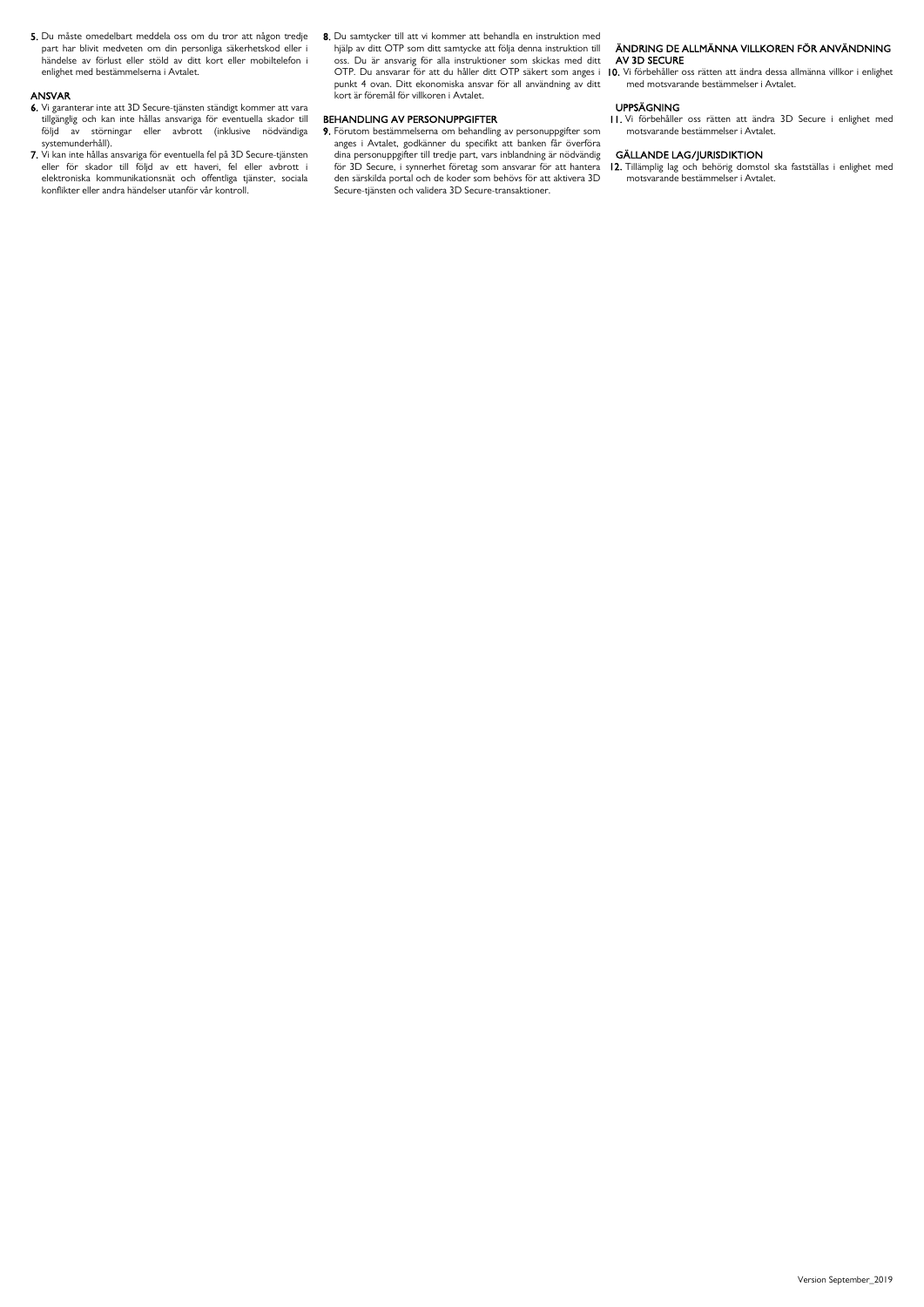5. Du måste omedelbart meddela oss om du tror att någon tredje part har blivit medveten om din personliga säkerhetskod eller i händelse av förlust eller stöld av ditt kort eller mobiltelefon i enlighet med bestämmelserna i Avtalet.

## ANSVAR

6. Vi garanterar inte att 3D Secure-tjänsten ständigt kommer att vara tillgänglig och kan inte hållas ansvariga för eventuella skador till följd av störningar eller avbrott (inklusive nödvändiga systemunderhåll).
7. Vi kan inte hållas ansvariga för eventuella fel på 3D Secure-tjänsten eller för skador till följd av ett haveri, fel eller avbrott i elektroniska kommunikationsnät och offentliga tjänster, sociala konflikter eller andra händelser utanför vår kontroll.
8. Du samtycker till att vi kommer att behandla en instruktion med hjälp av ditt OTP som ditt samtycke att följa denna instruktion till oss. Du är ansvarig för alla instruktioner som skickas med ditt OTP. Du ansvarar för att du håller ditt OTP säkert som anges i punkt 4 ovan. Ditt ekonomiska ansvar för all användning av ditt kort är föremål för villkoren i Avtalet.

## BEHANDLING AV PERSONUPPGIFTER

9. Förutom bestämmelserna om behandling av personuppgifter som anges i Avtalet, godkänner du specifikt att banken får överföra dina personuppgifter till tredje part, vars inblandning är nödvändig för 3D Secure, i synnerhet företag som ansvarar för att hantera den särskilda portal och de koder som behövs för att aktivera 3D Secure-tjänsten och validera 3D Secure-transaktioner.

## ÄNDRING DE ALLMÄNNA VILLKOREN FÖR ANVÄNDNING AV 3D SECURE

10. Vi förbehåller oss rätten att ändra dessa allmänna villkor i enlighet med motsvarande bestämmelser i Avtalet.

## UPPSÄGNING

11. Vi förbehåller oss rätten att ändra 3D Secure i enlighet med motsvarande bestämmelser i Avtalet.

## GÄLLANDE LAG/JURISDIKTION

12. Tillämplig lag och behörig domstol ska fastställas i enlighet med motsvarande bestämmelser i Avtalet.

Version September_2019